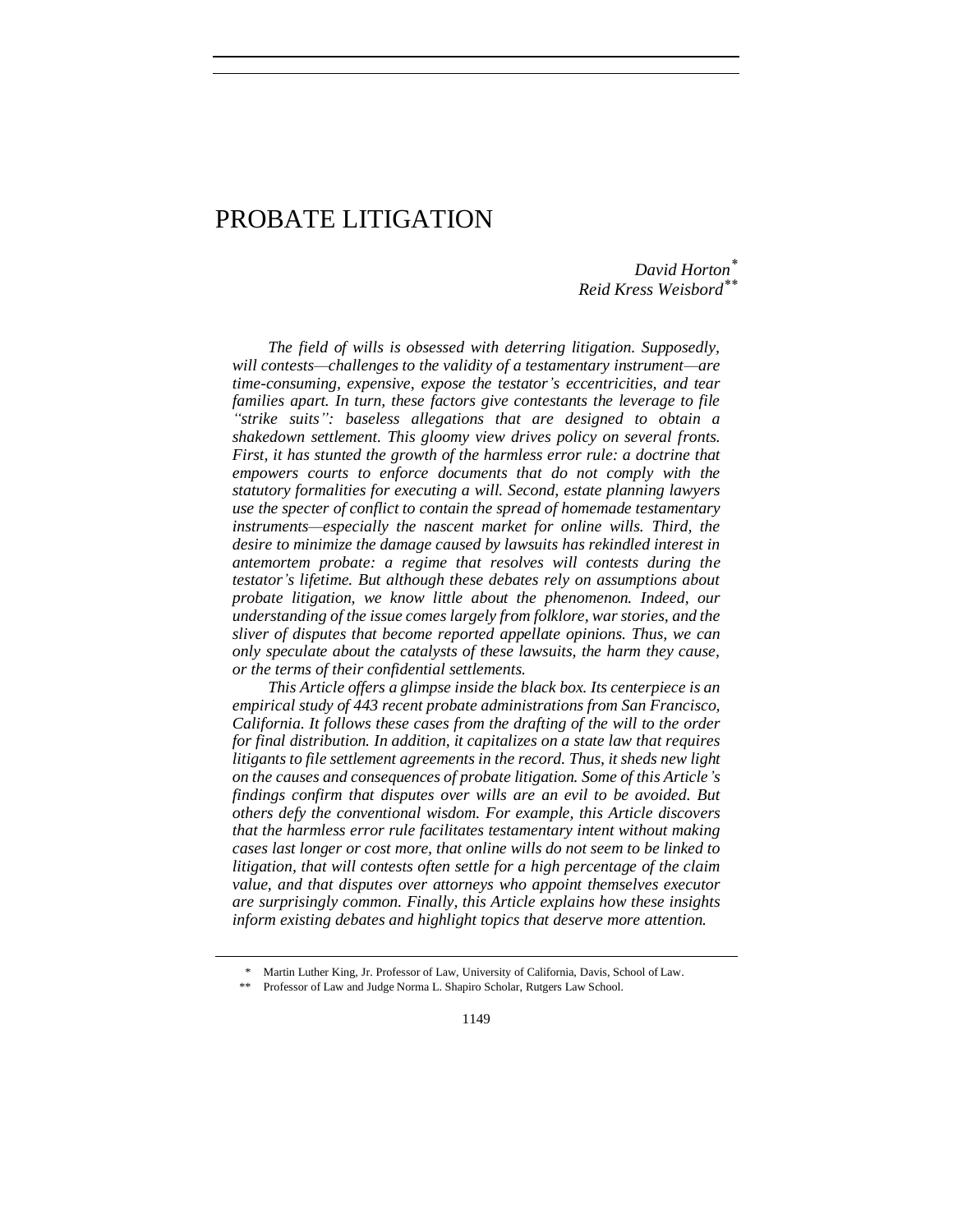# PROBATE LITIGATION

*David Horton*[*]
*Reid Kress Weisbord*[**]

*The field of wills is obsessed with deterring litigation. Supposedly, will contests—challenges to the validity of a testamentary instrument—are time-consuming, expensive, expose the testator's eccentricities, and tear families apart. In turn, these factors give contestants the leverage to file "strike suits": baseless allegations that are designed to obtain a shakedown settlement. This gloomy view drives policy on several fronts. First, it has stunted the growth of the harmless error rule: a doctrine that empowers courts to enforce documents that do not comply with the statutory formalities for executing a will. Second, estate planning lawyers use the specter of conflict to contain the spread of homemade testamentary instruments—especially the nascent market for online wills. Third, the desire to minimize the damage caused by lawsuits has rekindled interest in antemortem probate: a regime that resolves will contests during the testator's lifetime. But although these debates rely on assumptions about probate litigation, we know little about the phenomenon. Indeed, our understanding of the issue comes largely from folklore, war stories, and the sliver of disputes that become reported appellate opinions. Thus, we can only speculate about the catalysts of these lawsuits, the harm they cause, or the terms of their confidential settlements.*

*This Article offers a glimpse inside the black box. Its centerpiece is an empirical study of 443 recent probate administrations from San Francisco, California. It follows these cases from the drafting of the will to the order for final distribution. In addition, it capitalizes on a state law that requires litigants to file settlement agreements in the record. Thus, it sheds new light on the causes and consequences of probate litigation. Some of this Article's findings confirm that disputes over wills are an evil to be avoided. But others defy the conventional wisdom. For example, this Article discovers that the harmless error rule facilitates testamentary intent without making cases last longer or cost more, that online wills do not seem to be linked to litigation, that will contests often settle for a high percentage of the claim value, and that disputes over attorneys who appoint themselves executor are surprisingly common. Finally, this Article explains how these insights inform existing debates and highlight topics that deserve more attention.*

---

[*] Martin Luther King, Jr. Professor of Law, University of California, Davis, School of Law.

[**] Professor of Law and Judge Norma L. Shapiro Scholar, Rutgers Law School.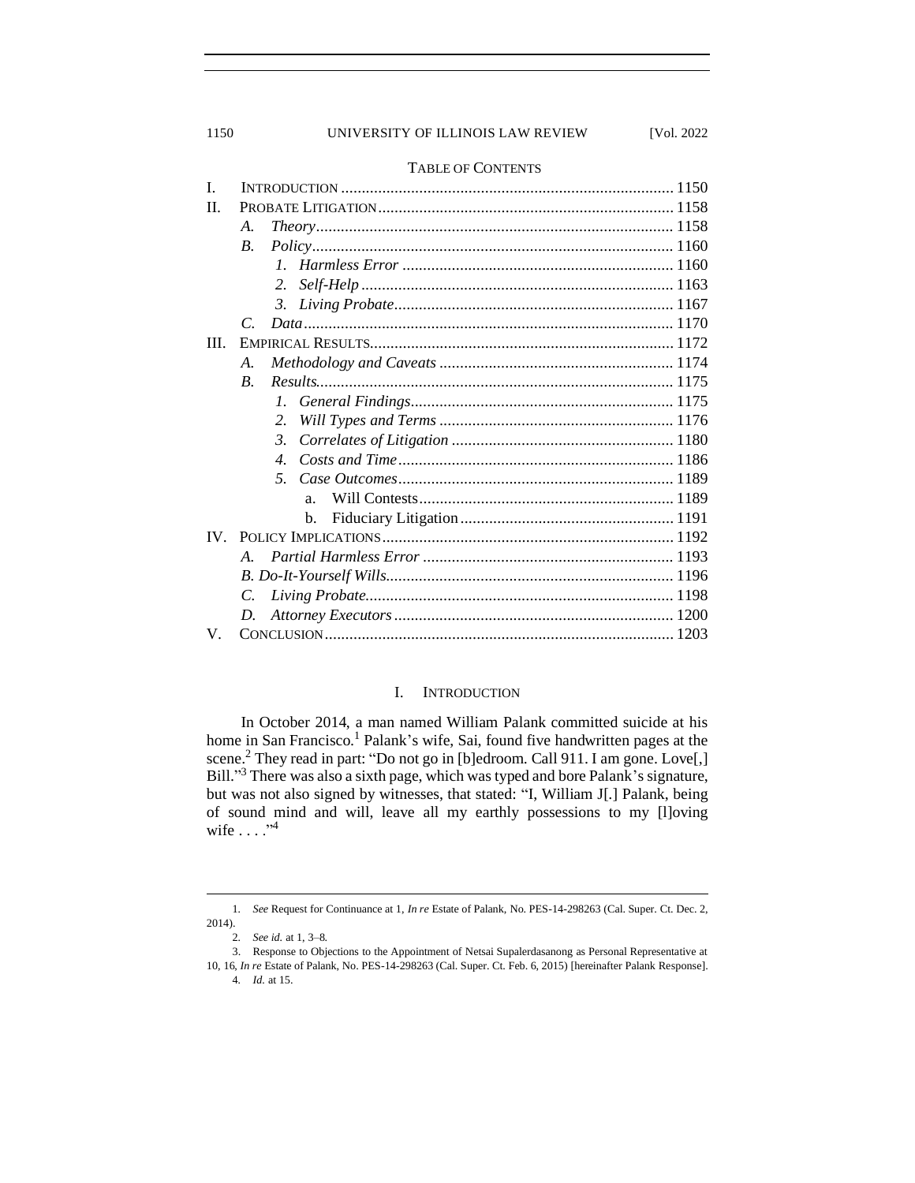TABLE OF CONTENTS

I. INTRODUCTION ............................................................................... 1150
II. PROBATE LITIGATION....................................................................... 1158
  A. *Theory*...................................................................................... 1158
  B. *Policy*....................................................................................... 1160
    1. *Harmless Error* ................................................................. 1160
    2. *Self-Help* ........................................................................... 1163
    3. *Living Probate*.................................................................... 1167
  C. *Data*......................................................................................... 1170
III. EMPIRICAL RESULTS......................................................................... 1172
  A. *Methodology and Caveats* ......................................................... 1174
  B. *Results*...................................................................................... 1175
    1. *General Findings*................................................................ 1175
    2. *Will Types and Terms* ......................................................... 1176
    3. *Correlates of Litigation* ...................................................... 1180
    4. *Costs and Time*................................................................... 1186
    5. *Case Outcomes*................................................................... 1189
      a. Will Contests.............................................................. 1189
      b. Fiduciary Litigation.................................................... 1191
IV. POLICY IMPLICATIONS...................................................................... 1192
  A. *Partial Harmless Error* ............................................................. 1193
  B. *Do-It-Yourself Wills*..................................................................... 1196
  C. *Living Probate*.......................................................................... 1198
  D. *Attorney Executors* ................................................................... 1200
V. CONCLUSION.................................................................................... 1203

## I. INTRODUCTION

In October 2014, a man named William Palank committed suicide at his home in San Francisco.[1] Palank's wife, Sai, found five handwritten pages at the scene.[2] They read in part: "Do not go in [b]edroom. Call 911. I am gone. Love[,] Bill."[3] There was also a sixth page, which was typed and bore Palank's signature, but was not also signed by witnesses, that stated: "I, William J[.] Palank, being of sound mind and will, leave all my earthly possessions to my [l]oving wife . . . ."[4]

---

1. *See* Request for Continuance at 1, *In re* Estate of Palank, No. PES-14-298263 (Cal. Super. Ct. Dec. 2, 2014).

2. *See id.* at 1, 3–8.

3. Response to Objections to the Appointment of Netsai Supalerdasanong as Personal Representative at 10, 16, *In re* Estate of Palank, No. PES-14-298263 (Cal. Super. Ct. Feb. 6, 2015) [hereinafter Palank Response].

4. *Id.* at 15.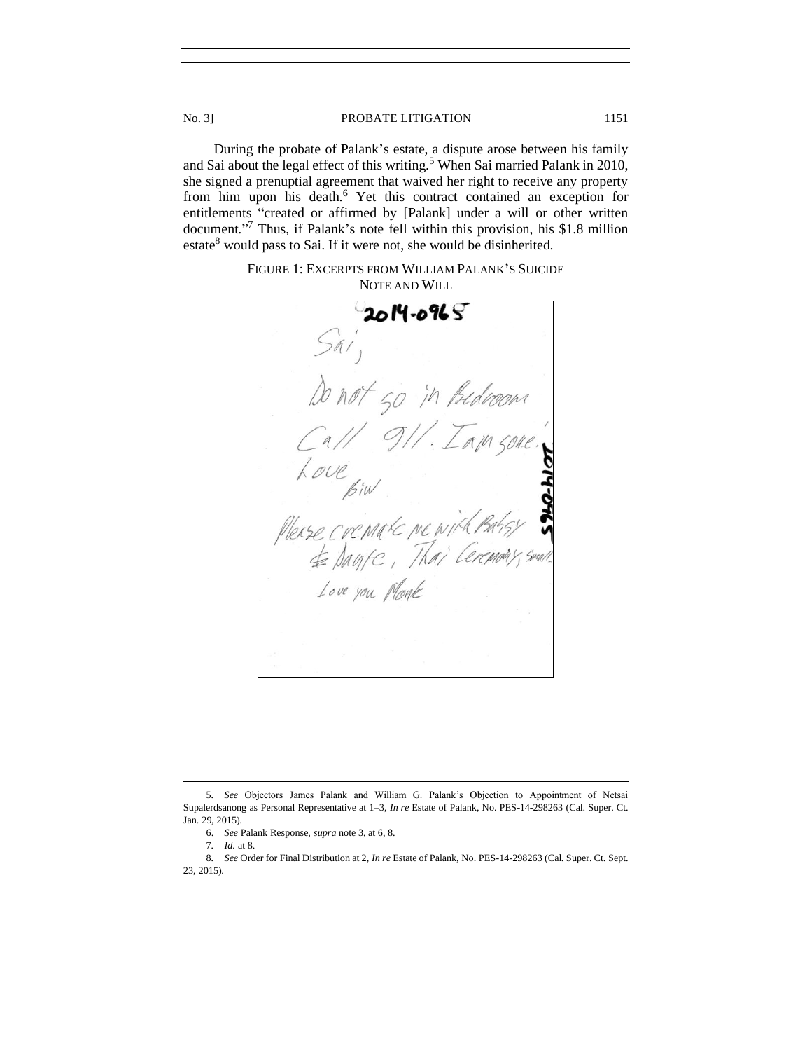During the probate of Palank's estate, a dispute arose between his family and Sai about the legal effect of this writing.[5] When Sai married Palank in 2010, she signed a prenuptial agreement that waived her right to receive any property from him upon his death.[6] Yet this contract contained an exception for entitlements "created or affirmed by [Palank] under a will or other written document."[7] Thus, if Palank's note fell within this provision, his $1.8 million estate[8] would pass to Sai. If it were not, she would be disinherited.

FIGURE 1: EXCERPTS FROM WILLIAM PALANK'S SUICIDE NOTE AND WILL

2014-0965

Sai,

Do not go in Bedroom

Call 911. I am gone.

Love

Biw

Please cremate me with Batsy & Dante, Thai Ceremony, small

Love you Monk

---

5. *See* Objectors James Palank and William G. Palank's Objection to Appointment of Netsai Supalerdsanong as Personal Representative at 1–3, *In re* Estate of Palank, No. PES-14-298263 (Cal. Super. Ct. Jan. 29, 2015).

6. *See* Palank Response, *supra* note 3, at 6, 8.

7. *Id.* at 8.

8. *See* Order for Final Distribution at 2, *In re* Estate of Palank, No. PES-14-298263 (Cal. Super. Ct. Sept. 23, 2015).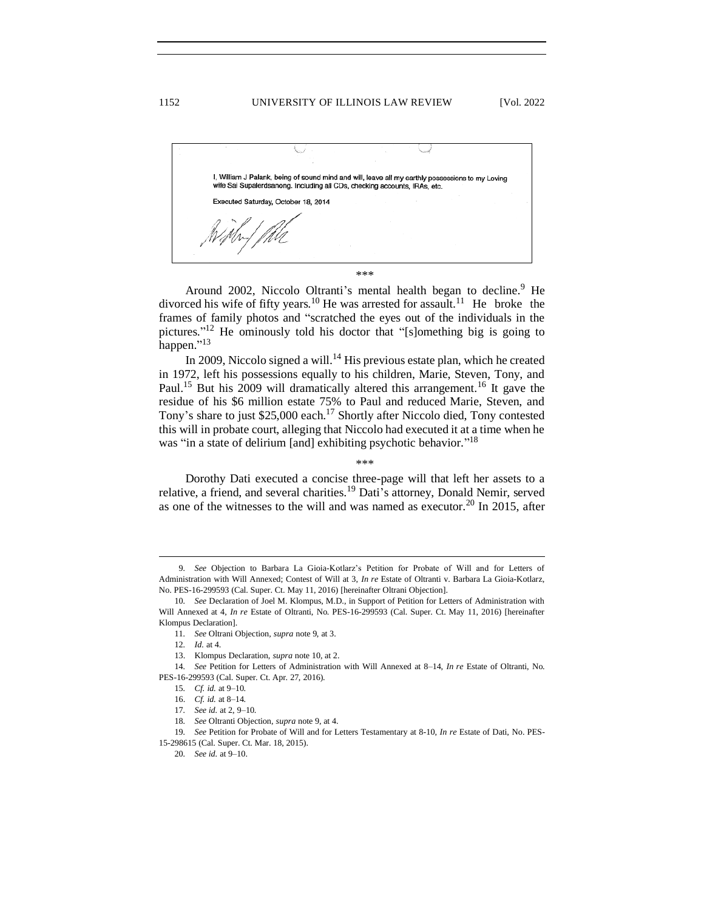I, William J Palank, being of sound mind and will, leave all my earthly possessions to my Loving wife Sai Supalerdsanong. Including all CDs, checking accounts, IRAs, etc.

Executed Saturday, October 18, 2014

\*\*\*

Around 2002, Niccolo Oltranti's mental health began to decline.[9] He divorced his wife of fifty years.[10] He was arrested for assault.[11] He broke the frames of family photos and "scratched the eyes out of the individuals in the pictures."[12] He ominously told his doctor that "[s]omething big is going to happen."[13]

In 2009, Niccolo signed a will.[14] His previous estate plan, which he created in 1972, left his possessions equally to his children, Marie, Steven, Tony, and Paul.[15] But his 2009 will dramatically altered this arrangement.[16] It gave the residue of his $6 million estate 75% to Paul and reduced Marie, Steven, and Tony's share to just $25,000 each.[17] Shortly after Niccolo died, Tony contested this will in probate court, alleging that Niccolo had executed it at a time when he was "in a state of delirium [and] exhibiting psychotic behavior."[18]

\*\*\*

Dorothy Dati executed a concise three-page will that left her assets to a relative, a friend, and several charities.[19] Dati's attorney, Donald Nemir, served as one of the witnesses to the will and was named as executor.[20] In 2015, after

---

9. *See* Objection to Barbara La Gioia-Kotlarz's Petition for Probate of Will and for Letters of Administration with Will Annexed; Contest of Will at 3, *In re* Estate of Oltranti v. Barbara La Gioia-Kotlarz, No. PES-16-299593 (Cal. Super. Ct. May 11, 2016) [hereinafter Oltrani Objection].

10. *See* Declaration of Joel M. Klompus, M.D., in Support of Petition for Letters of Administration with Will Annexed at 4, *In re* Estate of Oltranti, No. PES-16-299593 (Cal. Super. Ct. May 11, 2016) [hereinafter Klompus Declaration].

11. *See* Oltrani Objection, *supra* note 9, at 3.

12. *Id.* at 4.

13. Klompus Declaration, *supra* note 10, at 2.

14. *See* Petition for Letters of Administration with Will Annexed at 8–14, *In re* Estate of Oltranti, No. PES-16-299593 (Cal. Super. Ct. Apr. 27, 2016).

15. *Cf. id.* at 9–10.

16. *Cf. id.* at 8–14.

17. *See id.* at 2, 9–10.

18. *See* Oltranti Objection, *supra* note 9, at 4.

19. *See* Petition for Probate of Will and for Letters Testamentary at 8-10, *In re* Estate of Dati, No. PES-15-298615 (Cal. Super. Ct. Mar. 18, 2015).

20. *See id.* at 9–10.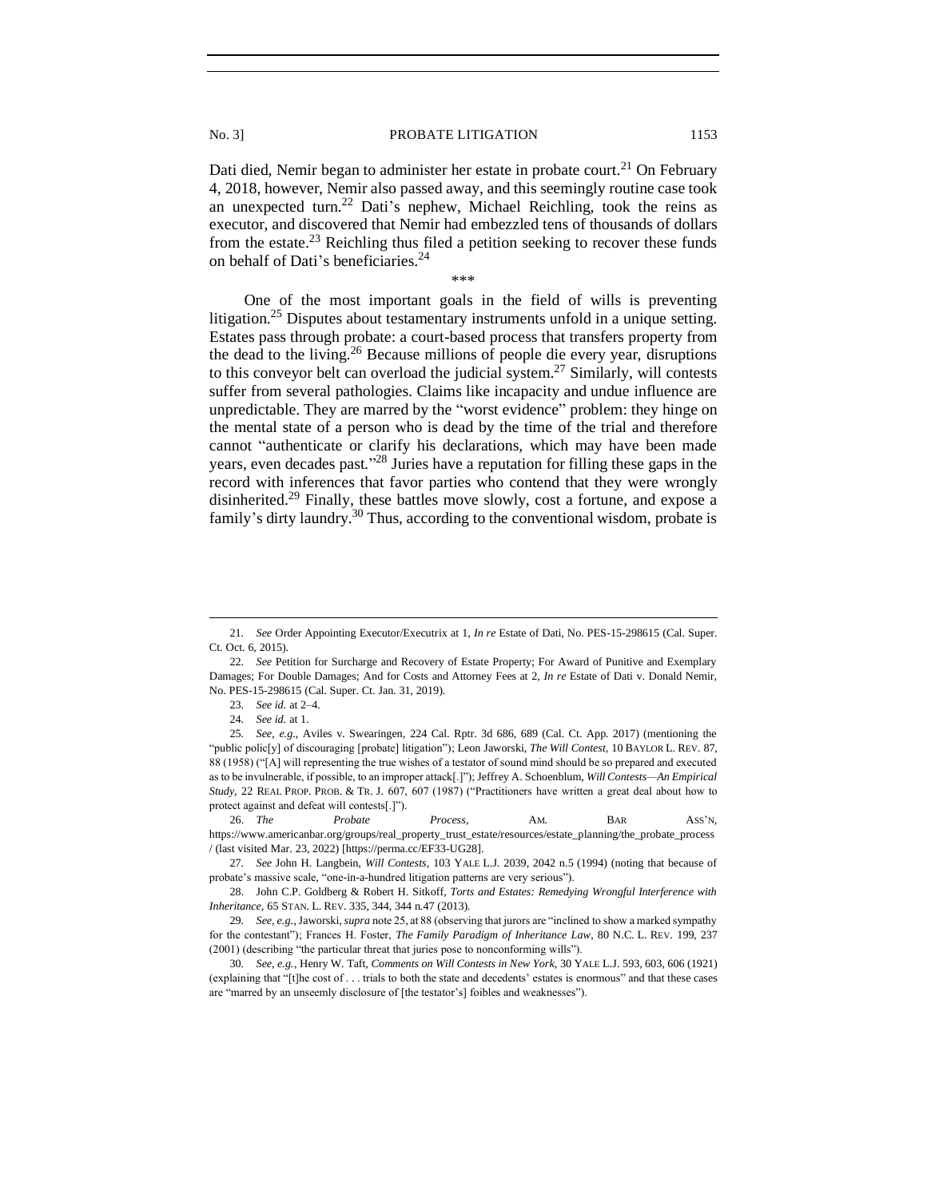Dati died, Nemir began to administer her estate in probate court.[21] On February 4, 2018, however, Nemir also passed away, and this seemingly routine case took an unexpected turn.[22] Dati's nephew, Michael Reichling, took the reins as executor, and discovered that Nemir had embezzled tens of thousands of dollars from the estate.[23] Reichling thus filed a petition seeking to recover these funds on behalf of Dati's beneficiaries.[24]

\*\*\*

One of the most important goals in the field of wills is preventing litigation.[25] Disputes about testamentary instruments unfold in a unique setting. Estates pass through probate: a court-based process that transfers property from the dead to the living.[26] Because millions of people die every year, disruptions to this conveyor belt can overload the judicial system.[27] Similarly, will contests suffer from several pathologies. Claims like incapacity and undue influence are unpredictable. They are marred by the "worst evidence" problem: they hinge on the mental state of a person who is dead by the time of the trial and therefore cannot "authenticate or clarify his declarations, which may have been made years, even decades past."[28] Juries have a reputation for filling these gaps in the record with inferences that favor parties who contend that they were wrongly disinherited.[29] Finally, these battles move slowly, cost a fortune, and expose a family's dirty laundry.[30] Thus, according to the conventional wisdom, probate is

---

21. *See* Order Appointing Executor/Executrix at 1, *In re* Estate of Dati, No. PES-15-298615 (Cal. Super. Ct. Oct. 6, 2015).

22. *See* Petition for Surcharge and Recovery of Estate Property; For Award of Punitive and Exemplary Damages; For Double Damages; And for Costs and Attorney Fees at 2, *In re* Estate of Dati v. Donald Nemir, No. PES-15-298615 (Cal. Super. Ct. Jan. 31, 2019).

23. *See id.* at 2–4.

24. *See id.* at 1.

25. *See, e.g.*, Aviles v. Swearingen, 224 Cal. Rptr. 3d 686, 689 (Cal. Ct. App. 2017) (mentioning the "public polic[y] of discouraging [probate] litigation"); Leon Jaworski, *The Will Contest*, 10 BAYLOR L. REV. 87, 88 (1958) ("[A] will representing the true wishes of a testator of sound mind should be so prepared and executed as to be invulnerable, if possible, to an improper attack[.]"); Jeffrey A. Schoenblum, *Will Contests—An Empirical Study*, 22 REAL PROP. PROB. & TR. J. 607, 607 (1987) ("Practitioners have written a great deal about how to protect against and defeat will contests[.]").

26. *The Probate Process*, AM. BAR ASS'N, https://www.americanbar.org/groups/real_property_trust_estate/resources/estate_planning/the_probate_process/ (last visited Mar. 23, 2022) [https://perma.cc/EF33-UG28].

27. *See* John H. Langbein, *Will Contests*, 103 YALE L.J. 2039, 2042 n.5 (1994) (noting that because of probate's massive scale, "one-in-a-hundred litigation patterns are very serious").

28. John C.P. Goldberg & Robert H. Sitkoff, *Torts and Estates: Remedying Wrongful Interference with Inheritance*, 65 STAN. L. REV. 335, 344, 344 n.47 (2013).

29. *See, e.g.*, Jaworski, *supra* note 25, at 88 (observing that jurors are "inclined to show a marked sympathy for the contestant"); Frances H. Foster, *The Family Paradigm of Inheritance Law*, 80 N.C. L. REV. 199, 237 (2001) (describing "the particular threat that juries pose to nonconforming wills").

30. *See, e.g.*, Henry W. Taft, *Comments on Will Contests in New York*, 30 YALE L.J. 593, 603, 606 (1921) (explaining that "[t]he cost of . . . trials to both the state and decedents' estates is enormous" and that these cases are "marred by an unseemly disclosure of [the testator's] foibles and weaknesses").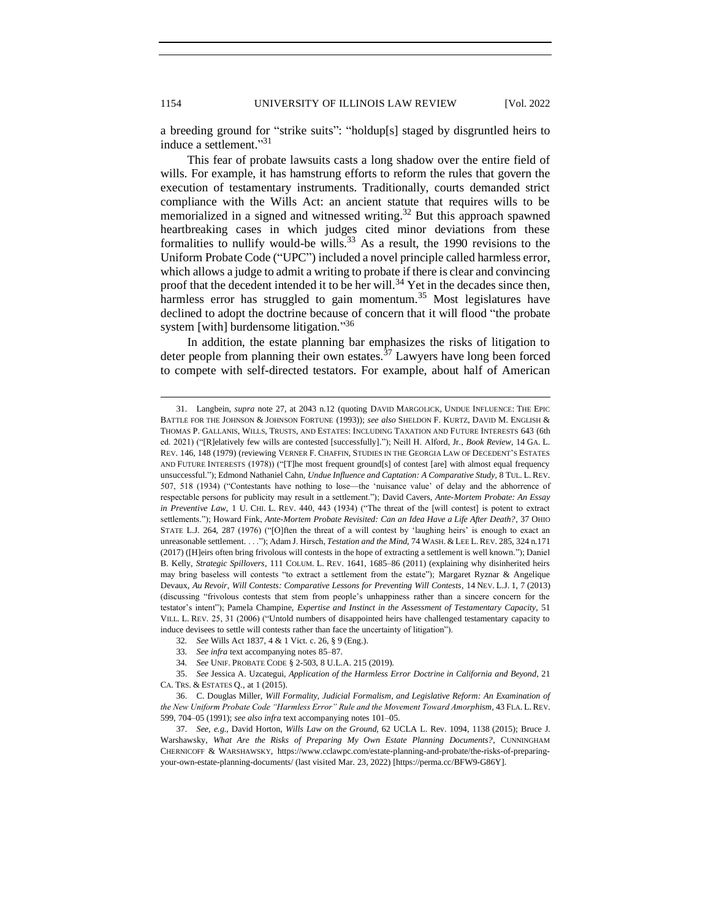a breeding ground for "strike suits": "holdup[s] staged by disgruntled heirs to induce a settlement."[31]

This fear of probate lawsuits casts a long shadow over the entire field of wills. For example, it has hamstrung efforts to reform the rules that govern the execution of testamentary instruments. Traditionally, courts demanded strict compliance with the Wills Act: an ancient statute that requires wills to be memorialized in a signed and witnessed writing.[32] But this approach spawned heartbreaking cases in which judges cited minor deviations from these formalities to nullify would-be wills.[33] As a result, the 1990 revisions to the Uniform Probate Code ("UPC") included a novel principle called harmless error, which allows a judge to admit a writing to probate if there is clear and convincing proof that the decedent intended it to be her will.[34] Yet in the decades since then, harmless error has struggled to gain momentum.[35] Most legislatures have declined to adopt the doctrine because of concern that it will flood "the probate system [with] burdensome litigation."[36]

In addition, the estate planning bar emphasizes the risks of litigation to deter people from planning their own estates.[37] Lawyers have long been forced to compete with self-directed testators. For example, about half of American

---

31. Langbein, *supra* note 27, at 2043 n.12 (quoting DAVID MARGOLICK, UNDUE INFLUENCE: THE EPIC BATTLE FOR THE JOHNSON & JOHNSON FORTUNE (1993)); *see also* SHELDON F. KURTZ, DAVID M. ENGLISH & THOMAS P. GALLANIS, WILLS, TRUSTS, AND ESTATES: INCLUDING TAXATION AND FUTURE INTERESTS 643 (6th ed. 2021) ("[R]elatively few wills are contested [successfully]."); Neill H. Alford, Jr., *Book Review*, 14 GA. L. REV. 146, 148 (1979) (reviewing VERNER F. CHAFFIN, STUDIES IN THE GEORGIA LAW OF DECEDENT'S ESTATES AND FUTURE INTERESTS (1978)) ("[T]he most frequent ground[s] of contest [are] with almost equal frequency unsuccessful."); Edmond Nathaniel Cahn, *Undue Influence and Captation: A Comparative Study*, 8 TUL. L. REV. 507, 518 (1934) ("Contestants have nothing to lose—the 'nuisance value' of delay and the abhorrence of respectable persons for publicity may result in a settlement."); David Cavers, *Ante-Mortem Probate: An Essay in Preventive Law*, 1 U. CHI. L. REV. 440, 443 (1934) ("The threat of the [will contest] is potent to extract settlements."); Howard Fink, *Ante-Mortem Probate Revisited: Can an Idea Have a Life After Death?*, 37 OHIO STATE L.J. 264, 287 (1976) ("[O]ften the threat of a will contest by 'laughing heirs' is enough to exact an unreasonable settlement. . . ."); Adam J. Hirsch, *Testation and the Mind*, 74 WASH. & LEE L. REV. 285, 324 n.171 (2017) ([H]eirs often bring frivolous will contests in the hope of extracting a settlement is well known."); Daniel B. Kelly, *Strategic Spillovers*, 111 COLUM. L. REV. 1641, 1685–86 (2011) (explaining why disinherited heirs may bring baseless will contests "to extract a settlement from the estate"); Margaret Ryznar & Angelique Devaux, *Au Revoir, Will Contests: Comparative Lessons for Preventing Will Contests*, 14 NEV. L.J. 1, 7 (2013) (discussing "frivolous contests that stem from people's unhappiness rather than a sincere concern for the testator's intent"); Pamela Champine, *Expertise and Instinct in the Assessment of Testamentary Capacity*, 51 VILL. L. REV. 25, 31 (2006) ("Untold numbers of disappointed heirs have challenged testamentary capacity to induce devisees to settle will contests rather than face the uncertainty of litigation").

32. *See* Wills Act 1837, 4 & 1 Vict. c. 26, § 9 (Eng.).

33. *See infra* text accompanying notes 85–87.

34. *See* UNIF. PROBATE CODE § 2-503, 8 U.L.A. 215 (2019).

35. *See* Jessica A. Uzcategui, *Application of the Harmless Error Doctrine in California and Beyond*, 21 CA. TRS. & ESTATES Q., at 1 (2015).

36. C. Douglas Miller, *Will Formality, Judicial Formalism, and Legislative Reform: An Examination of the New Uniform Probate Code "Harmless Error" Rule and the Movement Toward Amorphism*, 43 FLA. L. REV. 599, 704–05 (1991); *see also infra* text accompanying notes 101–05.

37. *See, e.g.*, David Horton, *Wills Law on the Ground*, 62 UCLA L. Rev. 1094, 1138 (2015); Bruce J. Warshawsky, *What Are the Risks of Preparing My Own Estate Planning Documents?*, CUNNINGHAM CHERNICOFF & WARSHAWSKY, https://www.cclawpc.com/estate-planning-and-probate/the-risks-of-preparing-your-own-estate-planning-documents/ (last visited Mar. 23, 2022) [https://perma.cc/BFW9-G86Y].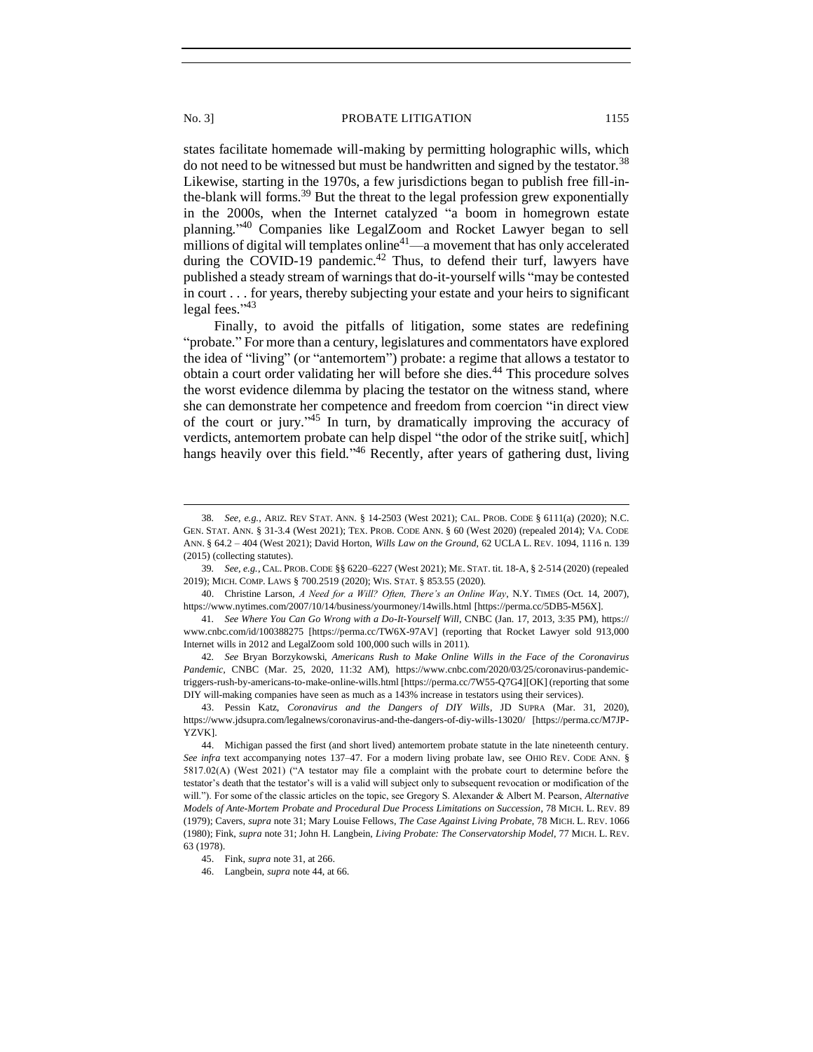states facilitate homemade will-making by permitting holographic wills, which do not need to be witnessed but must be handwritten and signed by the testator.[38] Likewise, starting in the 1970s, a few jurisdictions began to publish free fill-in-the-blank will forms.[39] But the threat to the legal profession grew exponentially in the 2000s, when the Internet catalyzed "a boom in homegrown estate planning."[40] Companies like LegalZoom and Rocket Lawyer began to sell millions of digital will templates online[41]—a movement that has only accelerated during the COVID-19 pandemic.[42] Thus, to defend their turf, lawyers have published a steady stream of warnings that do-it-yourself wills "may be contested in court . . . for years, thereby subjecting your estate and your heirs to significant legal fees."[43]

Finally, to avoid the pitfalls of litigation, some states are redefining "probate." For more than a century, legislatures and commentators have explored the idea of "living" (or "antemortem") probate: a regime that allows a testator to obtain a court order validating her will before she dies.[44] This procedure solves the worst evidence dilemma by placing the testator on the witness stand, where she can demonstrate her competence and freedom from coercion "in direct view of the court or jury."[45] In turn, by dramatically improving the accuracy of verdicts, antemortem probate can help dispel "the odor of the strike suit[, which] hangs heavily over this field."[46] Recently, after years of gathering dust, living

---

38. *See, e.g.*, ARIZ. REV STAT. ANN. § 14-2503 (West 2021); CAL. PROB. CODE § 6111(a) (2020); N.C. GEN. STAT. ANN. § 31-3.4 (West 2021); TEX. PROB. CODE ANN. § 60 (West 2020) (repealed 2014); VA. CODE ANN. § 64.2 – 404 (West 2021); David Horton, *Wills Law on the Ground*, 62 UCLA L. REV. 1094, 1116 n. 139 (2015) (collecting statutes).

39. *See, e.g.*, CAL. PROB. CODE §§ 6220–6227 (West 2021); ME. STAT. tit. 18-A, § 2-514 (2020) (repealed 2019); MICH. COMP. LAWS § 700.2519 (2020); WIS. STAT. § 853.55 (2020).

40. Christine Larson, *A Need for a Will? Often, There's an Online Way*, N.Y. TIMES (Oct. 14, 2007), https://www.nytimes.com/2007/10/14/business/yourmoney/14wills.html [https://perma.cc/5DB5-M56X].

41. *See Where You Can Go Wrong with a Do-It-Yourself Will*, CNBC (Jan. 17, 2013, 3:35 PM), https://www.cnbc.com/id/100388275 [https://perma.cc/TW6X-97AV] (reporting that Rocket Lawyer sold 913,000 Internet wills in 2012 and LegalZoom sold 100,000 such wills in 2011).

42. *See* Bryan Borzykowski, *Americans Rush to Make Online Wills in the Face of the Coronavirus Pandemic*, CNBC (Mar. 25, 2020, 11:32 AM), https://www.cnbc.com/2020/03/25/coronavirus-pandemic-triggers-rush-by-americans-to-make-online-wills.html [https://perma.cc/7W55-Q7G4][OK] (reporting that some DIY will-making companies have seen as much as a 143% increase in testators using their services).

43. Pessin Katz, *Coronavirus and the Dangers of DIY Wills*, JD SUPRA (Mar. 31, 2020), https://www.jdsupra.com/legalnews/coronavirus-and-the-dangers-of-diy-wills-13020/ [https://perma.cc/M7JP-YZVK].

44. Michigan passed the first (and short lived) antemortem probate statute in the late nineteenth century. *See infra* text accompanying notes 137–47. For a modern living probate law, see OHIO REV. CODE ANN. § 5817.02(A) (West 2021) ("A testator may file a complaint with the probate court to determine before the testator's death that the testator's will is a valid will subject only to subsequent revocation or modification of the will."). For some of the classic articles on the topic, see Gregory S. Alexander & Albert M. Pearson, *Alternative Models of Ante-Mortem Probate and Procedural Due Process Limitations on Succession*, 78 MICH. L. REV. 89 (1979); Cavers, *supra* note 31; Mary Louise Fellows, *The Case Against Living Probate*, 78 MICH. L. REV. 1066 (1980); Fink, *supra* note 31; John H. Langbein, *Living Probate: The Conservatorship Model*, 77 MICH. L. REV. 63 (1978).

45. Fink, *supra* note 31, at 266.

46. Langbein, *supra* note 44, at 66.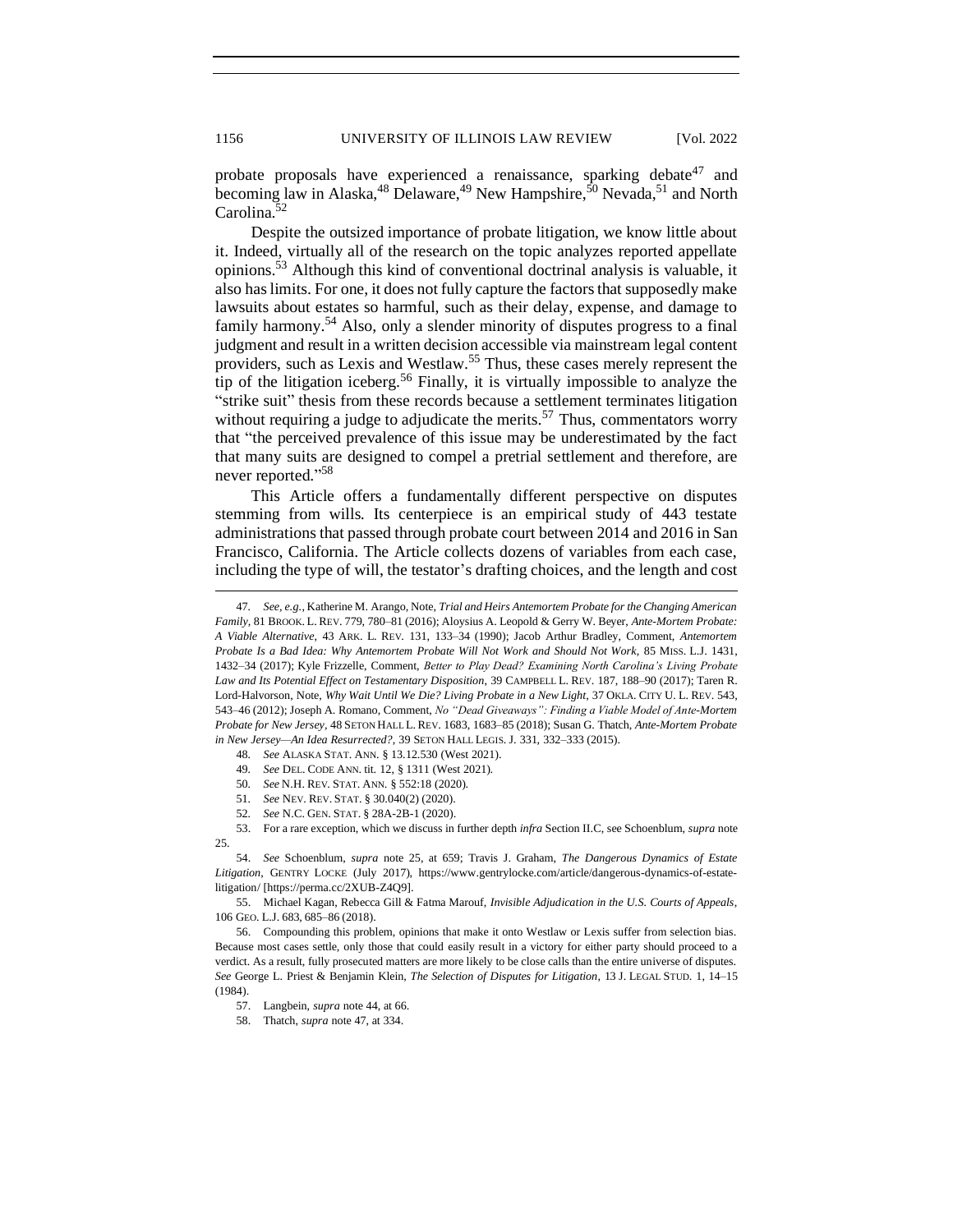probate proposals have experienced a renaissance, sparking debate[47] and becoming law in Alaska,[48] Delaware,[49] New Hampshire,[50] Nevada,[51] and North Carolina.[52]

Despite the outsized importance of probate litigation, we know little about it. Indeed, virtually all of the research on the topic analyzes reported appellate opinions.[53] Although this kind of conventional doctrinal analysis is valuable, it also has limits. For one, it does not fully capture the factors that supposedly make lawsuits about estates so harmful, such as their delay, expense, and damage to family harmony.[54] Also, only a slender minority of disputes progress to a final judgment and result in a written decision accessible via mainstream legal content providers, such as Lexis and Westlaw.[55] Thus, these cases merely represent the tip of the litigation iceberg.[56] Finally, it is virtually impossible to analyze the "strike suit" thesis from these records because a settlement terminates litigation without requiring a judge to adjudicate the merits.[57] Thus, commentators worry that "the perceived prevalence of this issue may be underestimated by the fact that many suits are designed to compel a pretrial settlement and therefore, are never reported."[58]

This Article offers a fundamentally different perspective on disputes stemming from wills. Its centerpiece is an empirical study of 443 testate administrations that passed through probate court between 2014 and 2016 in San Francisco, California. The Article collects dozens of variables from each case, including the type of will, the testator's drafting choices, and the length and cost

---

47. *See, e.g.*, Katherine M. Arango, Note, *Trial and Heirs Antemortem Probate for the Changing American Family*, 81 BROOK. L. REV. 779, 780–81 (2016); Aloysius A. Leopold & Gerry W. Beyer, *Ante-Mortem Probate: A Viable Alternative*, 43 ARK. L. REV. 131, 133–34 (1990); Jacob Arthur Bradley, Comment, *Antemortem Probate Is a Bad Idea: Why Antemortem Probate Will Not Work and Should Not Work*, 85 MISS. L.J. 1431, 1432–34 (2017); Kyle Frizzelle, Comment, *Better to Play Dead? Examining North Carolina's Living Probate Law and Its Potential Effect on Testamentary Disposition*, 39 CAMPBELL L. REV. 187, 188–90 (2017); Taren R. Lord-Halvorson, Note, *Why Wait Until We Die? Living Probate in a New Light*, 37 OKLA. CITY U. L. REV. 543, 543–46 (2012); Joseph A. Romano, Comment, *No "Dead Giveaways": Finding a Viable Model of Ante-Mortem Probate for New Jersey*, 48 SETON HALL L. REV. 1683, 1683–85 (2018); Susan G. Thatch, *Ante-Mortem Probate in New Jersey—An Idea Resurrected?*, 39 SETON HALL LEGIS. J. 331, 332–333 (2015).

48. *See* ALASKA STAT. ANN. § 13.12.530 (West 2021).

49. *See* DEL. CODE ANN. tit. 12, § 1311 (West 2021).

50. *See* N.H. REV. STAT. ANN. § 552:18 (2020).

51. *See* NEV. REV. STAT. § 30.040(2) (2020).

52. *See* N.C. GEN. STAT. § 28A-2B-1 (2020).

53. For a rare exception, which we discuss in further depth *infra* Section II.C, see Schoenblum, *supra* note 25.

54. *See* Schoenblum, *supra* note 25, at 659; Travis J. Graham, *The Dangerous Dynamics of Estate Litigation*, GENTRY LOCKE (July 2017), https://www.gentrylocke.com/article/dangerous-dynamics-of-estate-litigation/ [https://perma.cc/2XUB-Z4Q9].

55. Michael Kagan, Rebecca Gill & Fatma Marouf, *Invisible Adjudication in the U.S. Courts of Appeals*, 106 GEO. L.J. 683, 685–86 (2018).

56. Compounding this problem, opinions that make it onto Westlaw or Lexis suffer from selection bias. Because most cases settle, only those that could easily result in a victory for either party should proceed to a verdict. As a result, fully prosecuted matters are more likely to be close calls than the entire universe of disputes. *See* George L. Priest & Benjamin Klein, *The Selection of Disputes for Litigation*, 13 J. LEGAL STUD. 1, 14–15 (1984).

57. Langbein, *supra* note 44, at 66.

58. Thatch, *supra* note 47, at 334.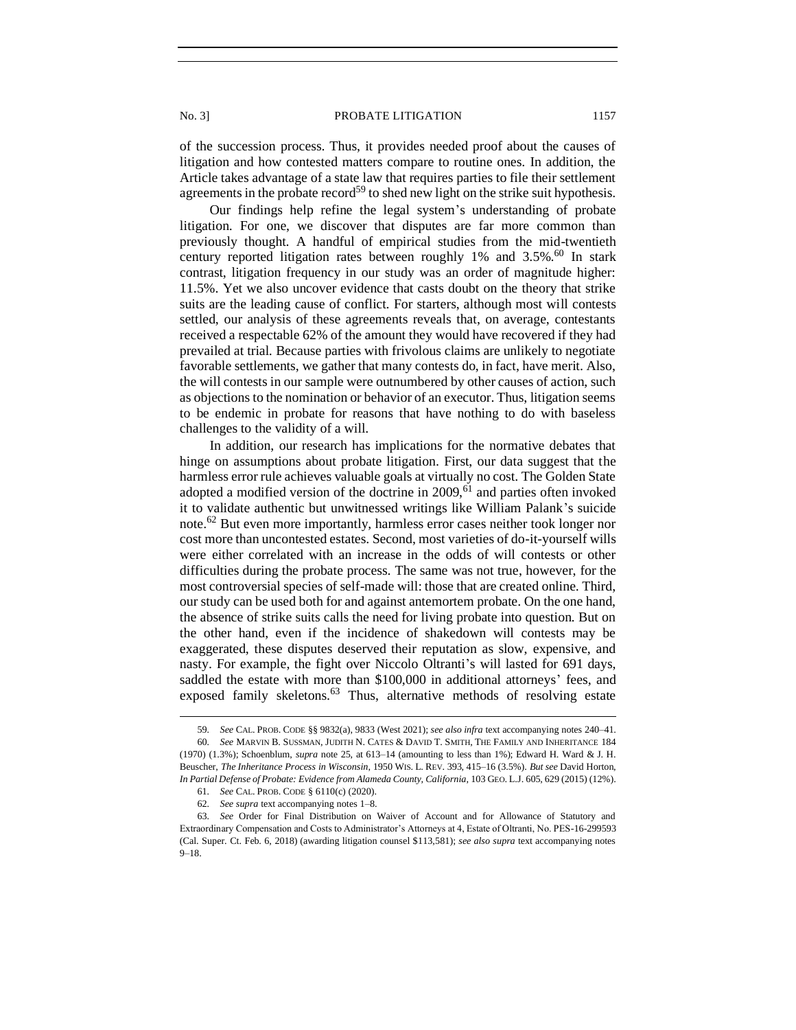of the succession process. Thus, it provides needed proof about the causes of litigation and how contested matters compare to routine ones. In addition, the Article takes advantage of a state law that requires parties to file their settlement agreements in the probate record[59] to shed new light on the strike suit hypothesis.

Our findings help refine the legal system's understanding of probate litigation. For one, we discover that disputes are far more common than previously thought. A handful of empirical studies from the mid-twentieth century reported litigation rates between roughly 1% and 3.5%.[60] In stark contrast, litigation frequency in our study was an order of magnitude higher: 11.5%. Yet we also uncover evidence that casts doubt on the theory that strike suits are the leading cause of conflict. For starters, although most will contests settled, our analysis of these agreements reveals that, on average, contestants received a respectable 62% of the amount they would have recovered if they had prevailed at trial. Because parties with frivolous claims are unlikely to negotiate favorable settlements, we gather that many contests do, in fact, have merit. Also, the will contests in our sample were outnumbered by other causes of action, such as objections to the nomination or behavior of an executor. Thus, litigation seems to be endemic in probate for reasons that have nothing to do with baseless challenges to the validity of a will.

In addition, our research has implications for the normative debates that hinge on assumptions about probate litigation. First, our data suggest that the harmless error rule achieves valuable goals at virtually no cost. The Golden State adopted a modified version of the doctrine in 2009,[61] and parties often invoked it to validate authentic but unwitnessed writings like William Palank's suicide note.[62] But even more importantly, harmless error cases neither took longer nor cost more than uncontested estates. Second, most varieties of do-it-yourself wills were either correlated with an increase in the odds of will contests or other difficulties during the probate process. The same was not true, however, for the most controversial species of self-made will: those that are created online. Third, our study can be used both for and against antemortem probate. On the one hand, the absence of strike suits calls the need for living probate into question. But on the other hand, even if the incidence of shakedown will contests may be exaggerated, these disputes deserved their reputation as slow, expensive, and nasty. For example, the fight over Niccolo Oltranti's will lasted for 691 days, saddled the estate with more than $100,000 in additional attorneys' fees, and exposed family skeletons.[63] Thus, alternative methods of resolving estate

---

59. *See* CAL. PROB. CODE §§ 9832(a), 9833 (West 2021); *see also infra* text accompanying notes 240–41.

60. *See* MARVIN B. SUSSMAN, JUDITH N. CATES & DAVID T. SMITH, THE FAMILY AND INHERITANCE 184 (1970) (1.3%); Schoenblum, *supra* note 25, at 613–14 (amounting to less than 1%); Edward H. Ward & J. H. Beuscher, *The Inheritance Process in Wisconsin*, 1950 WIS. L. REV. 393, 415–16 (3.5%). *But see* David Horton, *In Partial Defense of Probate: Evidence from Alameda County, California*, 103 GEO. L.J. 605, 629 (2015) (12%).

61. *See* CAL. PROB. CODE § 6110(c) (2020).

62. *See supra* text accompanying notes 1–8.

63. *See* Order for Final Distribution on Waiver of Account and for Allowance of Statutory and Extraordinary Compensation and Costs to Administrator's Attorneys at 4, Estate of Oltranti, No. PES-16-299593 (Cal. Super. Ct. Feb. 6, 2018) (awarding litigation counsel $113,581); *see also supra* text accompanying notes 9–18.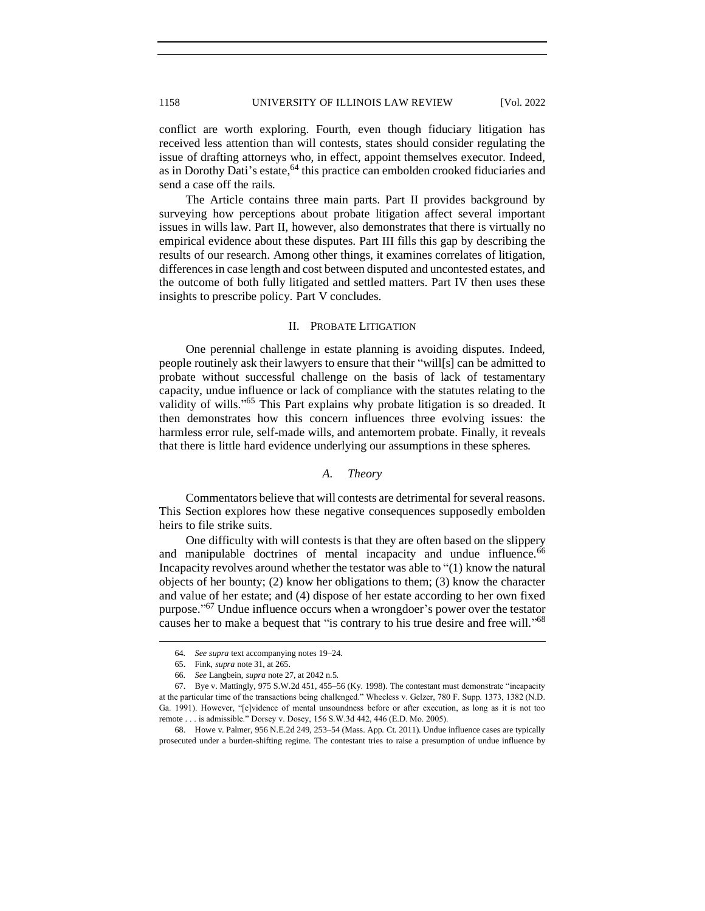conflict are worth exploring. Fourth, even though fiduciary litigation has received less attention than will contests, states should consider regulating the issue of drafting attorneys who, in effect, appoint themselves executor. Indeed, as in Dorothy Dati's estate,[64] this practice can embolden crooked fiduciaries and send a case off the rails.

The Article contains three main parts. Part II provides background by surveying how perceptions about probate litigation affect several important issues in wills law. Part II, however, also demonstrates that there is virtually no empirical evidence about these disputes. Part III fills this gap by describing the results of our research. Among other things, it examines correlates of litigation, differences in case length and cost between disputed and uncontested estates, and the outcome of both fully litigated and settled matters. Part IV then uses these insights to prescribe policy. Part V concludes.

## II. Probate Litigation

One perennial challenge in estate planning is avoiding disputes. Indeed, people routinely ask their lawyers to ensure that their "will[s] can be admitted to probate without successful challenge on the basis of lack of testamentary capacity, undue influence or lack of compliance with the statutes relating to the validity of wills."[65] This Part explains why probate litigation is so dreaded. It then demonstrates how this concern influences three evolving issues: the harmless error rule, self-made wills, and antemortem probate. Finally, it reveals that there is little hard evidence underlying our assumptions in these spheres.

### *A. Theory*

Commentators believe that will contests are detrimental for several reasons. This Section explores how these negative consequences supposedly embolden heirs to file strike suits.

One difficulty with will contests is that they are often based on the slippery and manipulable doctrines of mental incapacity and undue influence.[66] Incapacity revolves around whether the testator was able to "(1) know the natural objects of her bounty; (2) know her obligations to them; (3) know the character and value of her estate; and (4) dispose of her estate according to her own fixed purpose."[67] Undue influence occurs when a wrongdoer's power over the testator causes her to make a bequest that "is contrary to his true desire and free will."[68]

---

64. *See supra* text accompanying notes 19–24.

65. Fink, *supra* note 31, at 265.

66. *See* Langbein, *supra* note 27, at 2042 n.5.

67. Bye v. Mattingly, 975 S.W.2d 451, 455–56 (Ky. 1998). The contestant must demonstrate "incapacity at the particular time of the transactions being challenged." Wheeless v. Gelzer, 780 F. Supp. 1373, 1382 (N.D. Ga. 1991). However, "[e]vidence of mental unsoundness before or after execution, as long as it is not too remote . . . is admissible." Dorsey v. Dosey, 156 S.W.3d 442, 446 (E.D. Mo. 2005).

68. Howe v. Palmer, 956 N.E.2d 249, 253–54 (Mass. App. Ct. 2011). Undue influence cases are typically prosecuted under a burden-shifting regime. The contestant tries to raise a presumption of undue influence by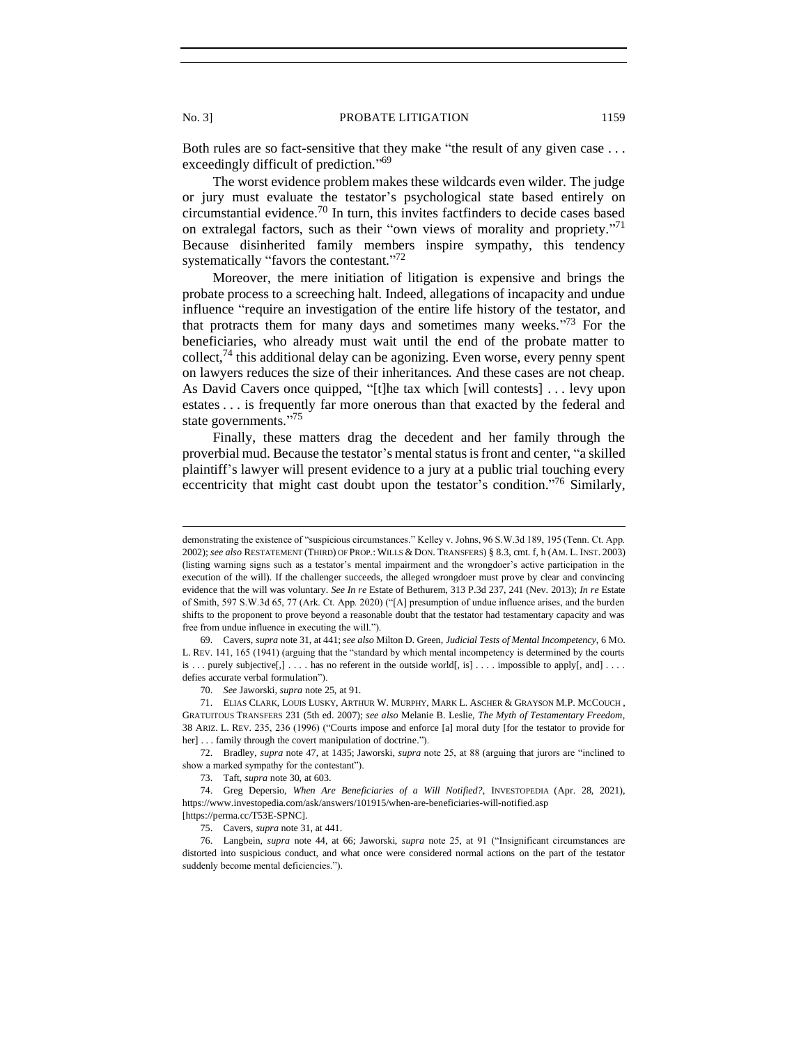Both rules are so fact-sensitive that they make "the result of any given case . . . exceedingly difficult of prediction."[69]

The worst evidence problem makes these wildcards even wilder. The judge or jury must evaluate the testator's psychological state based entirely on circumstantial evidence.[70] In turn, this invites factfinders to decide cases based on extralegal factors, such as their "own views of morality and propriety."[71] Because disinherited family members inspire sympathy, this tendency systematically "favors the contestant."[72]

Moreover, the mere initiation of litigation is expensive and brings the probate process to a screeching halt. Indeed, allegations of incapacity and undue influence "require an investigation of the entire life history of the testator, and that protracts them for many days and sometimes many weeks."[73] For the beneficiaries, who already must wait until the end of the probate matter to collect,[74] this additional delay can be agonizing. Even worse, every penny spent on lawyers reduces the size of their inheritances. And these cases are not cheap. As David Cavers once quipped, "[t]he tax which [will contests] . . . levy upon estates . . . is frequently far more onerous than that exacted by the federal and state governments."[75]

Finally, these matters drag the decedent and her family through the proverbial mud. Because the testator's mental status is front and center, "a skilled plaintiff's lawyer will present evidence to a jury at a public trial touching every eccentricity that might cast doubt upon the testator's condition."[76] Similarly,

---

demonstrating the existence of "suspicious circumstances." Kelley v. Johns, 96 S.W.3d 189, 195 (Tenn. Ct. App. 2002); *see also* RESTATEMENT (THIRD) OF PROP.: WILLS & DON. TRANSFERS) § 8.3, cmt. f, h (AM. L. INST. 2003) (listing warning signs such as a testator's mental impairment and the wrongdoer's active participation in the execution of the will). If the challenger succeeds, the alleged wrongdoer must prove by clear and convincing evidence that the will was voluntary. *See In re* Estate of Bethurem, 313 P.3d 237, 241 (Nev. 2013); *In re* Estate of Smith, 597 S.W.3d 65, 77 (Ark. Ct. App. 2020) ("[A] presumption of undue influence arises, and the burden shifts to the proponent to prove beyond a reasonable doubt that the testator had testamentary capacity and was free from undue influence in executing the will.").

69. Cavers, *supra* note 31, at 441; *see also* Milton D. Green, *Judicial Tests of Mental Incompetency*, 6 MO. L. REV. 141, 165 (1941) (arguing that the "standard by which mental incompetency is determined by the courts is . . . purely subjective[,] . . . . has no referent in the outside world[, is] . . . . impossible to apply[, and] . . . . defies accurate verbal formulation").

70. *See* Jaworski, *supra* note 25, at 91.

71. ELIAS CLARK, LOUIS LUSKY, ARTHUR W. MURPHY, MARK L. ASCHER & GRAYSON M.P. MCCOUCH, GRATUITOUS TRANSFERS 231 (5th ed. 2007); *see also* Melanie B. Leslie, *The Myth of Testamentary Freedom*, 38 ARIZ. L. REV. 235, 236 (1996) ("Courts impose and enforce [a] moral duty [for the testator to provide for her] . . . family through the covert manipulation of doctrine.").

72. Bradley, *supra* note 47, at 1435; Jaworski, *supra* note 25, at 88 (arguing that jurors are "inclined to show a marked sympathy for the contestant").

73. Taft, *supra* note 30, at 603.

74. Greg Depersio, *When Are Beneficiaries of a Will Notified?*, INVESTOPEDIA (Apr. 28, 2021), https://www.investopedia.com/ask/answers/101915/when-are-beneficiaries-will-notified.asp [https://perma.cc/T53E-SPNC].

75. Cavers, *supra* note 31, at 441.

76. Langbein, *supra* note 44, at 66; Jaworski, *supra* note 25, at 91 ("Insignificant circumstances are distorted into suspicious conduct, and what once were considered normal actions on the part of the testator suddenly become mental deficiencies.").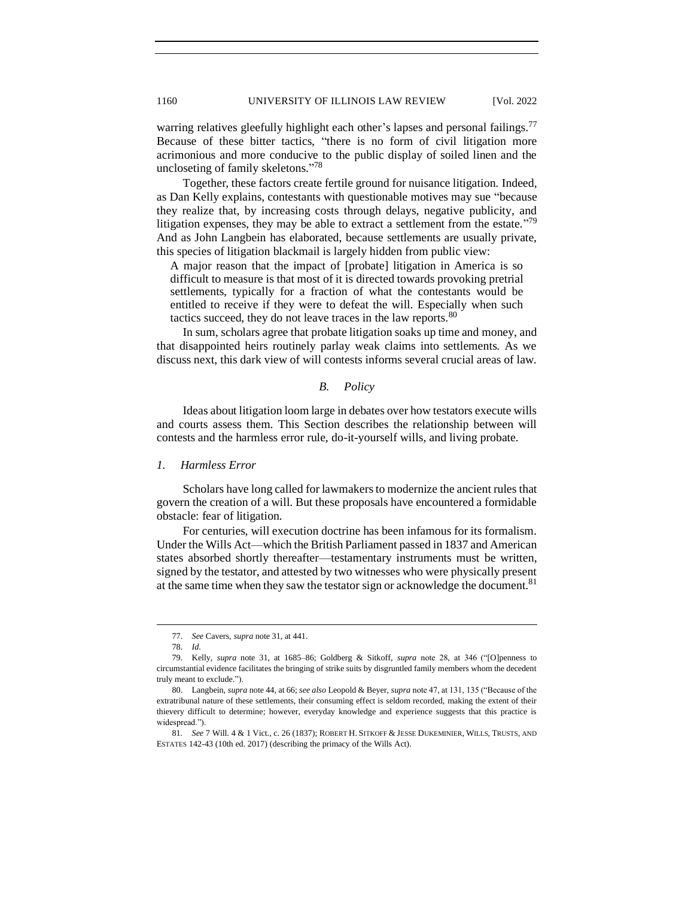warring relatives gleefully highlight each other's lapses and personal failings.[77] Because of these bitter tactics, "there is no form of civil litigation more acrimonious and more conducive to the public display of soiled linen and the uncloseting of family skeletons."[78]

Together, these factors create fertile ground for nuisance litigation. Indeed, as Dan Kelly explains, contestants with questionable motives may sue "because they realize that, by increasing costs through delays, negative publicity, and litigation expenses, they may be able to extract a settlement from the estate."[79] And as John Langbein has elaborated, because settlements are usually private, this species of litigation blackmail is largely hidden from public view:

> A major reason that the impact of [probate] litigation in America is so difficult to measure is that most of it is directed towards provoking pretrial settlements, typically for a fraction of what the contestants would be entitled to receive if they were to defeat the will. Especially when such tactics succeed, they do not leave traces in the law reports.[80]

In sum, scholars agree that probate litigation soaks up time and money, and that disappointed heirs routinely parlay weak claims into settlements. As we discuss next, this dark view of will contests informs several crucial areas of law.

## *B. Policy*

Ideas about litigation loom large in debates over how testators execute wills and courts assess them. This Section describes the relationship between will contests and the harmless error rule, do-it-yourself wills, and living probate.

### *1. Harmless Error*

Scholars have long called for lawmakers to modernize the ancient rules that govern the creation of a will. But these proposals have encountered a formidable obstacle: fear of litigation.

For centuries, will execution doctrine has been infamous for its formalism. Under the Wills Act—which the British Parliament passed in 1837 and American states absorbed shortly thereafter—testamentary instruments must be written, signed by the testator, and attested by two witnesses who were physically present at the same time when they saw the testator sign or acknowledge the document.[81]

---

77. *See* Cavers, *supra* note 31, at 441.

78. *Id.*

79. Kelly, *supra* note 31, at 1685–86; Goldberg & Sitkoff, *supra* note 28, at 346 ("[O]penness to circumstantial evidence facilitates the bringing of strike suits by disgruntled family members whom the decedent truly meant to exclude.").

80. Langbein, *supra* note 44, at 66; *see also* Leopold & Beyer, *supra* note 47, at 131, 135 ("Because of the extratribunal nature of these settlements, their consuming effect is seldom recorded, making the extent of their thievery difficult to determine; however, everyday knowledge and experience suggests that this practice is widespread.").

81. *See* 7 Will. 4 & 1 Vict., c. 26 (1837); ROBERT H. SITKOFF & JESSE DUKEMINIER, WILLS, TRUSTS, AND ESTATES 142-43 (10th ed. 2017) (describing the primacy of the Wills Act).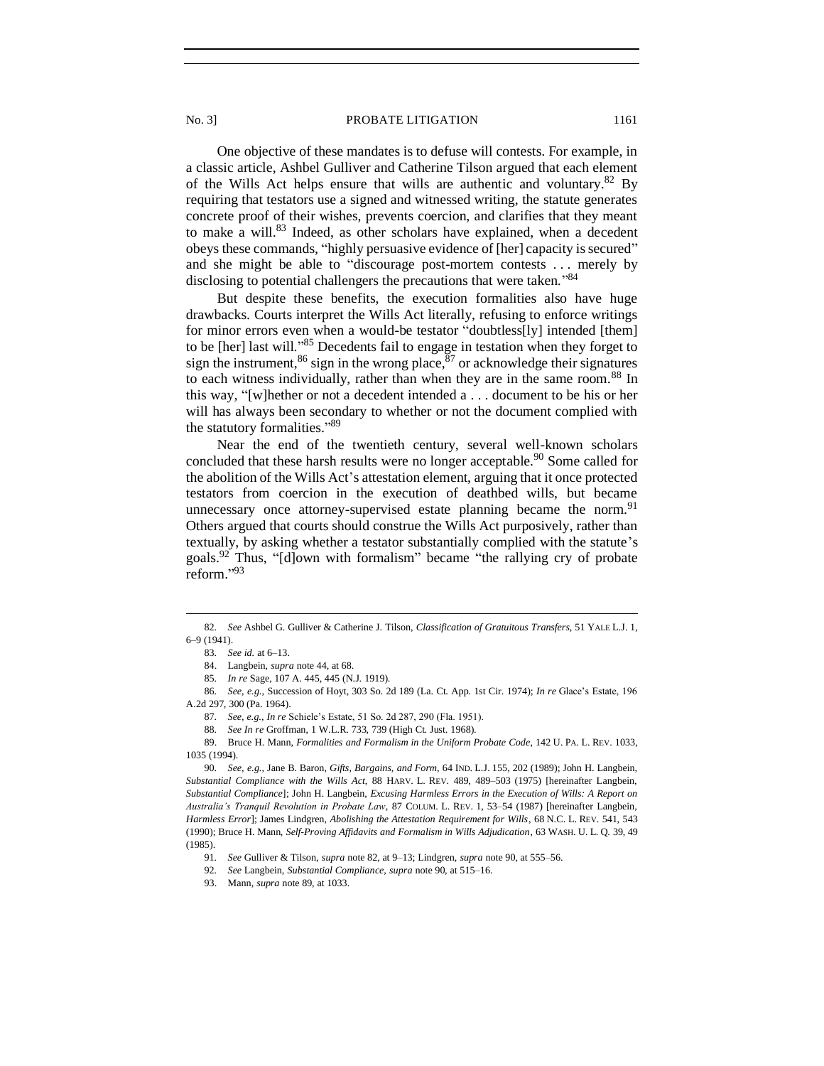One objective of these mandates is to defuse will contests. For example, in a classic article, Ashbel Gulliver and Catherine Tilson argued that each element of the Wills Act helps ensure that wills are authentic and voluntary.[82] By requiring that testators use a signed and witnessed writing, the statute generates concrete proof of their wishes, prevents coercion, and clarifies that they meant to make a will.[83] Indeed, as other scholars have explained, when a decedent obeys these commands, "highly persuasive evidence of [her] capacity is secured" and she might be able to "discourage post-mortem contests . . . merely by disclosing to potential challengers the precautions that were taken."[84]

But despite these benefits, the execution formalities also have huge drawbacks. Courts interpret the Wills Act literally, refusing to enforce writings for minor errors even when a would-be testator "doubtless[ly] intended [them] to be [her] last will."[85] Decedents fail to engage in testation when they forget to sign the instrument,[86] sign in the wrong place,[87] or acknowledge their signatures to each witness individually, rather than when they are in the same room.[88] In this way, "[w]hether or not a decedent intended a . . . document to be his or her will has always been secondary to whether or not the document complied with the statutory formalities."[89]

Near the end of the twentieth century, several well-known scholars concluded that these harsh results were no longer acceptable.[90] Some called for the abolition of the Wills Act's attestation element, arguing that it once protected testators from coercion in the execution of deathbed wills, but became unnecessary once attorney-supervised estate planning became the norm.[91] Others argued that courts should construe the Wills Act purposively, rather than textually, by asking whether a testator substantially complied with the statute's goals.[92] Thus, "[d]own with formalism" became "the rallying cry of probate reform."[93]

---

82. *See* Ashbel G. Gulliver & Catherine J. Tilson, *Classification of Gratuitous Transfers*, 51 YALE L.J. 1, 6–9 (1941).

83. *See id.* at 6–13.

84. Langbein, *supra* note 44, at 68.

85. *In re* Sage, 107 A. 445, 445 (N.J. 1919).

86. *See, e.g.*, Succession of Hoyt, 303 So. 2d 189 (La. Ct. App. 1st Cir. 1974); *In re* Glace's Estate, 196 A.2d 297, 300 (Pa. 1964).

87. *See, e.g.*, *In re* Schiele's Estate, 51 So. 2d 287, 290 (Fla. 1951).

88. *See In re* Groffman, 1 W.L.R. 733, 739 (High Ct. Just. 1968).

89. Bruce H. Mann, *Formalities and Formalism in the Uniform Probate Code*, 142 U. PA. L. REV. 1033, 1035 (1994).

90. *See, e.g.*, Jane B. Baron, *Gifts, Bargains, and Form*, 64 IND. L.J. 155, 202 (1989); John H. Langbein, *Substantial Compliance with the Wills Act*, 88 HARV. L. REV. 489, 489–503 (1975) [hereinafter Langbein, *Substantial Compliance*]; John H. Langbein, *Excusing Harmless Errors in the Execution of Wills: A Report on Australia's Tranquil Revolution in Probate Law*, 87 COLUM. L. REV. 1, 53–54 (1987) [hereinafter Langbein, *Harmless Error*]; James Lindgren, *Abolishing the Attestation Requirement for Wills*, 68 N.C. L. REV. 541, 543 (1990); Bruce H. Mann, *Self-Proving Affidavits and Formalism in Wills Adjudication*, 63 WASH. U. L. Q. 39, 49 (1985).

91. *See* Gulliver & Tilson, *supra* note 82, at 9–13; Lindgren, *supra* note 90, at 555–56.

92. *See* Langbein, *Substantial Compliance*, *supra* note 90, at 515–16.

93. Mann, *supra* note 89, at 1033.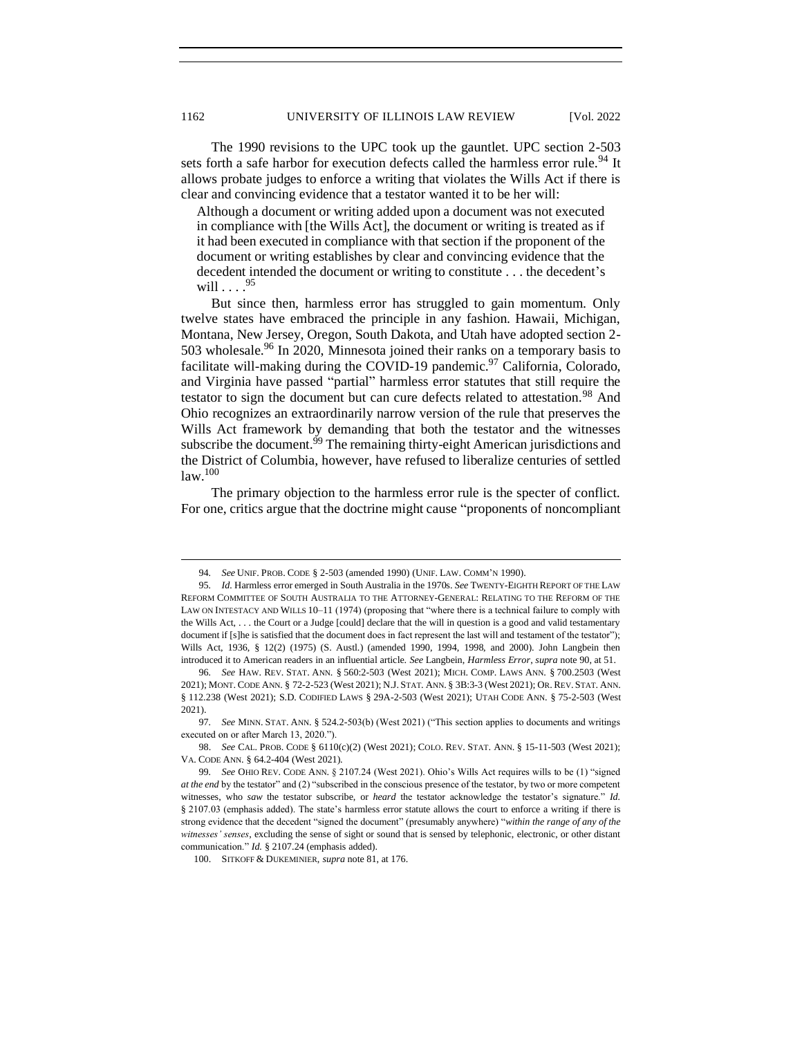The 1990 revisions to the UPC took up the gauntlet. UPC section 2-503 sets forth a safe harbor for execution defects called the harmless error rule.[94] It allows probate judges to enforce a writing that violates the Wills Act if there is clear and convincing evidence that a testator wanted it to be her will:

> Although a document or writing added upon a document was not executed in compliance with [the Wills Act], the document or writing is treated as if it had been executed in compliance with that section if the proponent of the document or writing establishes by clear and convincing evidence that the decedent intended the document or writing to constitute . . . the decedent's will . . . .[95]

But since then, harmless error has struggled to gain momentum. Only twelve states have embraced the principle in any fashion. Hawaii, Michigan, Montana, New Jersey, Oregon, South Dakota, and Utah have adopted section 2-503 wholesale.[96] In 2020, Minnesota joined their ranks on a temporary basis to facilitate will-making during the COVID-19 pandemic.[97] California, Colorado, and Virginia have passed "partial" harmless error statutes that still require the testator to sign the document but can cure defects related to attestation.[98] And Ohio recognizes an extraordinarily narrow version of the rule that preserves the Wills Act framework by demanding that both the testator and the witnesses subscribe the document.[99] The remaining thirty-eight American jurisdictions and the District of Columbia, however, have refused to liberalize centuries of settled law.[100]

The primary objection to the harmless error rule is the specter of conflict. For one, critics argue that the doctrine might cause "proponents of noncompliant

---

94. *See* UNIF. PROB. CODE § 2-503 (amended 1990) (UNIF. LAW. COMM'N 1990).

95. *Id.* Harmless error emerged in South Australia in the 1970s. *See* TWENTY-EIGHTH REPORT OF THE LAW REFORM COMMITTEE OF SOUTH AUSTRALIA TO THE ATTORNEY-GENERAL: RELATING TO THE REFORM OF THE LAW ON INTESTACY AND WILLS 10–11 (1974) (proposing that "where there is a technical failure to comply with the Wills Act, . . . the Court or a Judge [could] declare that the will in question is a good and valid testamentary document if [s]he is satisfied that the document does in fact represent the last will and testament of the testator"); Wills Act, 1936, § 12(2) (1975) (S. Austl.) (amended 1990, 1994, 1998, and 2000). John Langbein then introduced it to American readers in an influential article. *See* Langbein, *Harmless Error*, *supra* note 90, at 51.

96. *See* HAW. REV. STAT. ANN. § 560:2-503 (West 2021); MICH. COMP. LAWS ANN. § 700.2503 (West 2021); MONT. CODE ANN. § 72-2-523 (West 2021); N.J. STAT. ANN. § 3B:3-3 (West 2021); OR. REV. STAT. ANN. § 112.238 (West 2021); S.D. CODIFIED LAWS § 29A-2-503 (West 2021); UTAH CODE ANN. § 75-2-503 (West 2021).

97. *See* MINN. STAT. ANN. § 524.2-503(b) (West 2021) ("This section applies to documents and writings executed on or after March 13, 2020.").

98. *See* CAL. PROB. CODE § 6110(c)(2) (West 2021); COLO. REV. STAT. ANN. § 15-11-503 (West 2021); VA. CODE ANN. § 64.2-404 (West 2021).

99. *See* OHIO REV. CODE ANN. § 2107.24 (West 2021). Ohio's Wills Act requires wills to be (1) "signed *at the end* by the testator" and (2) "subscribed in the conscious presence of the testator, by two or more competent witnesses, who *saw* the testator subscribe, or *heard* the testator acknowledge the testator's signature." *Id.* § 2107.03 (emphasis added). The state's harmless error statute allows the court to enforce a writing if there is strong evidence that the decedent "signed the document" (presumably anywhere) "*within the range of any of the witnesses' senses*, excluding the sense of sight or sound that is sensed by telephonic, electronic, or other distant communication." *Id.* § 2107.24 (emphasis added).

100. SITKOFF & DUKEMINIER, *supra* note 81, at 176.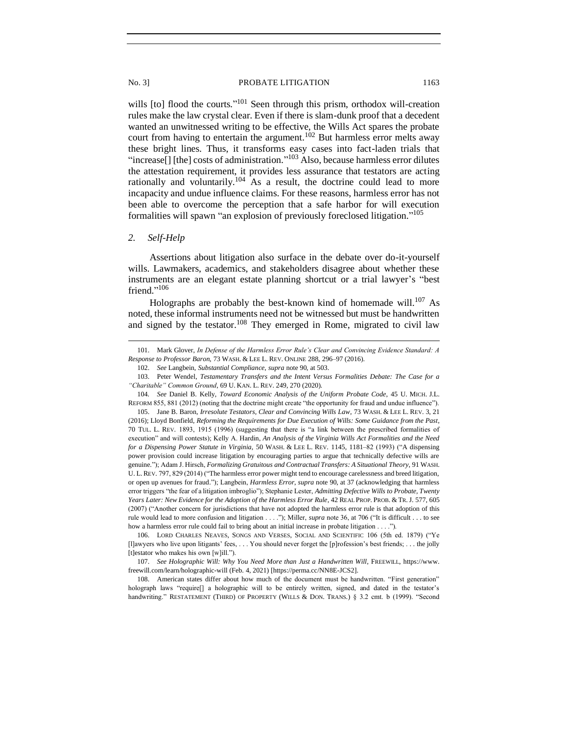wills [to] flood the courts."[101] Seen through this prism, orthodox will-creation rules make the law crystal clear. Even if there is slam-dunk proof that a decedent wanted an unwitnessed writing to be effective, the Wills Act spares the probate court from having to entertain the argument.[102] But harmless error melts away these bright lines. Thus, it transforms easy cases into fact-laden trials that "increase[] [the] costs of administration."[103] Also, because harmless error dilutes the attestation requirement, it provides less assurance that testators are acting rationally and voluntarily.[104] As a result, the doctrine could lead to more incapacity and undue influence claims. For these reasons, harmless error has not been able to overcome the perception that a safe harbor for will execution formalities will spawn "an explosion of previously foreclosed litigation."[105]

### *2. Self-Help*

Assertions about litigation also surface in the debate over do-it-yourself wills. Lawmakers, academics, and stakeholders disagree about whether these instruments are an elegant estate planning shortcut or a trial lawyer's "best friend."[106]

Holographs are probably the best-known kind of homemade will.[107] As noted, these informal instruments need not be witnessed but must be handwritten and signed by the testator.[108] They emerged in Rome, migrated to civil law

---

101. Mark Glover, *In Defense of the Harmless Error Rule's Clear and Convincing Evidence Standard: A Response to Professor Baron*, 73 WASH. & LEE L. REV. ONLINE 288, 296–97 (2016).

102. *See* Langbein, *Substantial Compliance*, *supra* note 90, at 503.

103. Peter Wendel, *Testamentary Transfers and the Intent Versus Formalities Debate: The Case for a "Charitable" Common Ground*, 69 U. KAN. L. REV. 249, 270 (2020).

104. *See* Daniel B. Kelly, *Toward Economic Analysis of the Uniform Probate Code*, 45 U. MICH. J.L. REFORM 855, 881 (2012) (noting that the doctrine might create "the opportunity for fraud and undue influence").

105. Jane B. Baron, *Irresolute Testators, Clear and Convincing Wills Law*, 73 WASH. & LEE L. REV. 3, 21 (2016); Lloyd Bonfield, *Reforming the Requirements for Due Execution of Wills: Some Guidance from the Past*, 70 TUL. L. REV. 1893, 1915 (1996) (suggesting that there is "a link between the prescribed formalities of execution" and will contests); Kelly A. Hardin, *An Analysis of the Virginia Wills Act Formalities and the Need for a Dispensing Power Statute in Virginia*, 50 WASH. & LEE L. REV. 1145, 1181–82 (1993) ("A dispensing power provision could increase litigation by encouraging parties to argue that technically defective wills are genuine."); Adam J. Hirsch, *Formalizing Gratuitous and Contractual Transfers: A Situational Theory*, 91 WASH. U. L. REV. 797, 829 (2014) ("The harmless error power might tend to encourage carelessness and breed litigation, or open up avenues for fraud."); Langbein, *Harmless Error*, *supra* note 90, at 37 (acknowledging that harmless error triggers "the fear of a litigation imbroglio"); Stephanie Lester, *Admitting Defective Wills to Probate, Twenty Years Later: New Evidence for the Adoption of the Harmless Error Rule*, 42 REAL PROP. PROB. & TR. J. 577, 605 (2007) ("Another concern for jurisdictions that have not adopted the harmless error rule is that adoption of this rule would lead to more confusion and litigation . . . ."); Miller, *supra* note 36, at 706 ("It is difficult . . . to see how a harmless error rule could fail to bring about an initial increase in probate litigation . . . .").

106. LORD CHARLES NEAVES, SONGS AND VERSES, SOCIAL AND SCIENTIFIC 106 (5th ed. 1879) ("Ye [l]awyers who live upon litigants' fees, . . . You should never forget the [p]rofession's best friends; . . . the jolly [t]estator who makes his own [w]ill.").

107. *See Holographic Will: Why You Need More than Just a Handwritten Will*, FREEWILL, https://www.freewill.com/learn/holographic-will (Feb. 4, 2021) [https://perma.cc/NN8E-JCS2].

108. American states differ about how much of the document must be handwritten. "First generation" holograph laws "require[] a holographic will to be entirely written, signed, and dated in the testator's handwriting." RESTATEMENT (THIRD) OF PROPERTY (WILLS & DON. TRANS.) § 3.2 cmt. b (1999). "Second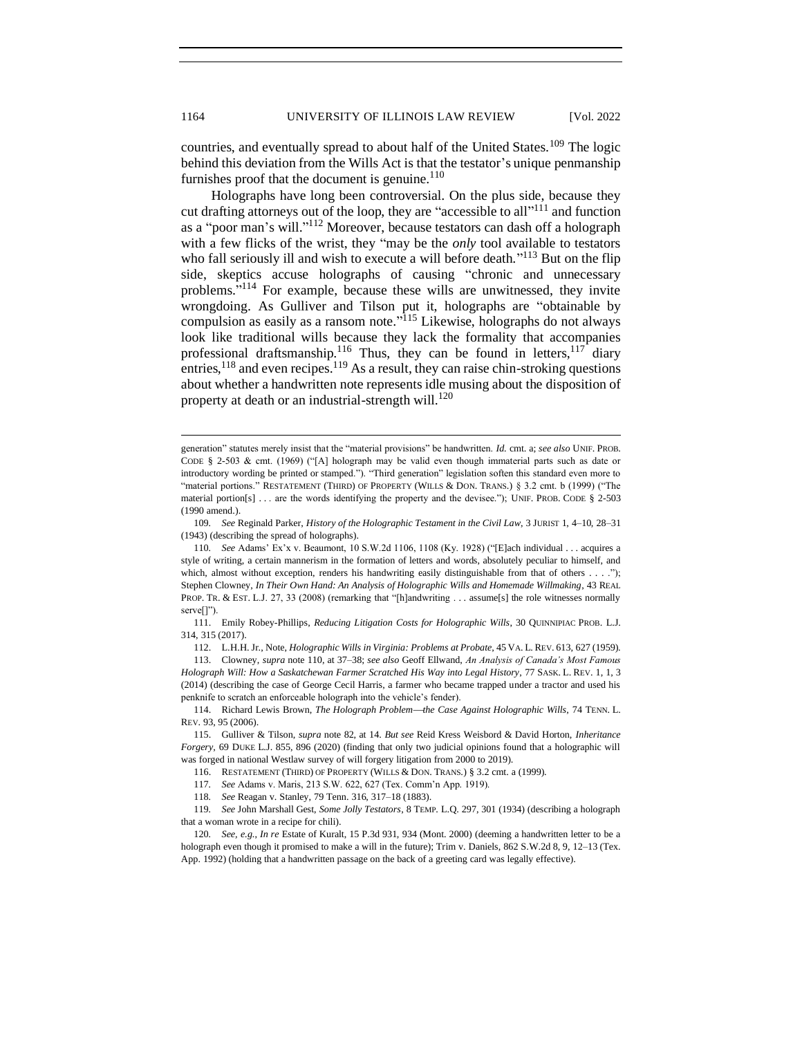countries, and eventually spread to about half of the United States.[109] The logic behind this deviation from the Wills Act is that the testator's unique penmanship furnishes proof that the document is genuine.[110]

Holographs have long been controversial. On the plus side, because they cut drafting attorneys out of the loop, they are "accessible to all"[111] and function as a "poor man's will."[112] Moreover, because testators can dash off a holograph with a few flicks of the wrist, they "may be the *only* tool available to testators who fall seriously ill and wish to execute a will before death."[113] But on the flip side, skeptics accuse holographs of causing "chronic and unnecessary problems."[114] For example, because these wills are unwitnessed, they invite wrongdoing. As Gulliver and Tilson put it, holographs are "obtainable by compulsion as easily as a ransom note."[115] Likewise, holographs do not always look like traditional wills because they lack the formality that accompanies professional draftsmanship.[116] Thus, they can be found in letters,[117] diary entries,[118] and even recipes.[119] As a result, they can raise chin-stroking questions about whether a handwritten note represents idle musing about the disposition of property at death or an industrial-strength will.[120]

---

generation" statutes merely insist that the "material provisions" be handwritten. *Id.* cmt. a; *see also* UNIF. PROB. CODE § 2-503 & cmt. (1969) ("[A] holograph may be valid even though immaterial parts such as date or introductory wording be printed or stamped."). "Third generation" legislation soften this standard even more to "material portions." RESTATEMENT (THIRD) OF PROPERTY (WILLS & DON. TRANS.) § 3.2 cmt. b (1999) ("The material portion[s] . . . are the words identifying the property and the devisee."); UNIF. PROB. CODE § 2-503 (1990 amend.).

109. *See* Reginald Parker, *History of the Holographic Testament in the Civil Law*, 3 JURIST 1, 4–10, 28–31 (1943) (describing the spread of holographs).

110. *See* Adams' Ex'x v. Beaumont, 10 S.W.2d 1106, 1108 (Ky. 1928) ("[E]ach individual . . . acquires a style of writing, a certain mannerism in the formation of letters and words, absolutely peculiar to himself, and which, almost without exception, renders his handwriting easily distinguishable from that of others . . . ."); Stephen Clowney, *In Their Own Hand: An Analysis of Holographic Wills and Homemade Willmaking*, 43 REAL PROP. TR. & EST. L.J. 27, 33 (2008) (remarking that "[h]andwriting . . . assume[s] the role witnesses normally serve[]").

111. Emily Robey-Phillips, *Reducing Litigation Costs for Holographic Wills*, 30 QUINNIPIAC PROB. L.J. 314, 315 (2017).

112. L.H.H. Jr., Note, *Holographic Wills in Virginia: Problems at Probate*, 45 VA. L. REV. 613, 627 (1959).

113. Clowney, *supra* note 110, at 37–38; *see also* Geoff Ellwand, *An Analysis of Canada's Most Famous Holograph Will: How a Saskatchewan Farmer Scratched His Way into Legal History*, 77 SASK. L. REV. 1, 1, 3 (2014) (describing the case of George Cecil Harris, a farmer who became trapped under a tractor and used his penknife to scratch an enforceable holograph into the vehicle's fender).

114. Richard Lewis Brown, *The Holograph Problem—the Case Against Holographic Wills*, 74 TENN. L. REV. 93, 95 (2006).

115. Gulliver & Tilson, *supra* note 82, at 14. *But see* Reid Kress Weisbord & David Horton, *Inheritance Forgery*, 69 DUKE L.J. 855, 896 (2020) (finding that only two judicial opinions found that a holographic will was forged in national Westlaw survey of will forgery litigation from 2000 to 2019).

116. RESTATEMENT (THIRD) OF PROPERTY (WILLS & DON. TRANS.) § 3.2 cmt. a (1999).

117. *See* Adams v. Maris, 213 S.W. 622, 627 (Tex. Comm'n App. 1919).

118. *See* Reagan v. Stanley, 79 Tenn. 316, 317–18 (1883).

119. *See* John Marshall Gest, *Some Jolly Testators*, 8 TEMP. L.Q. 297, 301 (1934) (describing a holograph that a woman wrote in a recipe for chili).

120. *See, e.g.*, *In re* Estate of Kuralt, 15 P.3d 931, 934 (Mont. 2000) (deeming a handwritten letter to be a holograph even though it promised to make a will in the future); Trim v. Daniels, 862 S.W.2d 8, 9, 12–13 (Tex. App. 1992) (holding that a handwritten passage on the back of a greeting card was legally effective).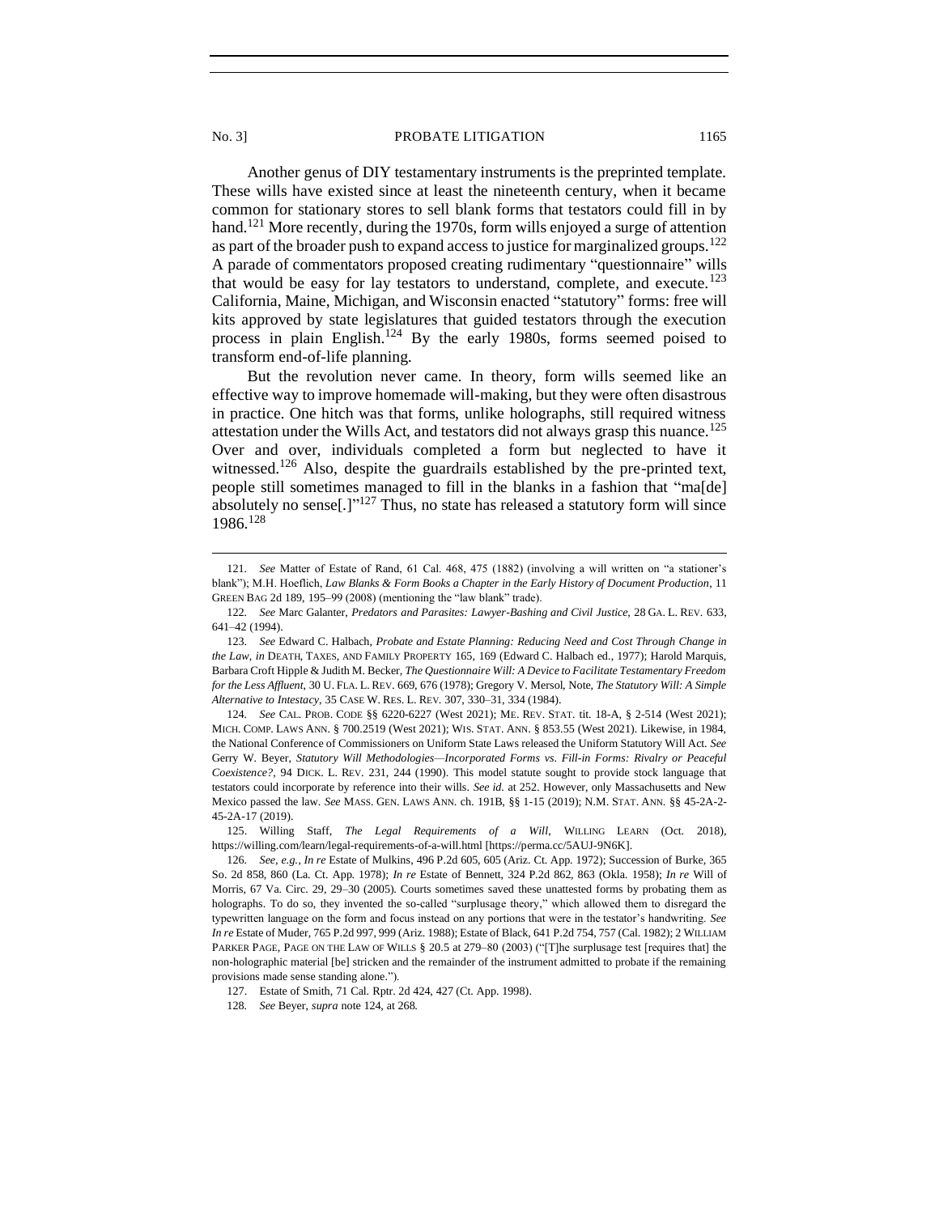Another genus of DIY testamentary instruments is the preprinted template. These wills have existed since at least the nineteenth century, when it became common for stationary stores to sell blank forms that testators could fill in by hand.[121] More recently, during the 1970s, form wills enjoyed a surge of attention as part of the broader push to expand access to justice for marginalized groups.[122] A parade of commentators proposed creating rudimentary "questionnaire" wills that would be easy for lay testators to understand, complete, and execute.[123] California, Maine, Michigan, and Wisconsin enacted "statutory" forms: free will kits approved by state legislatures that guided testators through the execution process in plain English.[124] By the early 1980s, forms seemed poised to transform end-of-life planning.

But the revolution never came. In theory, form wills seemed like an effective way to improve homemade will-making, but they were often disastrous in practice. One hitch was that forms, unlike holographs, still required witness attestation under the Wills Act, and testators did not always grasp this nuance.[125] Over and over, individuals completed a form but neglected to have it witnessed.[126] Also, despite the guardrails established by the pre-printed text, people still sometimes managed to fill in the blanks in a fashion that "ma[de] absolutely no sense[.]"[127] Thus, no state has released a statutory form will since 1986.[128]

---

121. *See* Matter of Estate of Rand, 61 Cal. 468, 475 (1882) (involving a will written on "a stationer's blank"); M.H. Hoeflich, *Law Blanks & Form Books a Chapter in the Early History of Document Production*, 11 GREEN BAG 2d 189, 195–99 (2008) (mentioning the "law blank" trade).

122. *See* Marc Galanter, *Predators and Parasites: Lawyer-Bashing and Civil Justice*, 28 GA. L. REV. 633, 641–42 (1994).

123. *See* Edward C. Halbach, *Probate and Estate Planning: Reducing Need and Cost Through Change in the Law*, *in* DEATH, TAXES, AND FAMILY PROPERTY 165, 169 (Edward C. Halbach ed., 1977); Harold Marquis, Barbara Croft Hipple & Judith M. Becker, *The Questionnaire Will: A Device to Facilitate Testamentary Freedom for the Less Affluent*, 30 U. FLA. L. REV. 669, 676 (1978); Gregory V. Mersol, Note, *The Statutory Will: A Simple Alternative to Intestacy*, 35 CASE W. RES. L. REV. 307, 330–31, 334 (1984).

124. *See* CAL. PROB. CODE §§ 6220-6227 (West 2021); ME. REV. STAT. tit. 18-A, § 2-514 (West 2021); MICH. COMP. LAWS ANN. § 700.2519 (West 2021); WIS. STAT. ANN. § 853.55 (West 2021). Likewise, in 1984, the National Conference of Commissioners on Uniform State Laws released the Uniform Statutory Will Act. *See* Gerry W. Beyer, *Statutory Will Methodologies—Incorporated Forms vs. Fill-in Forms: Rivalry or Peaceful Coexistence?*, 94 DICK. L. REV. 231, 244 (1990). This model statute sought to provide stock language that testators could incorporate by reference into their wills. *See id.* at 252. However, only Massachusetts and New Mexico passed the law. *See* MASS. GEN. LAWS ANN. ch. 191B, §§ 1-15 (2019); N.M. STAT. ANN. §§ 45-2A-2-45-2A-17 (2019).

125. Willing Staff, *The Legal Requirements of a Will*, WILLING LEARN (Oct. 2018), https://willing.com/learn/legal-requirements-of-a-will.html [https://perma.cc/5AUJ-9N6K].

126. *See, e.g.*, *In re* Estate of Mulkins, 496 P.2d 605, 605 (Ariz. Ct. App. 1972); Succession of Burke, 365 So. 2d 858, 860 (La. Ct. App. 1978); *In re* Estate of Bennett, 324 P.2d 862, 863 (Okla. 1958); *In re* Will of Morris, 67 Va. Circ. 29, 29–30 (2005). Courts sometimes saved these unattested forms by probating them as holographs. To do so, they invented the so-called "surplusage theory," which allowed them to disregard the typewritten language on the form and focus instead on any portions that were in the testator's handwriting. *See In re* Estate of Muder, 765 P.2d 997, 999 (Ariz. 1988); Estate of Black, 641 P.2d 754, 757 (Cal. 1982); 2 WILLIAM PARKER PAGE, PAGE ON THE LAW OF WILLS § 20.5 at 279–80 (2003) ("[T]he surplusage test [requires that] the non-holographic material [be] stricken and the remainder of the instrument admitted to probate if the remaining provisions made sense standing alone.").

127. Estate of Smith, 71 Cal. Rptr. 2d 424, 427 (Ct. App. 1998).

128. *See* Beyer, *supra* note 124, at 268.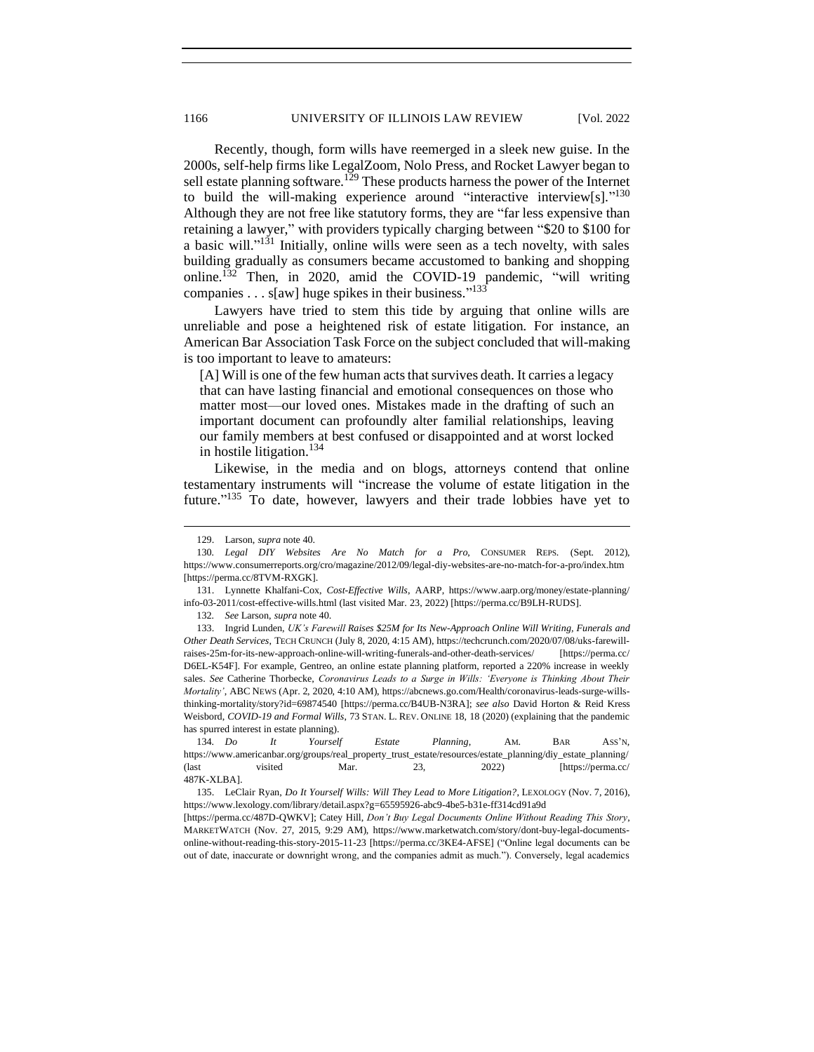Recently, though, form wills have reemerged in a sleek new guise. In the 2000s, self-help firms like LegalZoom, Nolo Press, and Rocket Lawyer began to sell estate planning software.[129] These products harness the power of the Internet to build the will-making experience around "interactive interview[s]."[130] Although they are not free like statutory forms, they are "far less expensive than retaining a lawyer," with providers typically charging between "$20 to $100 for a basic will."[131] Initially, online wills were seen as a tech novelty, with sales building gradually as consumers became accustomed to banking and shopping online.[132] Then, in 2020, amid the COVID-19 pandemic, "will writing companies . . . s[aw] huge spikes in their business."[133]

Lawyers have tried to stem this tide by arguing that online wills are unreliable and pose a heightened risk of estate litigation. For instance, an American Bar Association Task Force on the subject concluded that will-making is too important to leave to amateurs:

> [A] Will is one of the few human acts that survives death. It carries a legacy that can have lasting financial and emotional consequences on those who matter most—our loved ones. Mistakes made in the drafting of such an important document can profoundly alter familial relationships, leaving our family members at best confused or disappointed and at worst locked in hostile litigation.[134]

Likewise, in the media and on blogs, attorneys contend that online testamentary instruments will "increase the volume of estate litigation in the future."[135] To date, however, lawyers and their trade lobbies have yet to

---

129. Larson, *supra* note 40.

130. *Legal DIY Websites Are No Match for a Pro*, CONSUMER REPS. (Sept. 2012), https://www.consumerreports.org/cro/magazine/2012/09/legal-diy-websites-are-no-match-for-a-pro/index.htm [https://perma.cc/8TVM-RXGK].

131. Lynnette Khalfani-Cox, *Cost-Effective Wills*, AARP, https://www.aarp.org/money/estate-planning/info-03-2011/cost-effective-wills.html (last visited Mar. 23, 2022) [https://perma.cc/B9LH-RUDS].

132. *See* Larson, *supra* note 40.

133. Ingrid Lunden, *UK's Farewill Raises $25M for Its New-Approach Online Will Writing, Funerals and Other Death Services*, TECH CRUNCH (July 8, 2020, 4:15 AM), https://techcrunch.com/2020/07/08/uks-farewill-raises-25m-for-its-new-approach-online-will-writing-funerals-and-other-death-services/ [https://perma.cc/D6EL-K54F]. For example, Gentreo, an online estate planning platform, reported a 220% increase in weekly sales. *See* Catherine Thorbecke, *Coronavirus Leads to a Surge in Wills: 'Everyone is Thinking About Their Mortality'*, ABC NEWS (Apr. 2, 2020, 4:10 AM), https://abcnews.go.com/Health/coronavirus-leads-surge-wills-thinking-mortality/story?id=69874540 [https://perma.cc/B4UB-N3RA]; *see also* David Horton & Reid Kress Weisbord, *COVID-19 and Formal Wills*, 73 STAN. L. REV. ONLINE 18, 18 (2020) (explaining that the pandemic has spurred interest in estate planning).

134. *Do It Yourself Estate Planning*, AM. BAR ASS'N, https://www.americanbar.org/groups/real_property_trust_estate/resources/estate_planning/diy_estate_planning/ (last visited Mar. 23, 2022) [https://perma.cc/487K-XLBA].

135. LeClair Ryan, *Do It Yourself Wills: Will They Lead to More Litigation?*, LEXOLOGY (Nov. 7, 2016), https://www.lexology.com/library/detail.aspx?g=65595926-abc9-4be5-b31e-ff314cd91a9d [https://perma.cc/487D-QWKV]; Catey Hill, *Don't Buy Legal Documents Online Without Reading This Story*, MARKETWATCH (Nov. 27, 2015, 9:29 AM), https://www.marketwatch.com/story/dont-buy-legal-documents-online-without-reading-this-story-2015-11-23 [https://perma.cc/3KE4-AFSE] ("Online legal documents can be out of date, inaccurate or downright wrong, and the companies admit as much."). Conversely, legal academics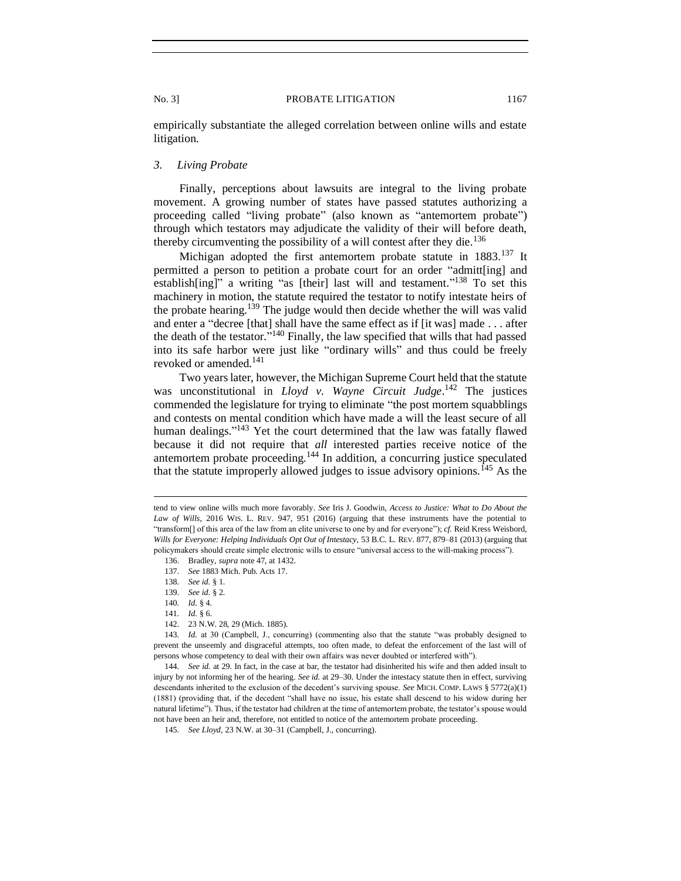empirically substantiate the alleged correlation between online wills and estate litigation.

### *3. Living Probate*

Finally, perceptions about lawsuits are integral to the living probate movement. A growing number of states have passed statutes authorizing a proceeding called "living probate" (also known as "antemortem probate") through which testators may adjudicate the validity of their will before death, thereby circumventing the possibility of a will contest after they die.[136]

Michigan adopted the first antemortem probate statute in 1883.[137] It permitted a person to petition a probate court for an order "admitt[ing] and establish[ing]" a writing "as [their] last will and testament."[138] To set this machinery in motion, the statute required the testator to notify intestate heirs of the probate hearing.[139] The judge would then decide whether the will was valid and enter a "decree [that] shall have the same effect as if [it was] made . . . after the death of the testator."[140] Finally, the law specified that wills that had passed into its safe harbor were just like "ordinary wills" and thus could be freely revoked or amended.[141]

Two years later, however, the Michigan Supreme Court held that the statute was unconstitutional in *Lloyd v. Wayne Circuit Judge*.[142] The justices commended the legislature for trying to eliminate "the post mortem squabblings and contests on mental condition which have made a will the least secure of all human dealings."[143] Yet the court determined that the law was fatally flawed because it did not require that *all* interested parties receive notice of the antemortem probate proceeding.[144] In addition, a concurring justice speculated that the statute improperly allowed judges to issue advisory opinions.[145] As the

---

tend to view online wills much more favorably. *See* Iris J. Goodwin, *Access to Justice: What to Do About the Law of Wills*, 2016 WIS. L. REV. 947, 951 (2016) (arguing that these instruments have the potential to "transform[] of this area of the law from an elite universe to one by and for everyone"); *cf.* Reid Kress Weisbord, *Wills for Everyone: Helping Individuals Opt Out of Intestacy*, 53 B.C. L. REV. 877, 879–81 (2013) (arguing that policymakers should create simple electronic wills to ensure "universal access to the will-making process").

136. Bradley, *supra* note 47, at 1432.

137. *See* 1883 Mich. Pub. Acts 17.

138. *See id.* § 1.

139. *See id.* § 2.

140. *Id.* § 4.

141. *Id.* § 6.

142. 23 N.W. 28, 29 (Mich. 1885).

143. *Id.* at 30 (Campbell, J., concurring) (commenting also that the statute "was probably designed to prevent the unseemly and disgraceful attempts, too often made, to defeat the enforcement of the last will of persons whose competency to deal with their own affairs was never doubted or interfered with").

144. *See id.* at 29. In fact, in the case at bar, the testator had disinherited his wife and then added insult to injury by not informing her of the hearing. *See id.* at 29–30. Under the intestacy statute then in effect, surviving descendants inherited to the exclusion of the decedent's surviving spouse. *See* MICH. COMP. LAWS § 5772(a)(1) (1881) (providing that, if the decedent "shall have no issue, his estate shall descend to his widow during her natural lifetime"). Thus, if the testator had children at the time of antemortem probate, the testator's spouse would not have been an heir and, therefore, not entitled to notice of the antemortem probate proceeding.

145. *See Lloyd*, 23 N.W. at 30–31 (Campbell, J., concurring).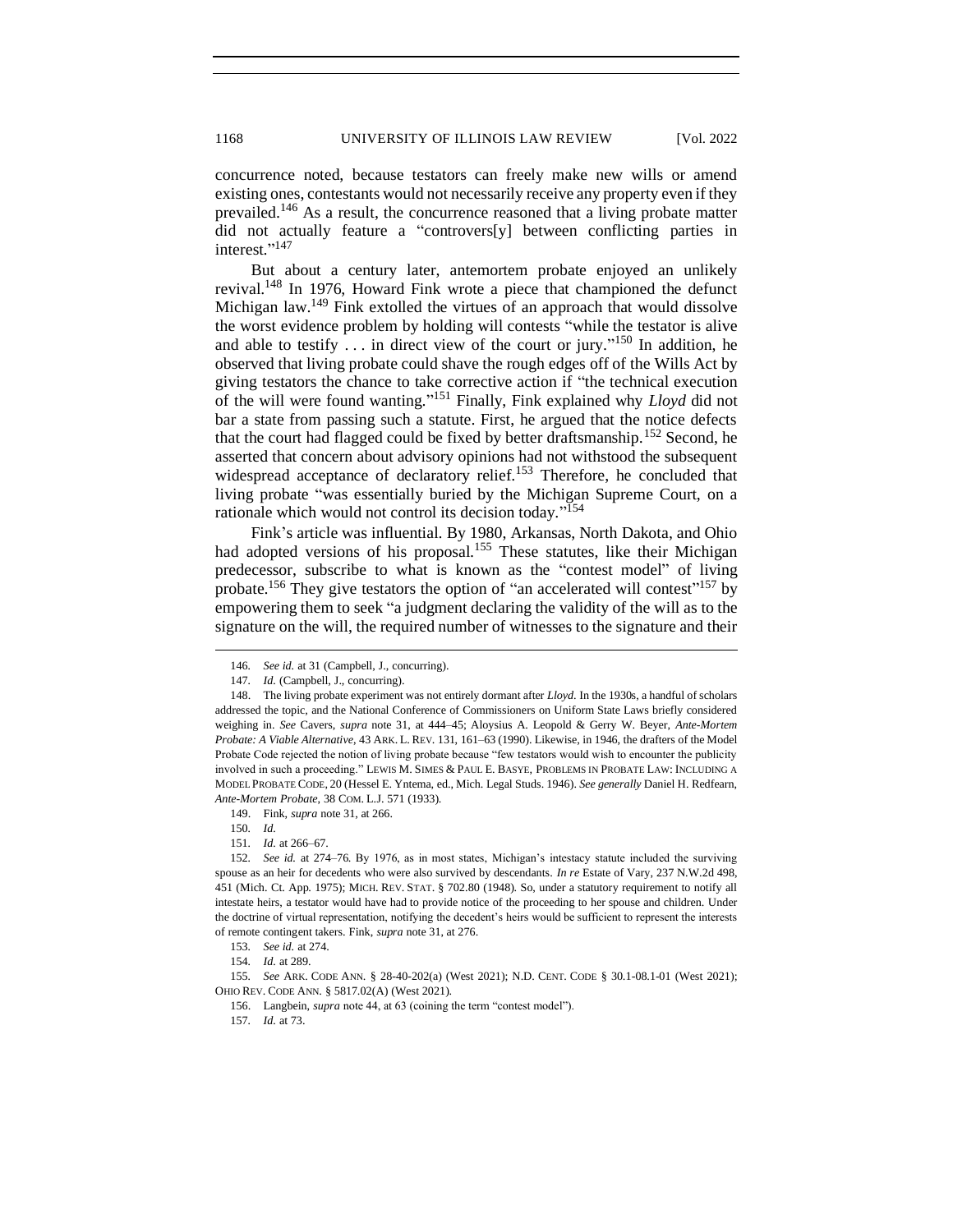concurrence noted, because testators can freely make new wills or amend existing ones, contestants would not necessarily receive any property even if they prevailed.[146] As a result, the concurrence reasoned that a living probate matter did not actually feature a "controvers[y] between conflicting parties in interest."[147]

But about a century later, antemortem probate enjoyed an unlikely revival.[148] In 1976, Howard Fink wrote a piece that championed the defunct Michigan law.[149] Fink extolled the virtues of an approach that would dissolve the worst evidence problem by holding will contests "while the testator is alive and able to testify . . . in direct view of the court or jury."[150] In addition, he observed that living probate could shave the rough edges off of the Wills Act by giving testators the chance to take corrective action if "the technical execution of the will were found wanting."[151] Finally, Fink explained why *Lloyd* did not bar a state from passing such a statute. First, he argued that the notice defects that the court had flagged could be fixed by better draftsmanship.[152] Second, he asserted that concern about advisory opinions had not withstood the subsequent widespread acceptance of declaratory relief.[153] Therefore, he concluded that living probate "was essentially buried by the Michigan Supreme Court, on a rationale which would not control its decision today."[154]

Fink's article was influential. By 1980, Arkansas, North Dakota, and Ohio had adopted versions of his proposal.[155] These statutes, like their Michigan predecessor, subscribe to what is known as the "contest model" of living probate.[156] They give testators the option of "an accelerated will contest"[157] by empowering them to seek "a judgment declaring the validity of the will as to the signature on the will, the required number of witnesses to the signature and their

---

146. *See id.* at 31 (Campbell, J., concurring).

147. *Id.* (Campbell, J., concurring).

148. The living probate experiment was not entirely dormant after *Lloyd*. In the 1930s, a handful of scholars addressed the topic, and the National Conference of Commissioners on Uniform State Laws briefly considered weighing in. *See* Cavers, *supra* note 31, at 444–45; Aloysius A. Leopold & Gerry W. Beyer, *Ante-Mortem Probate: A Viable Alternative*, 43 ARK. L. REV. 131, 161–63 (1990). Likewise, in 1946, the drafters of the Model Probate Code rejected the notion of living probate because "few testators would wish to encounter the publicity involved in such a proceeding." LEWIS M. SIMES & PAUL E. BASYE, PROBLEMS IN PROBATE LAW: INCLUDING A MODEL PROBATE CODE, 20 (Hessel E. Yntema, ed., Mich. Legal Studs. 1946). *See generally* Daniel H. Redfearn, *Ante-Mortem Probate*, 38 COM. L.J. 571 (1933).

149. Fink, *supra* note 31, at 266.

150. *Id.*

151. *Id.* at 266–67.

152. *See id.* at 274–76. By 1976, as in most states, Michigan's intestacy statute included the surviving spouse as an heir for decedents who were also survived by descendants. *In re* Estate of Vary, 237 N.W.2d 498, 451 (Mich. Ct. App. 1975); MICH. REV. STAT. § 702.80 (1948). So, under a statutory requirement to notify all intestate heirs, a testator would have had to provide notice of the proceeding to her spouse and children. Under the doctrine of virtual representation, notifying the decedent's heirs would be sufficient to represent the interests of remote contingent takers. Fink, *supra* note 31, at 276.

153. *See id.* at 274.

154. *Id.* at 289.

155. *See* ARK. CODE ANN. § 28-40-202(a) (West 2021); N.D. CENT. CODE § 30.1-08.1-01 (West 2021); OHIO REV. CODE ANN. § 5817.02(A) (West 2021).

156. Langbein, *supra* note 44, at 63 (coining the term "contest model").

157. *Id.* at 73.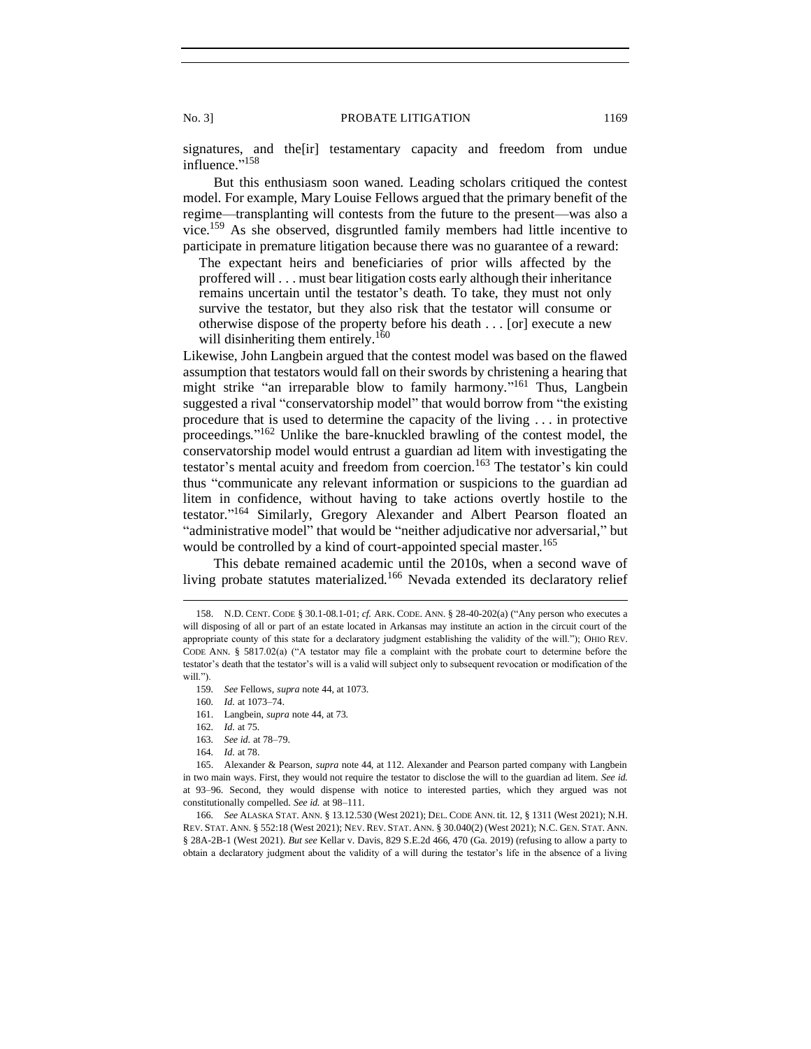signatures, and the[ir] testamentary capacity and freedom from undue influence."[158]

But this enthusiasm soon waned. Leading scholars critiqued the contest model. For example, Mary Louise Fellows argued that the primary benefit of the regime—transplanting will contests from the future to the present—was also a vice.[159] As she observed, disgruntled family members had little incentive to participate in premature litigation because there was no guarantee of a reward:

> The expectant heirs and beneficiaries of prior wills affected by the proffered will . . . must bear litigation costs early although their inheritance remains uncertain until the testator's death. To take, they must not only survive the testator, but they also risk that the testator will consume or otherwise dispose of the property before his death . . . [or] execute a new will disinheriting them entirely.[160]

Likewise, John Langbein argued that the contest model was based on the flawed assumption that testators would fall on their swords by christening a hearing that might strike "an irreparable blow to family harmony."[161] Thus, Langbein suggested a rival "conservatorship model" that would borrow from "the existing procedure that is used to determine the capacity of the living . . . in protective proceedings."[162] Unlike the bare-knuckled brawling of the contest model, the conservatorship model would entrust a guardian ad litem with investigating the testator's mental acuity and freedom from coercion.[163] The testator's kin could thus "communicate any relevant information or suspicions to the guardian ad litem in confidence, without having to take actions overtly hostile to the testator."[164] Similarly, Gregory Alexander and Albert Pearson floated an "administrative model" that would be "neither adjudicative nor adversarial," but would be controlled by a kind of court-appointed special master.[165]

This debate remained academic until the 2010s, when a second wave of living probate statutes materialized.[166] Nevada extended its declaratory relief

---

158. N.D. CENT. CODE § 30.1-08.1-01; *cf.* ARK. CODE. ANN. § 28-40-202(a) ("Any person who executes a will disposing of all or part of an estate located in Arkansas may institute an action in the circuit court of the appropriate county of this state for a declaratory judgment establishing the validity of the will."); OHIO REV. CODE ANN. § 5817.02(a) ("A testator may file a complaint with the probate court to determine before the testator's death that the testator's will is a valid will subject only to subsequent revocation or modification of the will.").

159. *See* Fellows, *supra* note 44, at 1073.

160. *Id.* at 1073–74.

161. Langbein, *supra* note 44, at 73.

162. *Id.* at 75.

163. *See id.* at 78–79.

164. *Id.* at 78.

165. Alexander & Pearson, *supra* note 44, at 112. Alexander and Pearson parted company with Langbein in two main ways. First, they would not require the testator to disclose the will to the guardian ad litem. *See id.* at 93–96. Second, they would dispense with notice to interested parties, which they argued was not constitutionally compelled. *See id.* at 98–111.

166. *See* ALASKA STAT. ANN. § 13.12.530 (West 2021); DEL. CODE ANN. tit. 12, § 1311 (West 2021); N.H. REV. STAT. ANN. § 552:18 (West 2021); NEV. REV. STAT. ANN. § 30.040(2) (West 2021); N.C. GEN. STAT. ANN. § 28A-2B-1 (West 2021). *But see* Kellar v. Davis, 829 S.E.2d 466, 470 (Ga. 2019) (refusing to allow a party to obtain a declaratory judgment about the validity of a will during the testator's life in the absence of a living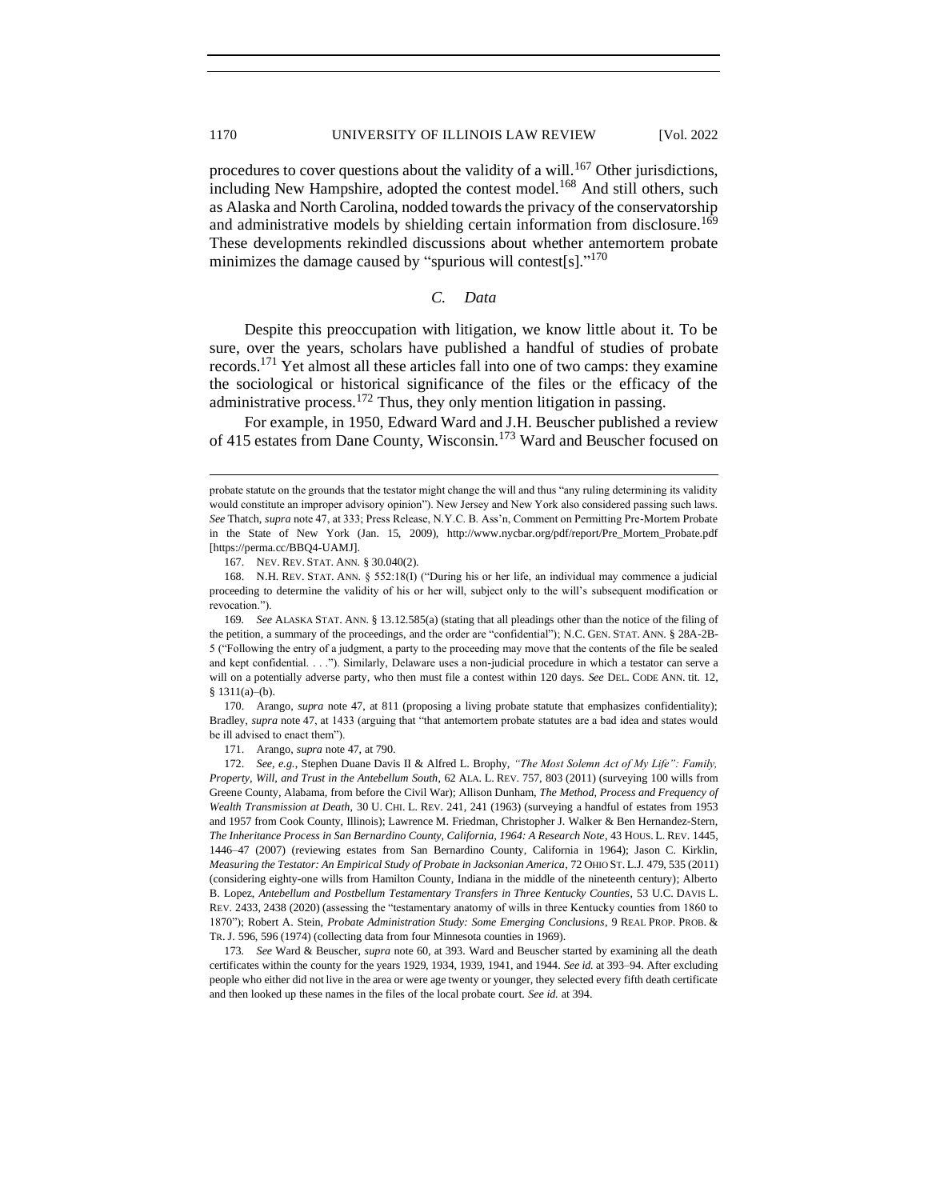procedures to cover questions about the validity of a will.[167] Other jurisdictions, including New Hampshire, adopted the contest model.[168] And still others, such as Alaska and North Carolina, nodded towards the privacy of the conservatorship and administrative models by shielding certain information from disclosure.[169] These developments rekindled discussions about whether antemortem probate minimizes the damage caused by "spurious will contest[s]."[170]

### *C. Data*

Despite this preoccupation with litigation, we know little about it. To be sure, over the years, scholars have published a handful of studies of probate records.[171] Yet almost all these articles fall into one of two camps: they examine the sociological or historical significance of the files or the efficacy of the administrative process.[172] Thus, they only mention litigation in passing.

For example, in 1950, Edward Ward and J.H. Beuscher published a review of 415 estates from Dane County, Wisconsin.[173] Ward and Beuscher focused on

---

probate statute on the grounds that the testator might change the will and thus "any ruling determining its validity would constitute an improper advisory opinion"). New Jersey and New York also considered passing such laws. *See* Thatch, *supra* note 47, at 333; Press Release, N.Y.C. B. Ass'n, Comment on Permitting Pre-Mortem Probate in the State of New York (Jan. 15, 2009), http://www.nycbar.org/pdf/report/Pre_Mortem_Probate.pdf [https://perma.cc/BBQ4-UAMJ].

167. NEV. REV. STAT. ANN. § 30.040(2).

168. N.H. REV. STAT. ANN. § 552:18(I) ("During his or her life, an individual may commence a judicial proceeding to determine the validity of his or her will, subject only to the will's subsequent modification or revocation.").

169. *See* ALASKA STAT. ANN. § 13.12.585(a) (stating that all pleadings other than the notice of the filing of the petition, a summary of the proceedings, and the order are "confidential"); N.C. GEN. STAT. ANN. § 28A-2B-5 ("Following the entry of a judgment, a party to the proceeding may move that the contents of the file be sealed and kept confidential. . . ."). Similarly, Delaware uses a non-judicial procedure in which a testator can serve a will on a potentially adverse party, who then must file a contest within 120 days. *See* DEL. CODE ANN. tit. 12, § 1311(a)–(b).

170. Arango, *supra* note 47, at 811 (proposing a living probate statute that emphasizes confidentiality); Bradley, *supra* note 47, at 1433 (arguing that "that antemortem probate statutes are a bad idea and states would be ill advised to enact them").

171. Arango, *supra* note 47, at 790.

172. *See, e.g.*, Stephen Duane Davis II & Alfred L. Brophy, *"The Most Solemn Act of My Life": Family, Property, Will, and Trust in the Antebellum South*, 62 ALA. L. REV. 757, 803 (2011) (surveying 100 wills from Greene County, Alabama, from before the Civil War); Allison Dunham, *The Method, Process and Frequency of Wealth Transmission at Death*, 30 U. CHI. L. REV. 241, 241 (1963) (surveying a handful of estates from 1953 and 1957 from Cook County, Illinois); Lawrence M. Friedman, Christopher J. Walker & Ben Hernandez-Stern, *The Inheritance Process in San Bernardino County, California, 1964: A Research Note*, 43 HOUS. L. REV. 1445, 1446–47 (2007) (reviewing estates from San Bernardino County, California in 1964); Jason C. Kirklin, *Measuring the Testator: An Empirical Study of Probate in Jacksonian America*, 72 OHIO ST. L.J. 479, 535 (2011) (considering eighty-one wills from Hamilton County, Indiana in the middle of the nineteenth century); Alberto B. Lopez, *Antebellum and Postbellum Testamentary Transfers in Three Kentucky Counties*, 53 U.C. DAVIS L. REV. 2433, 2438 (2020) (assessing the "testamentary anatomy of wills in three Kentucky counties from 1860 to 1870"); Robert A. Stein, *Probate Administration Study: Some Emerging Conclusions*, 9 REAL PROP. PROB. & TR. J. 596, 596 (1974) (collecting data from four Minnesota counties in 1969).

173. *See* Ward & Beuscher, *supra* note 60, at 393. Ward and Beuscher started by examining all the death certificates within the county for the years 1929, 1934, 1939, 1941, and 1944. *See id.* at 393–94. After excluding people who either did not live in the area or were age twenty or younger, they selected every fifth death certificate and then looked up these names in the files of the local probate court. *See id.* at 394.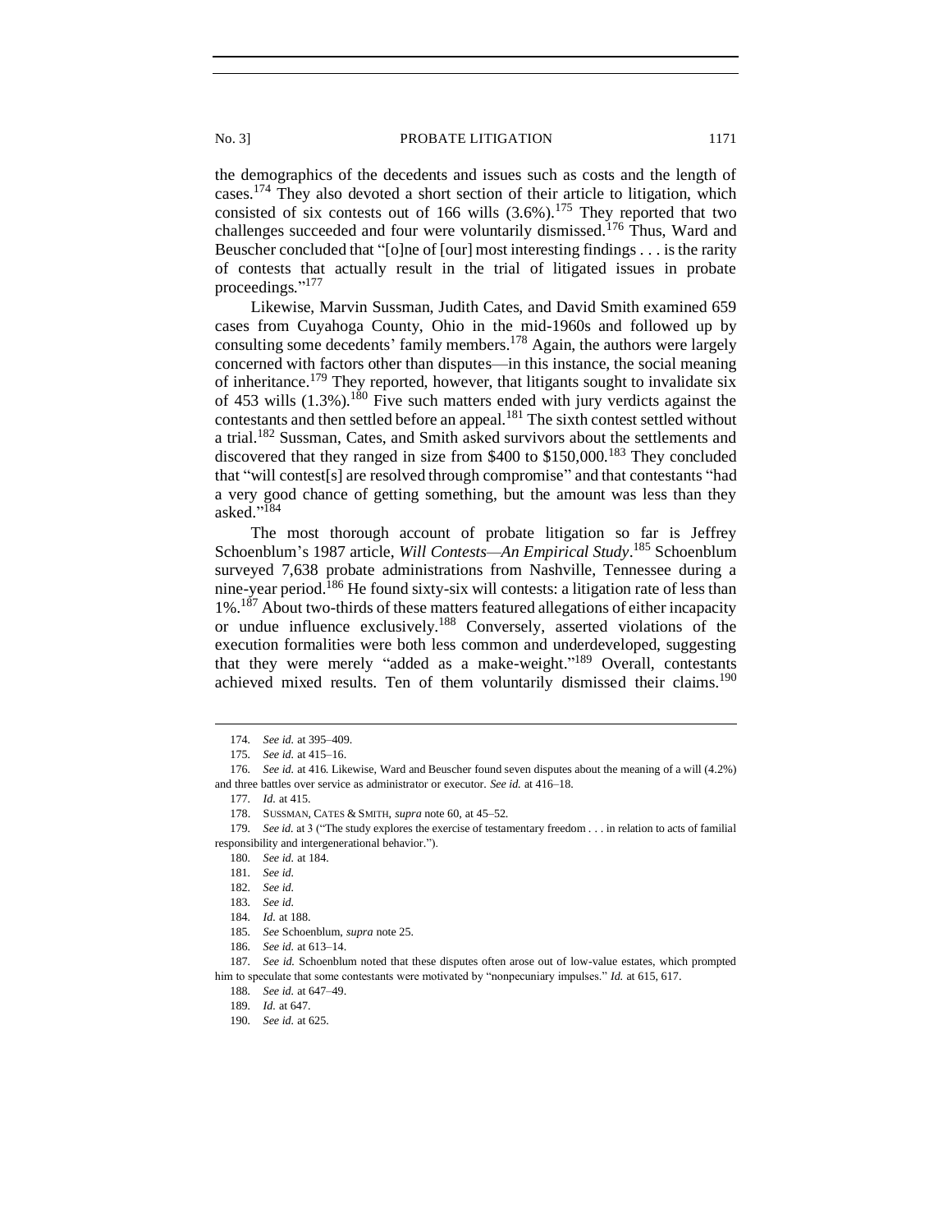the demographics of the decedents and issues such as costs and the length of cases.[174] They also devoted a short section of their article to litigation, which consisted of six contests out of 166 wills (3.6%).[175] They reported that two challenges succeeded and four were voluntarily dismissed.[176] Thus, Ward and Beuscher concluded that "[o]ne of [our] most interesting findings . . . is the rarity of contests that actually result in the trial of litigated issues in probate proceedings."[177]

Likewise, Marvin Sussman, Judith Cates, and David Smith examined 659 cases from Cuyahoga County, Ohio in the mid-1960s and followed up by consulting some decedents' family members.[178] Again, the authors were largely concerned with factors other than disputes—in this instance, the social meaning of inheritance.[179] They reported, however, that litigants sought to invalidate six of 453 wills (1.3%).[180] Five such matters ended with jury verdicts against the contestants and then settled before an appeal.[181] The sixth contest settled without a trial.[182] Sussman, Cates, and Smith asked survivors about the settlements and discovered that they ranged in size from $400 to $150,000.[183] They concluded that "will contest[s] are resolved through compromise" and that contestants "had a very good chance of getting something, but the amount was less than they asked."[184]

The most thorough account of probate litigation so far is Jeffrey Schoenblum's 1987 article, *Will Contests—An Empirical Study*.[185] Schoenblum surveyed 7,638 probate administrations from Nashville, Tennessee during a nine-year period.[186] He found sixty-six will contests: a litigation rate of less than 1%.[187] About two-thirds of these matters featured allegations of either incapacity or undue influence exclusively.[188] Conversely, asserted violations of the execution formalities were both less common and underdeveloped, suggesting that they were merely "added as a make-weight."[189] Overall, contestants achieved mixed results. Ten of them voluntarily dismissed their claims.[190]

---

174. *See id.* at 395–409.

175. *See id.* at 415–16.

176. *See id.* at 416. Likewise, Ward and Beuscher found seven disputes about the meaning of a will (4.2%) and three battles over service as administrator or executor. *See id.* at 416–18.

177. *Id.* at 415.

178. SUSSMAN, CATES & SMITH, *supra* note 60, at 45–52.

179. *See id.* at 3 ("The study explores the exercise of testamentary freedom . . . in relation to acts of familial responsibility and intergenerational behavior.").

180. *See id.* at 184.

181. *See id.*

182. *See id.*

183. *See id.*

184. *Id.* at 188.

185. *See* Schoenblum, *supra* note 25.

186. *See id.* at 613–14.

187. *See id.* Schoenblum noted that these disputes often arose out of low-value estates, which prompted him to speculate that some contestants were motivated by "nonpecuniary impulses." *Id.* at 615, 617.

188. *See id.* at 647–49.

189. *Id.* at 647.

190. *See id.* at 625.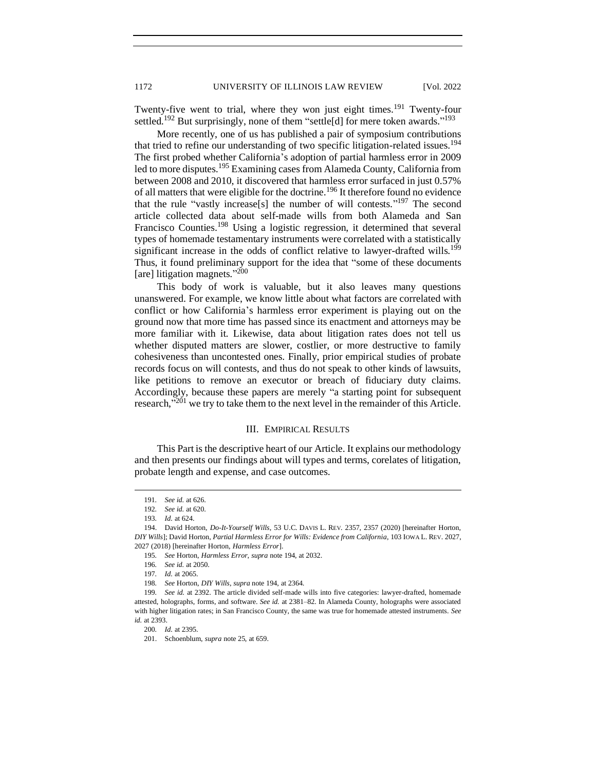Twenty-five went to trial, where they won just eight times.[191] Twenty-four settled.[192] But surprisingly, none of them "settle[d] for mere token awards."[193]

More recently, one of us has published a pair of symposium contributions that tried to refine our understanding of two specific litigation-related issues.[194] The first probed whether California's adoption of partial harmless error in 2009 led to more disputes.[195] Examining cases from Alameda County, California from between 2008 and 2010, it discovered that harmless error surfaced in just 0.57% of all matters that were eligible for the doctrine.[196] It therefore found no evidence that the rule "vastly increase[s] the number of will contests."[197] The second article collected data about self-made wills from both Alameda and San Francisco Counties.[198] Using a logistic regression, it determined that several types of homemade testamentary instruments were correlated with a statistically significant increase in the odds of conflict relative to lawyer-drafted wills.[199] Thus, it found preliminary support for the idea that "some of these documents [are] litigation magnets."[200]

This body of work is valuable, but it also leaves many questions unanswered. For example, we know little about what factors are correlated with conflict or how California's harmless error experiment is playing out on the ground now that more time has passed since its enactment and attorneys may be more familiar with it. Likewise, data about litigation rates does not tell us whether disputed matters are slower, costlier, or more destructive to family cohesiveness than uncontested ones. Finally, prior empirical studies of probate records focus on will contests, and thus do not speak to other kinds of lawsuits, like petitions to remove an executor or breach of fiduciary duty claims. Accordingly, because these papers are merely "a starting point for subsequent research,"[201] we try to take them to the next level in the remainder of this Article.

## III. EMPIRICAL RESULTS

This Part is the descriptive heart of our Article. It explains our methodology and then presents our findings about will types and terms, corelates of litigation, probate length and expense, and case outcomes.

---

191. *See id.* at 626.

192. *See id.* at 620.

193. *Id.* at 624.

194. David Horton, *Do-It-Yourself Wills*, 53 U.C. DAVIS L. REV. 2357, 2357 (2020) [hereinafter Horton, *DIY Wills*]; David Horton, *Partial Harmless Error for Wills: Evidence from California*, 103 IOWA L. REV. 2027, 2027 (2018) [hereinafter Horton, *Harmless Error*].

195. *See* Horton, *Harmless Error*, *supra* note 194, at 2032.

196. *See id.* at 2050.

197. *Id.* at 2065.

198. *See* Horton, *DIY Wills*, *supra* note 194, at 2364.

199. *See id.* at 2392. The article divided self-made wills into five categories: lawyer-drafted, homemade attested, holographs, forms, and software. *See id.* at 2381–82. In Alameda County, holographs were associated with higher litigation rates; in San Francisco County, the same was true for homemade attested instruments. *See id.* at 2393.

200. *Id.* at 2395.

201. Schoenblum, *supra* note 25, at 659.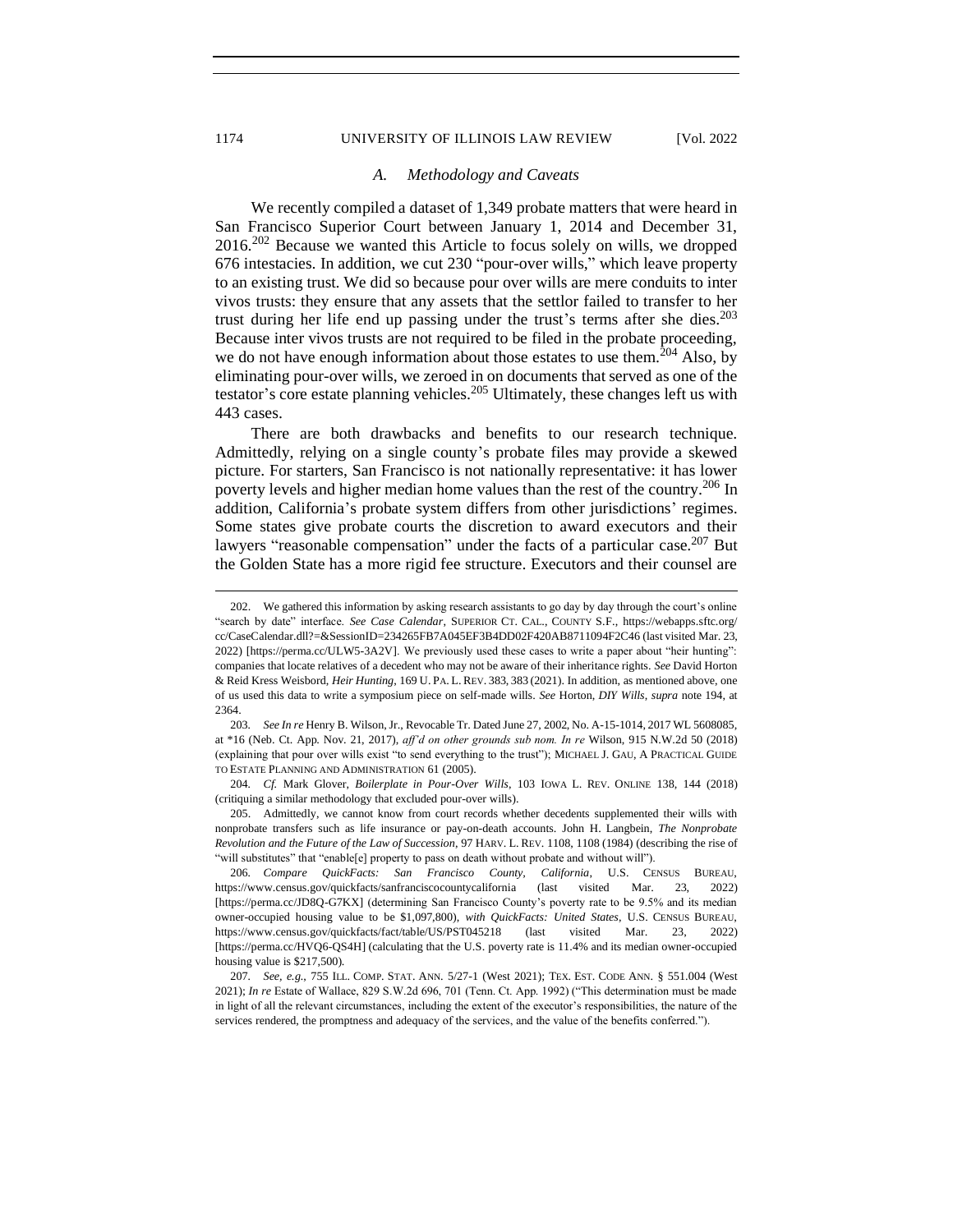### A. *Methodology and Caveats*

We recently compiled a dataset of 1,349 probate matters that were heard in San Francisco Superior Court between January 1, 2014 and December 31, 2016.[202] Because we wanted this Article to focus solely on wills, we dropped 676 intestacies. In addition, we cut 230 "pour-over wills," which leave property to an existing trust. We did so because pour over wills are mere conduits to inter vivos trusts: they ensure that any assets that the settlor failed to transfer to her trust during her life end up passing under the trust's terms after she dies.[203] Because inter vivos trusts are not required to be filed in the probate proceeding, we do not have enough information about those estates to use them.[204] Also, by eliminating pour-over wills, we zeroed in on documents that served as one of the testator's core estate planning vehicles.[205] Ultimately, these changes left us with 443 cases.

There are both drawbacks and benefits to our research technique. Admittedly, relying on a single county's probate files may provide a skewed picture. For starters, San Francisco is not nationally representative: it has lower poverty levels and higher median home values than the rest of the country.[206] In addition, California's probate system differs from other jurisdictions' regimes. Some states give probate courts the discretion to award executors and their lawyers "reasonable compensation" under the facts of a particular case.[207] But the Golden State has a more rigid fee structure. Executors and their counsel are

---

202. We gathered this information by asking research assistants to go day by day through the court's online "search by date" interface. *See Case Calendar*, SUPERIOR CT. CAL., COUNTY S.F., https://webapps.sftc.org/cc/CaseCalendar.dll?=&SessionID=234265FB7A045EF3B4DD02F420AB8711094F2C46 (last visited Mar. 23, 2022) [https://perma.cc/ULW5-3A2V]. We previously used these cases to write a paper about "heir hunting": companies that locate relatives of a decedent who may not be aware of their inheritance rights. *See* David Horton & Reid Kress Weisbord, *Heir Hunting*, 169 U. PA. L. REV. 383, 383 (2021). In addition, as mentioned above, one of us used this data to write a symposium piece on self-made wills. *See* Horton, *DIY Wills*, *supra* note 194, at 2364.

203. *See In re* Henry B. Wilson, Jr., Revocable Tr. Dated June 27, 2002, No. A-15-1014, 2017 WL 5608085, at *16 (Neb. Ct. App. Nov. 21, 2017), *aff'd on other grounds sub nom. In re* Wilson, 915 N.W.2d 50 (2018) (explaining that pour over wills exist "to send everything to the trust"); MICHAEL J. GAU, A PRACTICAL GUIDE TO ESTATE PLANNING AND ADMINISTRATION 61 (2005).

204. *Cf.* Mark Glover, *Boilerplate in Pour-Over Wills*, 103 IOWA L. REV. ONLINE 138, 144 (2018) (critiquing a similar methodology that excluded pour-over wills).

205. Admittedly, we cannot know from court records whether decedents supplemented their wills with nonprobate transfers such as life insurance or pay-on-death accounts. John H. Langbein, *The Nonprobate Revolution and the Future of the Law of Succession*, 97 HARV. L. REV. 1108, 1108 (1984) (describing the rise of "will substitutes" that "enable[e] property to pass on death without probate and without will").

206. *Compare QuickFacts: San Francisco County, California*, U.S. CENSUS BUREAU, https://www.census.gov/quickfacts/sanfranciscocountycalifornia (last visited Mar. 23, 2022) [https://perma.cc/JD8Q-G7KX] (determining San Francisco County's poverty rate to be 9.5% and its median owner-occupied housing value to be $1,097,800), *with QuickFacts: United States*, U.S. CENSUS BUREAU, https://www.census.gov/quickfacts/fact/table/US/PST045218 (last visited Mar. 23, 2022) [https://perma.cc/HVQ6-QS4H] (calculating that the U.S. poverty rate is 11.4% and its median owner-occupied housing value is $217,500).

207. *See, e.g.*, 755 ILL. COMP. STAT. ANN. 5/27-1 (West 2021); TEX. EST. CODE ANN. § 551.004 (West 2021); *In re* Estate of Wallace, 829 S.W.2d 696, 701 (Tenn. Ct. App. 1992) ("This determination must be made in light of all the relevant circumstances, including the extent of the executor's responsibilities, the nature of the services rendered, the promptness and adequacy of the services, and the value of the benefits conferred.").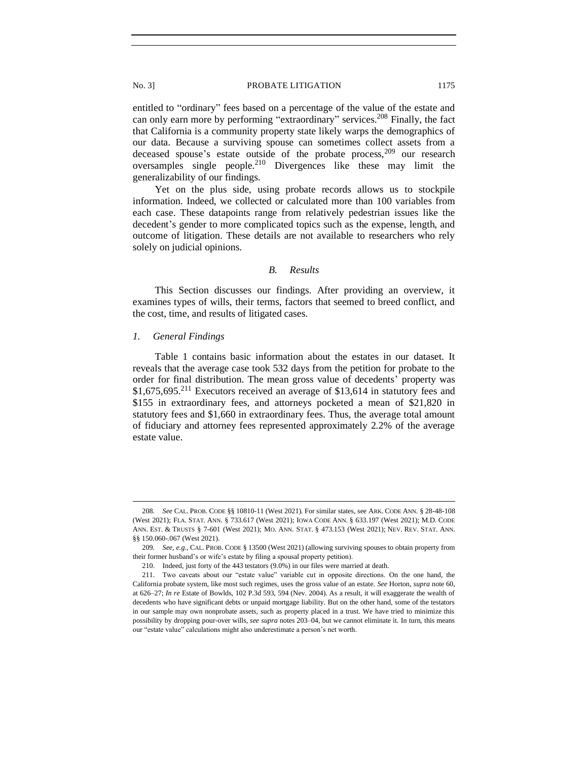entitled to "ordinary" fees based on a percentage of the value of the estate and can only earn more by performing "extraordinary" services.[208] Finally, the fact that California is a community property state likely warps the demographics of our data. Because a surviving spouse can sometimes collect assets from a deceased spouse's estate outside of the probate process,[209] our research oversamples single people.[210] Divergences like these may limit the generalizability of our findings.

Yet on the plus side, using probate records allows us to stockpile information. Indeed, we collected or calculated more than 100 variables from each case. These datapoints range from relatively pedestrian issues like the decedent's gender to more complicated topics such as the expense, length, and outcome of litigation. These details are not available to researchers who rely solely on judicial opinions.

### *B. Results*

This Section discusses our findings. After providing an overview, it examines types of wills, their terms, factors that seemed to breed conflict, and the cost, time, and results of litigated cases.

#### *1. General Findings*

Table 1 contains basic information about the estates in our dataset. It reveals that the average case took 532 days from the petition for probate to the order for final distribution. The mean gross value of decedents' property was $1,675,695.[211] Executors received an average of $13,614 in statutory fees and $155 in extraordinary fees, and attorneys pocketed a mean of $21,820 in statutory fees and $1,660 in extraordinary fees. Thus, the average total amount of fiduciary and attorney fees represented approximately 2.2% of the average estate value.

---

208. *See* CAL. PROB. CODE §§ 10810-11 (West 2021). For similar states, see ARK. CODE ANN. § 28-48-108 (West 2021); FLA. STAT. ANN. § 733.617 (West 2021); IOWA CODE ANN. § 633.197 (West 2021); M.D. CODE ANN. EST. & TRUSTS § 7-601 (West 2021); MO. ANN. STAT. § 473.153 (West 2021); NEV. REV. STAT. ANN. §§ 150.060-.067 (West 2021).

209. *See, e.g.*, CAL. PROB. CODE § 13500 (West 2021) (allowing surviving spouses to obtain property from their former husband's or wife's estate by filing a spousal property petition).

210. Indeed, just forty of the 443 testators (9.0%) in our files were married at death.

211. Two caveats about our "estate value" variable cut in opposite directions. On the one hand, the California probate system, like most such regimes, uses the gross value of an estate. *See* Horton, *supra* note 60, at 626–27; *In re* Estate of Bowlds, 102 P.3d 593, 594 (Nev. 2004). As a result, it will exaggerate the wealth of decedents who have significant debts or unpaid mortgage liability. But on the other hand, some of the testators in our sample may own nonprobate assets, such as property placed in a trust. We have tried to minimize this possibility by dropping pour-over wills, *see supra* notes 203–04, but we cannot eliminate it. In turn, this means our "estate value" calculations might also underestimate a person's net worth.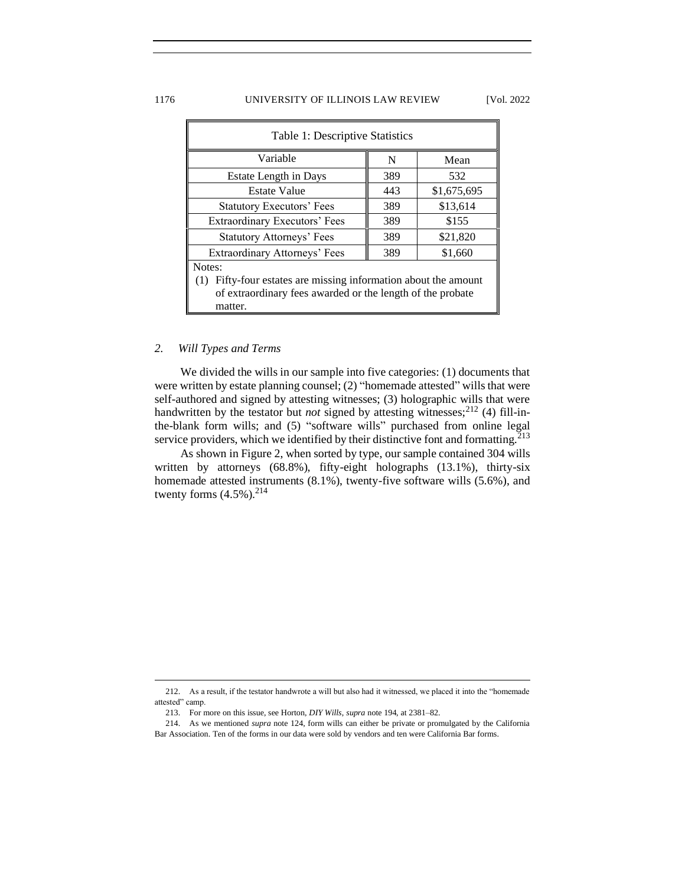| Table 1: Descriptive Statistics | | |
|---|---|---|
| Variable | N | Mean |
| Estate Length in Days | 389 | 532 |
| Estate Value | 443 | $1,675,695 |
| Statutory Executors' Fees | 389 | $13,614 |
| Extraordinary Executors' Fees | 389 | $155 |
| Statutory Attorneys' Fees | 389 | $21,820 |
| Extraordinary Attorneys' Fees | 389 | $1,660 |

Notes:
(1) Fifty-four estates are missing information about the amount of extraordinary fees awarded or the length of the probate matter.

### 2. *Will Types and Terms*

We divided the wills in our sample into five categories: (1) documents that were written by estate planning counsel; (2) "homemade attested" wills that were self-authored and signed by attesting witnesses; (3) holographic wills that were handwritten by the testator but *not* signed by attesting witnesses;[212] (4) fill-in-the-blank form wills; and (5) "software wills" purchased from online legal service providers, which we identified by their distinctive font and formatting.[213]

As shown in Figure 2, when sorted by type, our sample contained 304 wills written by attorneys (68.8%), fifty-eight holographs (13.1%), thirty-six homemade attested instruments (8.1%), twenty-five software wills (5.6%), and twenty forms (4.5%).[214]

---

212. As a result, if the testator handwrote a will but also had it witnessed, we placed it into the "homemade attested" camp.

213. For more on this issue, see Horton, *DIY Wills*, *supra* note 194, at 2381–82.

214. As we mentioned *supra* note 124, form wills can either be private or promulgated by the California Bar Association. Ten of the forms in our data were sold by vendors and ten were California Bar forms.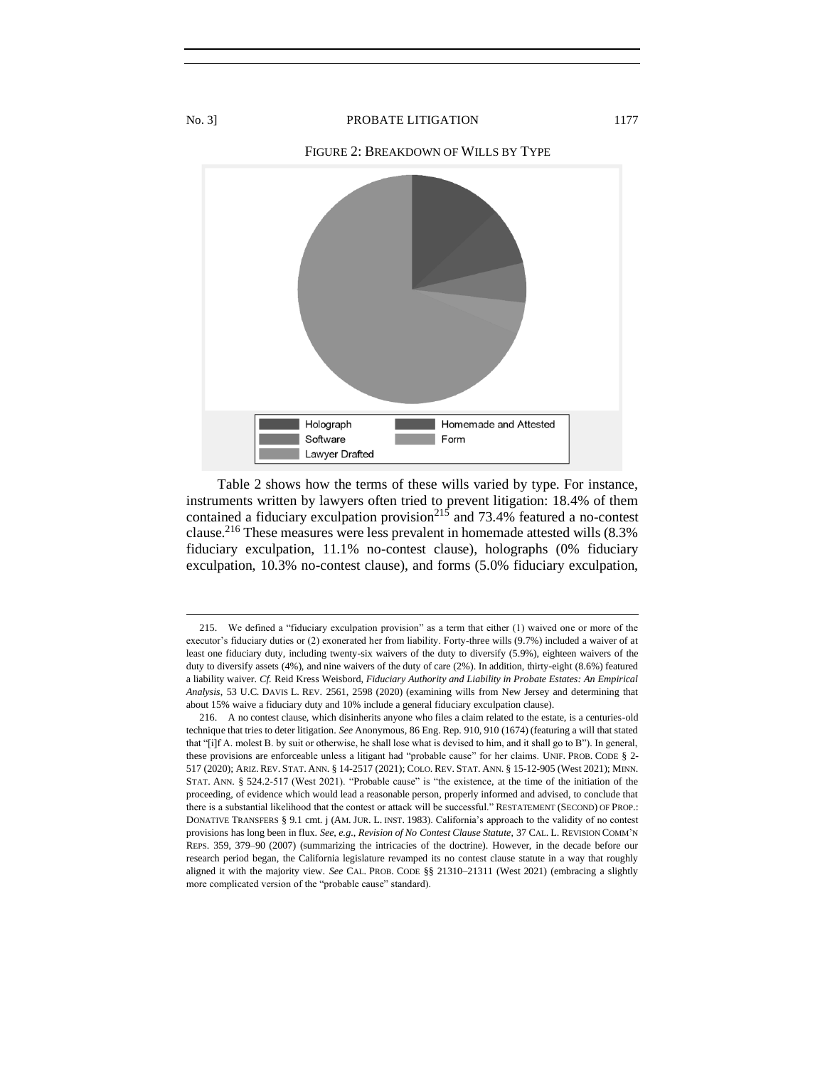FIGURE 2: BREAKDOWN OF WILLS BY TYPE

Holograph | Homemade and Attested | Software | Form | Lawyer Drafted

Table 2 shows how the terms of these wills varied by type. For instance, instruments written by lawyers often tried to prevent litigation: 18.4% of them contained a fiduciary exculpation provision[215] and 73.4% featured a no-contest clause.[216] These measures were less prevalent in homemade attested wills (8.3% fiduciary exculpation, 11.1% no-contest clause), holographs (0% fiduciary exculpation, 10.3% no-contest clause), and forms (5.0% fiduciary exculpation,

---

215. We defined a "fiduciary exculpation provision" as a term that either (1) waived one or more of the executor's fiduciary duties or (2) exonerated her from liability. Forty-three wills (9.7%) included a waiver of at least one fiduciary duty, including twenty-six waivers of the duty to diversify (5.9%), eighteen waivers of the duty to diversify assets (4%), and nine waivers of the duty of care (2%). In addition, thirty-eight (8.6%) featured a liability waiver. *Cf.* Reid Kress Weisbord, *Fiduciary Authority and Liability in Probate Estates: An Empirical Analysis*, 53 U.C. DAVIS L. REV. 2561, 2598 (2020) (examining wills from New Jersey and determining that about 15% waive a fiduciary duty and 10% include a general fiduciary exculpation clause).

216. A no contest clause, which disinherits anyone who files a claim related to the estate, is a centuries-old technique that tries to deter litigation. *See* Anonymous, 86 Eng. Rep. 910, 910 (1674) (featuring a will that stated that "[i]f A. molest B. by suit or otherwise, he shall lose what is devised to him, and it shall go to B"). In general, these provisions are enforceable unless a litigant had "probable cause" for her claims. UNIF. PROB. CODE § 2-517 (2020); ARIZ. REV. STAT. ANN. § 14-2517 (2021); COLO. REV. STAT. ANN. § 15-12-905 (West 2021); MINN. STAT. ANN. § 524.2-517 (West 2021). "Probable cause" is "the existence, at the time of the initiation of the proceeding, of evidence which would lead a reasonable person, properly informed and advised, to conclude that there is a substantial likelihood that the contest or attack will be successful." RESTATEMENT (SECOND) OF PROP.: DONATIVE TRANSFERS § 9.1 cmt. j (AM. JUR. L. INST. 1983). California's approach to the validity of no contest provisions has long been in flux. *See, e.g.*, *Revision of No Contest Clause Statute*, 37 CAL. L. REVISION COMM'N REPS. 359, 379–90 (2007) (summarizing the intricacies of the doctrine). However, in the decade before our research period began, the California legislature revamped its no contest clause statute in a way that roughly aligned it with the majority view. *See* CAL. PROB. CODE §§ 21310–21311 (West 2021) (embracing a slightly more complicated version of the "probable cause" standard).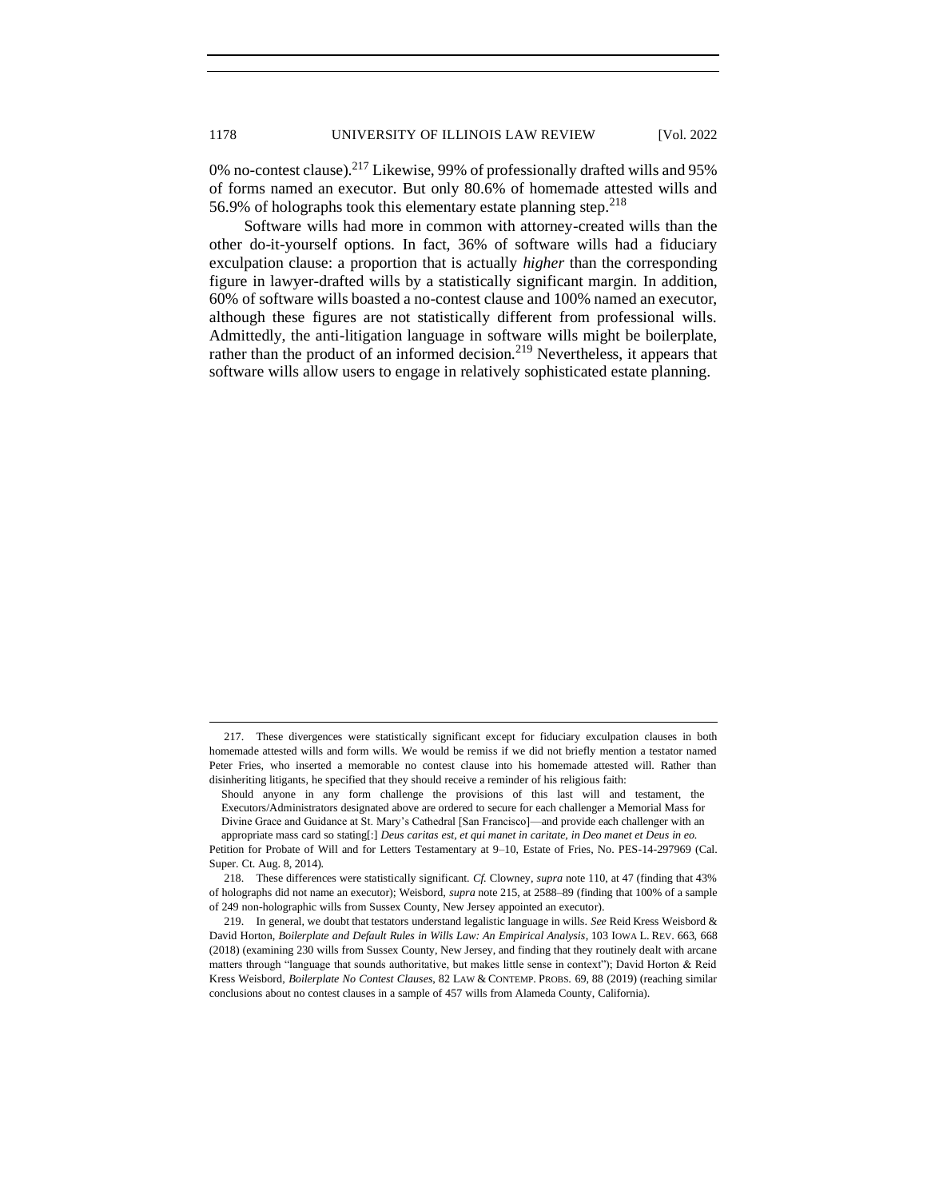0% no-contest clause).[217] Likewise, 99% of professionally drafted wills and 95% of forms named an executor. But only 80.6% of homemade attested wills and 56.9% of holographs took this elementary estate planning step.[218]

Software wills had more in common with attorney-created wills than the other do-it-yourself options. In fact, 36% of software wills had a fiduciary exculpation clause: a proportion that is actually *higher* than the corresponding figure in lawyer-drafted wills by a statistically significant margin. In addition, 60% of software wills boasted a no-contest clause and 100% named an executor, although these figures are not statistically different from professional wills. Admittedly, the anti-litigation language in software wills might be boilerplate, rather than the product of an informed decision.[219] Nevertheless, it appears that software wills allow users to engage in relatively sophisticated estate planning.

---

217. These divergences were statistically significant except for fiduciary exculpation clauses in both homemade attested wills and form wills. We would be remiss if we did not briefly mention a testator named Peter Fries, who inserted a memorable no contest clause into his homemade attested will. Rather than disinheriting litigants, he specified that they should receive a reminder of his religious faith:

> Should anyone in any form challenge the provisions of this last will and testament, the Executors/Administrators designated above are ordered to secure for each challenger a Memorial Mass for Divine Grace and Guidance at St. Mary's Cathedral [San Francisco]—and provide each challenger with an appropriate mass card so stating[:] *Deus caritas est, et qui manet in caritate, in Deo manet et Deus in eo.*

Petition for Probate of Will and for Letters Testamentary at 9–10, Estate of Fries, No. PES-14-297969 (Cal. Super. Ct. Aug. 8, 2014).

218. These differences were statistically significant. *Cf.* Clowney, *supra* note 110, at 47 (finding that 43% of holographs did not name an executor); Weisbord, *supra* note 215, at 2588–89 (finding that 100% of a sample of 249 non-holographic wills from Sussex County, New Jersey appointed an executor).

219. In general, we doubt that testators understand legalistic language in wills. *See* Reid Kress Weisbord & David Horton, *Boilerplate and Default Rules in Wills Law: An Empirical Analysis*, 103 IOWA L. REV. 663, 668 (2018) (examining 230 wills from Sussex County, New Jersey, and finding that they routinely dealt with arcane matters through "language that sounds authoritative, but makes little sense in context"); David Horton & Reid Kress Weisbord, *Boilerplate No Contest Clauses*, 82 LAW & CONTEMP. PROBS. 69, 88 (2019) (reaching similar conclusions about no contest clauses in a sample of 457 wills from Alameda County, California).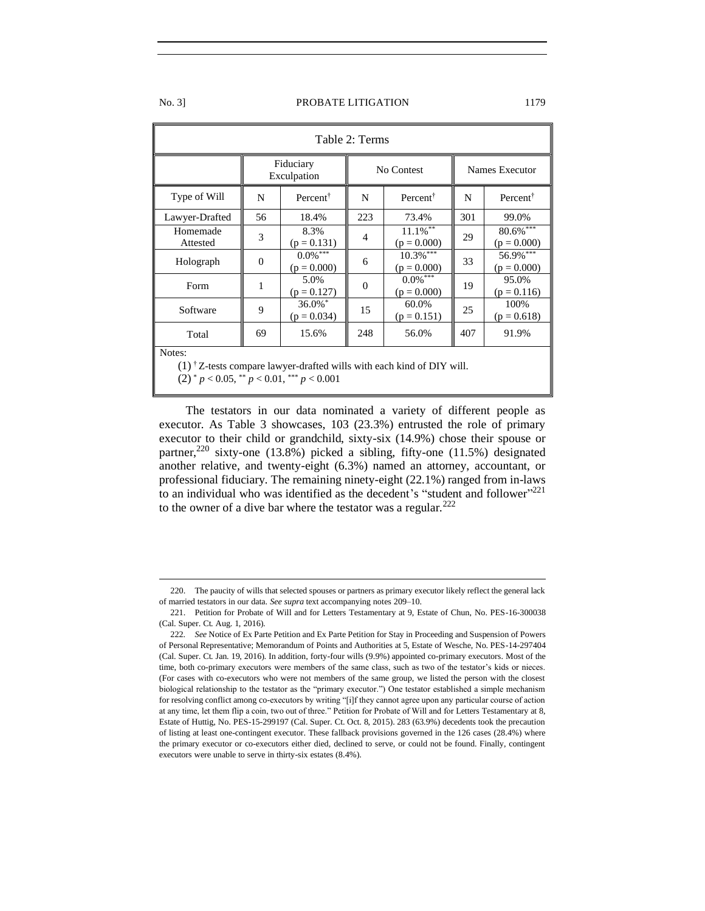| Table 2: Terms | | | | | | |
|---|---|---|---|---|---|---|
| | Fiduciary Exculpation | | No Contest | | Names Executor | |
| Type of Will | N | Percent† | N | Percent† | N | Percent† |
| Lawyer-Drafted | 56 | 18.4% | 223 | 73.4% | 301 | 99.0% |
| Homemade Attested | 3 | 8.3% (p = 0.131) | 4 | 11.1%** (p = 0.000) | 29 | 80.6%*** (p = 0.000) |
| Holograph | 0 | 0.0%*** (p = 0.000) | 6 | 10.3%*** (p = 0.000) | 33 | 56.9%*** (p = 0.000) |
| Form | 1 | 5.0% (p = 0.127) | 0 | 0.0%*** (p = 0.000) | 19 | 95.0% (p = 0.116) |
| Software | 9 | 36.0%* (p = 0.034) | 15 | 60.0% (p = 0.151) | 25 | 100% (p = 0.618) |
| Total | 69 | 15.6% | 248 | 56.0% | 407 | 91.9% |

Notes:

(1) † Z-tests compare lawyer-drafted wills with each kind of DIY will.

(2) * $p < 0.05$, ** $p < 0.01$, *** $p < 0.001$

The testators in our data nominated a variety of different people as executor. As Table 3 showcases, 103 (23.3%) entrusted the role of primary executor to their child or grandchild, sixty-six (14.9%) chose their spouse or partner,[220] sixty-one (13.8%) picked a sibling, fifty-one (11.5%) designated another relative, and twenty-eight (6.3%) named an attorney, accountant, or professional fiduciary. The remaining ninety-eight (22.1%) ranged from in-laws to an individual who was identified as the decedent's "student and follower"[221] to the owner of a dive bar where the testator was a regular.[222]

---

220. The paucity of wills that selected spouses or partners as primary executor likely reflect the general lack of married testators in our data. *See supra* text accompanying notes 209–10.

221. Petition for Probate of Will and for Letters Testamentary at 9, Estate of Chun, No. PES-16-300038 (Cal. Super. Ct. Aug. 1, 2016).

222. *See* Notice of Ex Parte Petition and Ex Parte Petition for Stay in Proceeding and Suspension of Powers of Personal Representative; Memorandum of Points and Authorities at 5, Estate of Wesche, No. PES-14-297404 (Cal. Super. Ct. Jan. 19, 2016). In addition, forty-four wills (9.9%) appointed co-primary executors. Most of the time, both co-primary executors were members of the same class, such as two of the testator's kids or nieces. (For cases with co-executors who were not members of the same group, we listed the person with the closest biological relationship to the testator as the "primary executor.") One testator established a simple mechanism for resolving conflict among co-executors by writing "[i]f they cannot agree upon any particular course of action at any time, let them flip a coin, two out of three." Petition for Probate of Will and for Letters Testamentary at 8, Estate of Huttig, No. PES-15-299197 (Cal. Super. Ct. Oct. 8, 2015). 283 (63.9%) decedents took the precaution of listing at least one-contingent executor. These fallback provisions governed in the 126 cases (28.4%) where the primary executor or co-executors either died, declined to serve, or could not be found. Finally, contingent executors were unable to serve in thirty-six estates (8.4%).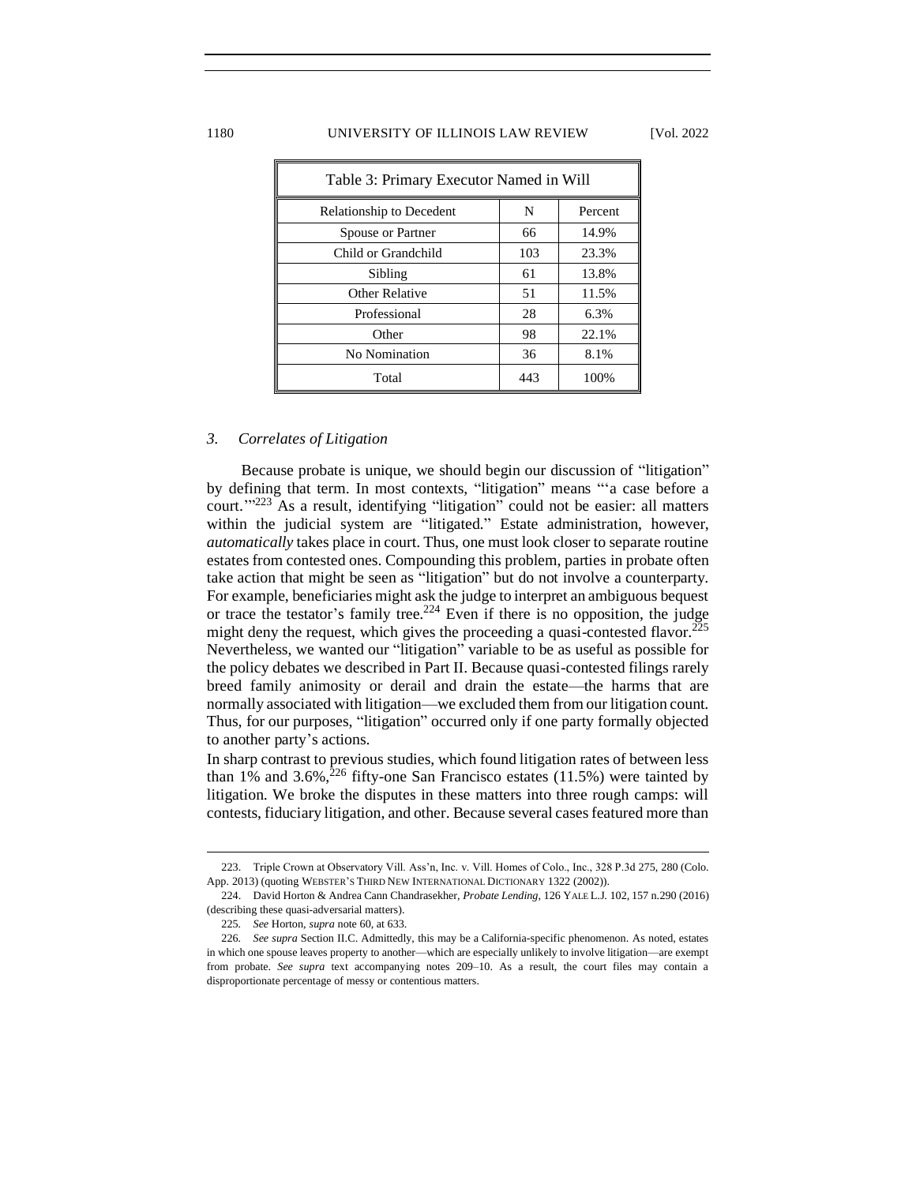| Table 3: Primary Executor Named in Will | | |
|---|---|---|
| Relationship to Decedent | N | Percent |
| Spouse or Partner | 66 | 14.9% |
| Child or Grandchild | 103 | 23.3% |
| Sibling | 61 | 13.8% |
| Other Relative | 51 | 11.5% |
| Professional | 28 | 6.3% |
| Other | 98 | 22.1% |
| No Nomination | 36 | 8.1% |
| Total | 443 | 100% |

### *3. Correlates of Litigation*

Because probate is unique, we should begin our discussion of "litigation" by defining that term. In most contexts, "litigation" means "'a case before a court.'"[223] As a result, identifying "litigation" could not be easier: all matters within the judicial system are "litigated." Estate administration, however, *automatically* takes place in court. Thus, one must look closer to separate routine estates from contested ones. Compounding this problem, parties in probate often take action that might be seen as "litigation" but do not involve a counterparty. For example, beneficiaries might ask the judge to interpret an ambiguous bequest or trace the testator's family tree.[224] Even if there is no opposition, the judge might deny the request, which gives the proceeding a quasi-contested flavor.[225] Nevertheless, we wanted our "litigation" variable to be as useful as possible for the policy debates we described in Part II. Because quasi-contested filings rarely breed family animosity or derail and drain the estate—the harms that are normally associated with litigation—we excluded them from our litigation count. Thus, for our purposes, "litigation" occurred only if one party formally objected to another party's actions.

In sharp contrast to previous studies, which found litigation rates of between less than 1% and 3.6%,[226] fifty-one San Francisco estates (11.5%) were tainted by litigation. We broke the disputes in these matters into three rough camps: will contests, fiduciary litigation, and other. Because several cases featured more than

---

223. Triple Crown at Observatory Vill. Ass'n, Inc. v. Vill. Homes of Colo., Inc., 328 P.3d 275, 280 (Colo. App. 2013) (quoting WEBSTER'S THIRD NEW INTERNATIONAL DICTIONARY 1322 (2002)).

224. David Horton & Andrea Cann Chandrasekher, *Probate Lending*, 126 YALE L.J. 102, 157 n.290 (2016) (describing these quasi-adversarial matters).

225. *See* Horton, *supra* note 60, at 633.

226. *See supra* Section II.C. Admittedly, this may be a California-specific phenomenon. As noted, estates in which one spouse leaves property to another—which are especially unlikely to involve litigation—are exempt from probate. *See supra* text accompanying notes 209–10. As a result, the court files may contain a disproportionate percentage of messy or contentious matters.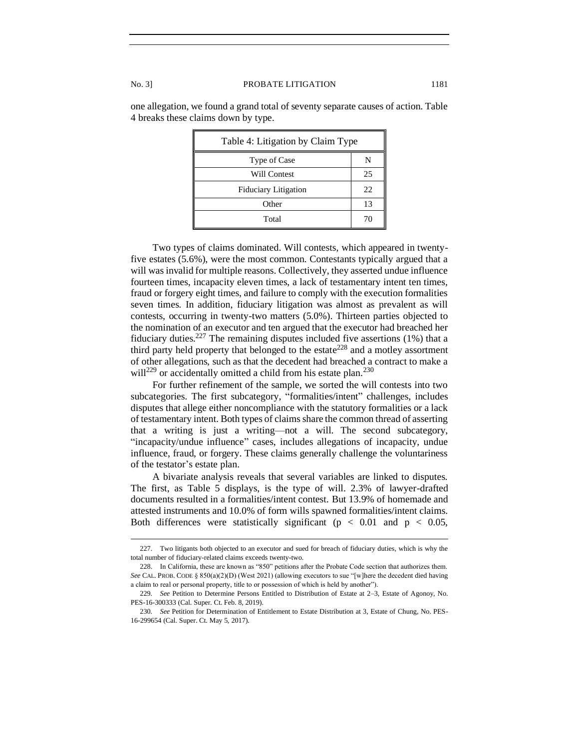one allegation, we found a grand total of seventy separate causes of action. Table 4 breaks these claims down by type.

| Table 4: Litigation by Claim Type | |
|---|---|
| Type of Case | N |
| Will Contest | 25 |
| Fiduciary Litigation | 22 |
| Other | 13 |
| Total | 70 |

Two types of claims dominated. Will contests, which appeared in twenty-five estates (5.6%), were the most common. Contestants typically argued that a will was invalid for multiple reasons. Collectively, they asserted undue influence fourteen times, incapacity eleven times, a lack of testamentary intent ten times, fraud or forgery eight times, and failure to comply with the execution formalities seven times. In addition, fiduciary litigation was almost as prevalent as will contests, occurring in twenty-two matters (5.0%). Thirteen parties objected to the nomination of an executor and ten argued that the executor had breached her fiduciary duties.[227] The remaining disputes included five assertions (1%) that a third party held property that belonged to the estate[228] and a motley assortment of other allegations, such as that the decedent had breached a contract to make a will[229] or accidentally omitted a child from his estate plan.[230]

For further refinement of the sample, we sorted the will contests into two subcategories. The first subcategory, "formalities/intent" challenges, includes disputes that allege either noncompliance with the statutory formalities or a lack of testamentary intent. Both types of claims share the common thread of asserting that a writing is just a writing—not a will. The second subcategory, "incapacity/undue influence" cases, includes allegations of incapacity, undue influence, fraud, or forgery. These claims generally challenge the voluntariness of the testator's estate plan.

A bivariate analysis reveals that several variables are linked to disputes. The first, as Table 5 displays, is the type of will. 2.3% of lawyer-drafted documents resulted in a formalities/intent contest. But 13.9% of homemade and attested instruments and 10.0% of form wills spawned formalities/intent claims. Both differences were statistically significant ($p < 0.01$ and $p < 0.05$,

227. Two litigants both objected to an executor and sued for breach of fiduciary duties, which is why the total number of fiduciary-related claims exceeds twenty-two.

228. In California, these are known as "850" petitions after the Probate Code section that authorizes them. *See* CAL. PROB. CODE § 850(a)(2)(D) (West 2021) (allowing executors to sue "[w]here the decedent died having a claim to real or personal property, title to or possession of which is held by another").

229. *See* Petition to Determine Persons Entitled to Distribution of Estate at 2–3, Estate of Agonoy, No. PES-16-300333 (Cal. Super. Ct. Feb. 8, 2019).

230. *See* Petition for Determination of Entitlement to Estate Distribution at 3, Estate of Chung, No. PES-16-299654 (Cal. Super. Ct. May 5, 2017).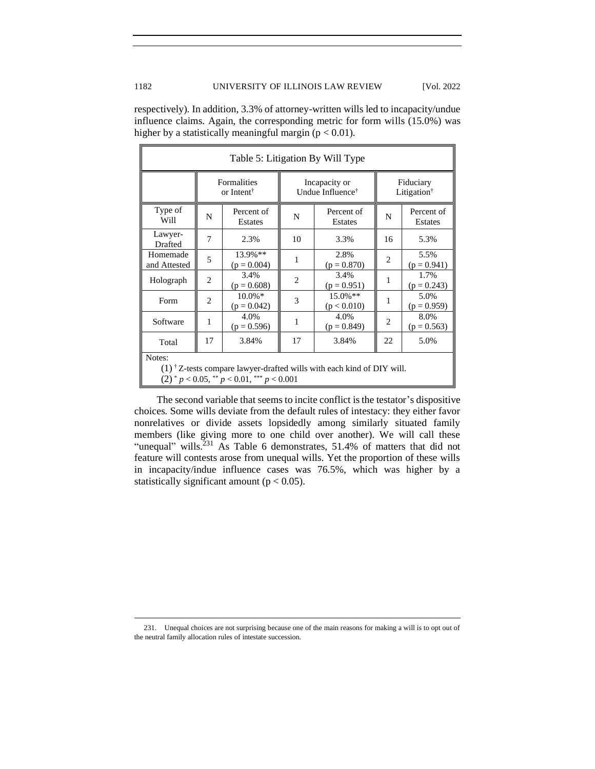respectively). In addition, 3.3% of attorney-written wills led to incapacity/undue influence claims. Again, the corresponding metric for form wills (15.0%) was higher by a statistically meaningful margin ($p < 0.01$).

Table 5: Litigation By Will Type

| | Formalities or Intent† | | Incapacity or Undue Influence† | | Fiduciary Litigation† | |
|---|---|---|---|---|---|---|
| Type of Will | N | Percent of Estates | N | Percent of Estates | N | Percent of Estates |
| Lawyer-Drafted | 7 | 2.3% | 10 | 3.3% | 16 | 5.3% |
| Homemade and Attested | 5 | 13.9%** ($p = 0.004$) | 1 | 2.8% ($p = 0.870$) | 2 | 5.5% ($p = 0.941$) |
| Holograph | 2 | 3.4% ($p = 0.608$) | 2 | 3.4% ($p = 0.951$) | 1 | 1.7% ($p = 0.243$) |
| Form | 2 | 10.0%* ($p = 0.042$) | 3 | 15.0%** ($p < 0.010$) | 1 | 5.0% ($p = 0.959$) |
| Software | 1 | 4.0% ($p = 0.596$) | 1 | 4.0% ($p = 0.849$) | 2 | 8.0% ($p = 0.563$) |
| Total | 17 | 3.84% | 17 | 3.84% | 22 | 5.0% |

Notes:
(1) † Z-tests compare lawyer-drafted wills with each kind of DIY will.
(2) * $p < 0.05$, ** $p < 0.01$, *** $p < 0.001$

The second variable that seems to incite conflict is the testator's dispositive choices. Some wills deviate from the default rules of intestacy: they either favor nonrelatives or divide assets lopsidedly among similarly situated family members (like giving more to one child over another). We will call these "unequal" wills.[231] As Table 6 demonstrates, 51.4% of matters that did not feature will contests arose from unequal wills. Yet the proportion of these wills in incapacity/indue influence cases was 76.5%, which was higher by a statistically significant amount ($p < 0.05$).

231. Unequal choices are not surprising because one of the main reasons for making a will is to opt out of the neutral family allocation rules of intestate succession.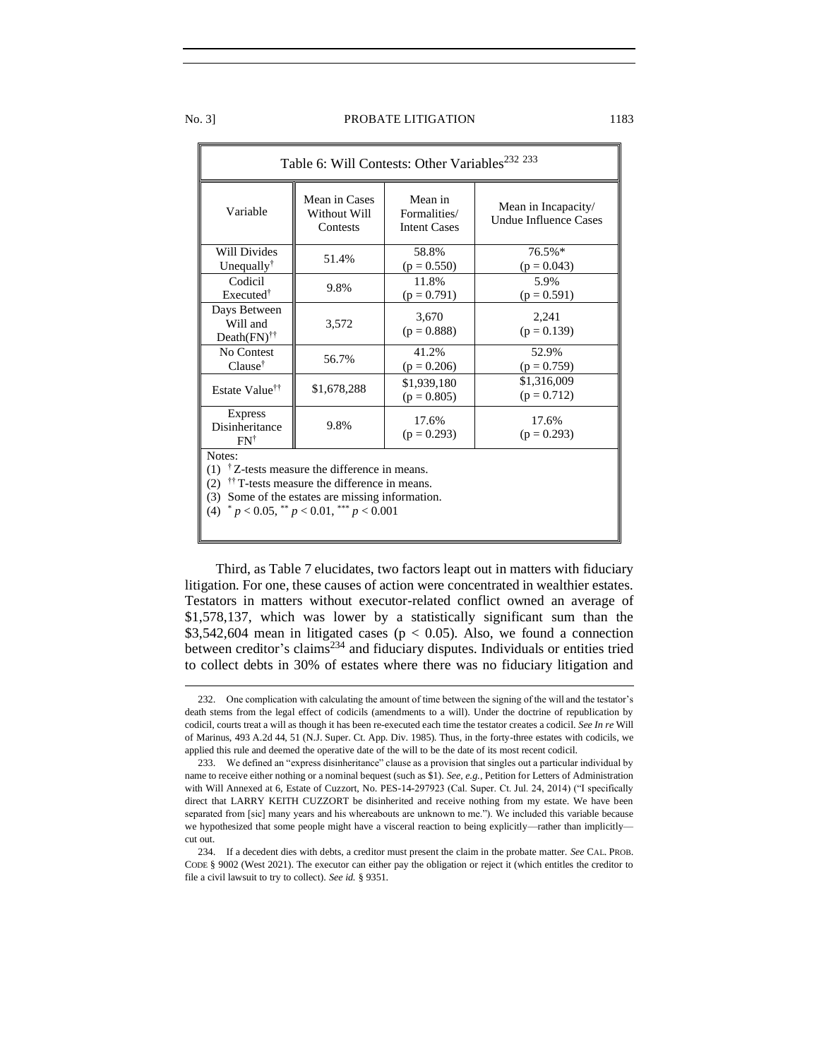Table 6: Will Contests: Other Variables[232] [233]

| Variable | Mean in Cases Without Will Contests | Mean in Formalities/ Intent Cases | Mean in Incapacity/ Undue Influence Cases |
|---|---|---|---|
| Will Divides Unequally[†] | 51.4% | 58.8% ($p = 0.550$) | 76.5%* ($p = 0.043$) |
| Codicil Executed[†] | 9.8% | 11.8% ($p = 0.791$) | 5.9% ($p = 0.591$) |
| Days Between Will and Death(FN)[††] | 3,572 | 3,670 ($p = 0.888$) | 2,241 ($p = 0.139$) |
| No Contest Clause[†] | 56.7% | 41.2% ($p = 0.206$) | 52.9% ($p = 0.759$) |
| Estate Value[††] | $1,678,288 | $1,939,180 ($p = 0.805$) | $1,316,009 ($p = 0.712$) |
| Express Disinheritance FN[†] | 9.8% | 17.6% ($p = 0.293$) | 17.6% ($p = 0.293$) |

Notes:
(1) [†] Z-tests measure the difference in means.
(2) [††] T-tests measure the difference in means.
(3) Some of the estates are missing information.
(4) $^{*}\ p < 0.05$, $^{**}\ p < 0.01$, $^{***}\ p < 0.001$

Third, as Table 7 elucidates, two factors leapt out in matters with fiduciary litigation. For one, these causes of action were concentrated in wealthier estates. Testators in matters without executor-related conflict owned an average of $1,578,137, which was lower by a statistically significant sum than the $3,542,604 mean in litigated cases ($p < 0.05$). Also, we found a connection between creditor's claims[234] and fiduciary disputes. Individuals or entities tried to collect debts in 30% of estates where there was no fiduciary litigation and

---

232. One complication with calculating the amount of time between the signing of the will and the testator's death stems from the legal effect of codicils (amendments to a will). Under the doctrine of republication by codicil, courts treat a will as though it has been re-executed each time the testator creates a codicil. *See In re* Will of Marinus, 493 A.2d 44, 51 (N.J. Super. Ct. App. Div. 1985). Thus, in the forty-three estates with codicils, we applied this rule and deemed the operative date of the will to be the date of its most recent codicil.

233. We defined an "express disinheritance" clause as a provision that singles out a particular individual by name to receive either nothing or a nominal bequest (such as $1). *See, e.g.*, Petition for Letters of Administration with Will Annexed at 6, Estate of Cuzzort, No. PES-14-297923 (Cal. Super. Ct. Jul. 24, 2014) ("I specifically direct that LARRY KEITH CUZZORT be disinherited and receive nothing from my estate. We have been separated from [sic] many years and his whereabouts are unknown to me."). We included this variable because we hypothesized that some people might have a visceral reaction to being explicitly—rather than implicitly—cut out.

234. If a decedent dies with debts, a creditor must present the claim in the probate matter. *See* CAL. PROB. CODE § 9002 (West 2021). The executor can either pay the obligation or reject it (which entitles the creditor to file a civil lawsuit to try to collect). *See id.* § 9351.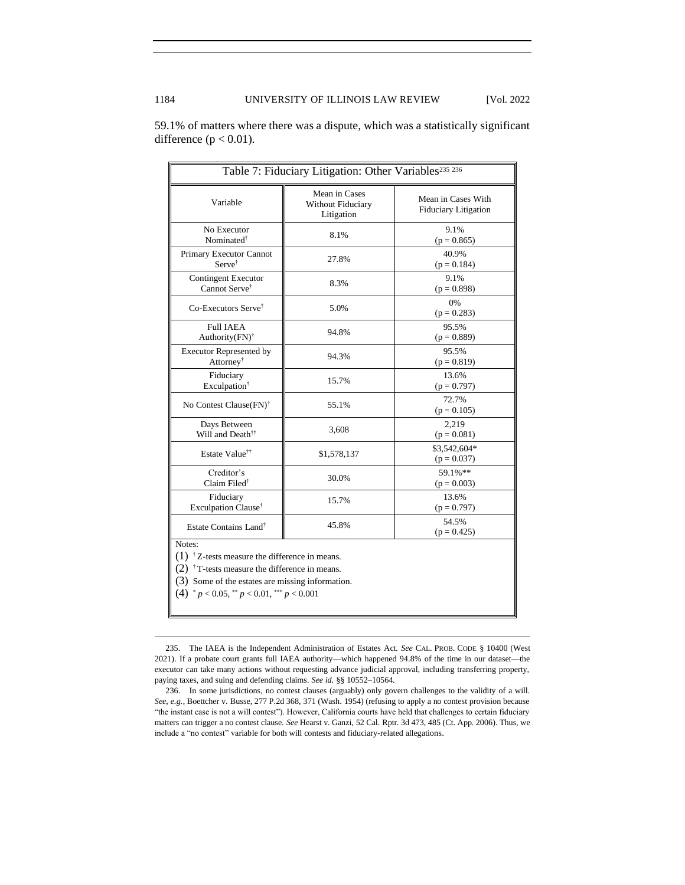59.1% of matters where there was a dispute, which was a statistically significant difference ($p < 0.01$).

Table 7: Fiduciary Litigation: Other Variables[235] [236]

| Variable | Mean in Cases Without Fiduciary Litigation | Mean in Cases With Fiduciary Litigation |
|---|---|---|
| No Executor Nominated† | 8.1% | 9.1% ($p = 0.865$) |
| Primary Executor Cannot Serve† | 27.8% | 40.9% ($p = 0.184$) |
| Contingent Executor Cannot Serve† | 8.3% | 9.1% ($p = 0.898$) |
| Co-Executors Serve† | 5.0% | 0% ($p = 0.283$) |
| Full IAEA Authority(FN)† | 94.8% | 95.5% ($p = 0.889$) |
| Executor Represented by Attorney† | 94.3% | 95.5% ($p = 0.819$) |
| Fiduciary Exculpation† | 15.7% | 13.6% ($p = 0.797$) |
| No Contest Clause(FN)† | 55.1% | 72.7% ($p = 0.105$) |
| Days Between Will and Death†† | 3,608 | 2,219 ($p = 0.081$) |
| Estate Value†† | $1,578,137 | $3,542,604* ($p = 0.037$) |
| Creditor's Claim Filed† | 30.0% | 59.1%** ($p = 0.003$) |
| Fiduciary Exculpation Clause† | 15.7% | 13.6% ($p = 0.797$) |
| Estate Contains Land† | 45.8% | 54.5% ($p = 0.425$) |

Notes:

(1) † Z-tests measure the difference in means.

(2) † T-tests measure the difference in means.

(3) Some of the estates are missing information.

(4) * $p < 0.05$, ** $p < 0.01$, *** $p < 0.001$

235. The IAEA is the Independent Administration of Estates Act. *See* CAL. PROB. CODE § 10400 (West 2021). If a probate court grants full IAEA authority—which happened 94.8% of the time in our dataset—the executor can take many actions without requesting advance judicial approval, including transferring property, paying taxes, and suing and defending claims. *See id.* §§ 10552–10564.

236. In some jurisdictions, no contest clauses (arguably) only govern challenges to the validity of a will. *See, e.g.*, Boettcher v. Busse, 277 P.2d 368, 371 (Wash. 1954) (refusing to apply a no contest provision because "the instant case is not a will contest"). However, California courts have held that challenges to certain fiduciary matters can trigger a no contest clause. *See* Hearst v. Ganzi, 52 Cal. Rptr. 3d 473, 485 (Ct. App. 2006). Thus, we include a "no contest" variable for both will contests and fiduciary-related allegations.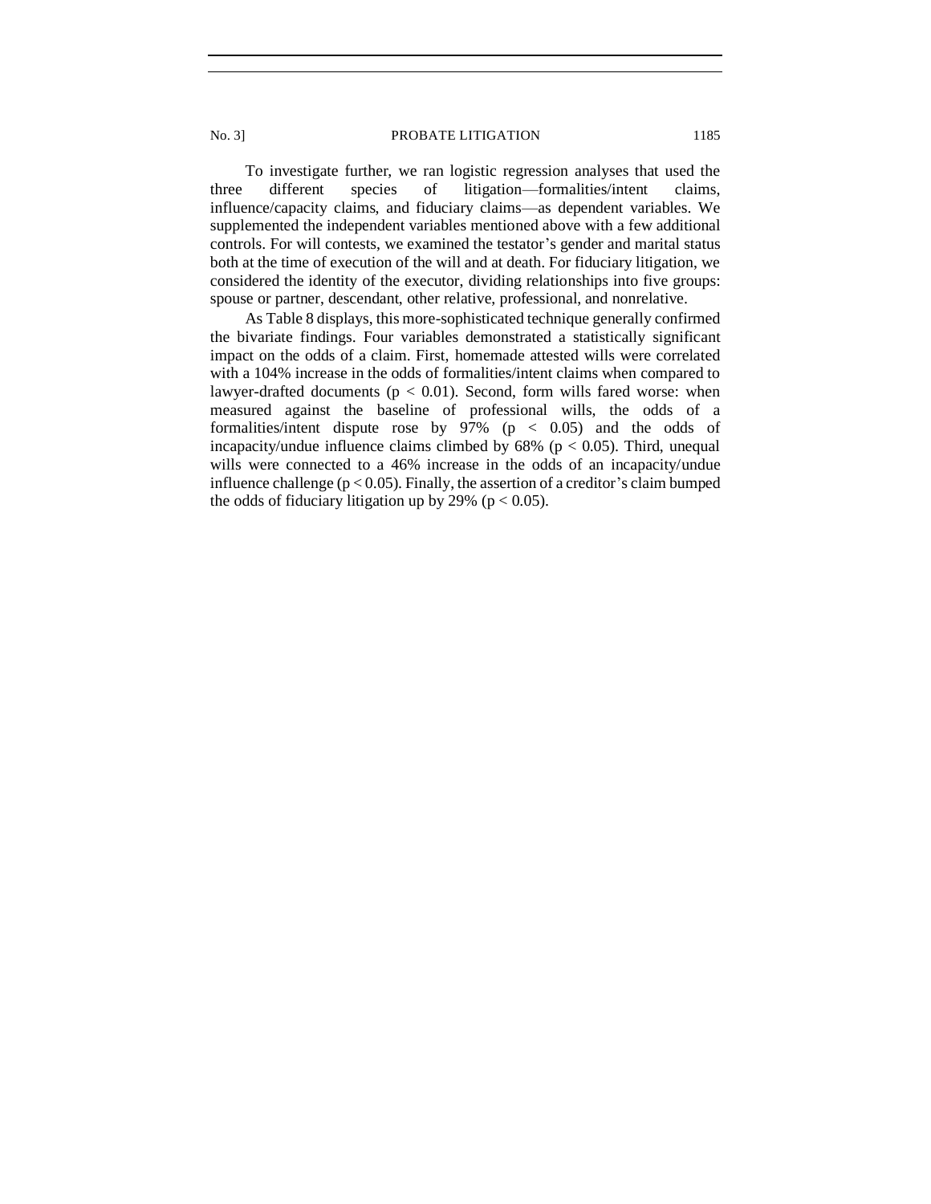To investigate further, we ran logistic regression analyses that used the three different species of litigation—formalities/intent claims, influence/capacity claims, and fiduciary claims—as dependent variables. We supplemented the independent variables mentioned above with a few additional controls. For will contests, we examined the testator's gender and marital status both at the time of execution of the will and at death. For fiduciary litigation, we considered the identity of the executor, dividing relationships into five groups: spouse or partner, descendant, other relative, professional, and nonrelative.

As Table 8 displays, this more-sophisticated technique generally confirmed the bivariate findings. Four variables demonstrated a statistically significant impact on the odds of a claim. First, homemade attested wills were correlated with a 104% increase in the odds of formalities/intent claims when compared to lawyer-drafted documents ($p < 0.01$). Second, form wills fared worse: when measured against the baseline of professional wills, the odds of a formalities/intent dispute rose by 97% ($p < 0.05$) and the odds of incapacity/undue influence claims climbed by 68% ($p < 0.05$). Third, unequal wills were connected to a 46% increase in the odds of an incapacity/undue influence challenge ($p < 0.05$). Finally, the assertion of a creditor's claim bumped the odds of fiduciary litigation up by 29% ($p < 0.05$).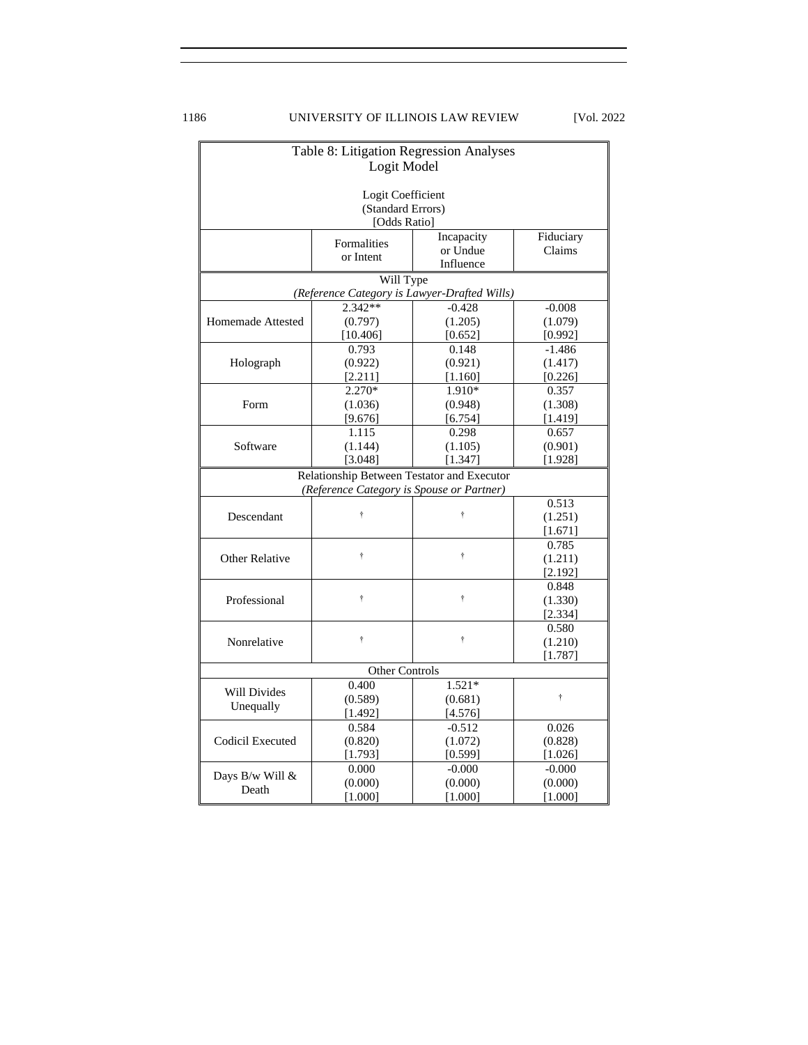| Table 8: Litigation Regression Analyses<br>Logit Model<br><br>Logit Coefficient<br>(Standard Errors)<br>[Odds Ratio] | | | |
|---|---|---|---|
| | Formalities or Intent | Incapacity or Undue Influence | Fiduciary Claims |
| **Will Type** *(Reference Category is Lawyer-Drafted Wills)* | | | |
| Homemade Attested | 2.342**<br>(0.797)<br>[10.406] | -0.428<br>(1.205)<br>[0.652] | -0.008<br>(1.079)<br>[0.992] |
| Holograph | 0.793<br>(0.922)<br>[2.211] | 0.148<br>(0.921)<br>[1.160] | -1.486<br>(1.417)<br>[0.226] |
| Form | 2.270*<br>(1.036)<br>[9.676] | 1.910*<br>(0.948)<br>[6.754] | 0.357<br>(1.308)<br>[1.419] |
| Software | 1.115<br>(1.144)<br>[3.048] | 0.298<br>(1.105)<br>[1.347] | 0.657<br>(0.901)<br>[1.928] |
| **Relationship Between Testator and Executor** *(Reference Category is Spouse or Partner)* | | | |
| Descendant | † | † | 0.513<br>(1.251)<br>[1.671] |
| Other Relative | † | † | 0.785<br>(1.211)<br>[2.192] |
| Professional | † | † | 0.848<br>(1.330)<br>[2.334] |
| Nonrelative | † | † | 0.580<br>(1.210)<br>[1.787] |
| **Other Controls** | | | |
| Will Divides Unequally | 0.400<br>(0.589)<br>[1.492] | 1.521*<br>(0.681)<br>[4.576] | † |
| Codicil Executed | 0.584<br>(0.820)<br>[1.793] | -0.512<br>(1.072)<br>[0.599] | 0.026<br>(0.828)<br>[1.026] |
| Days B/w Will & Death | 0.000<br>(0.000)<br>[1.000] | -0.000<br>(0.000)<br>[1.000] | -0.000<br>(0.000)<br>[1.000] |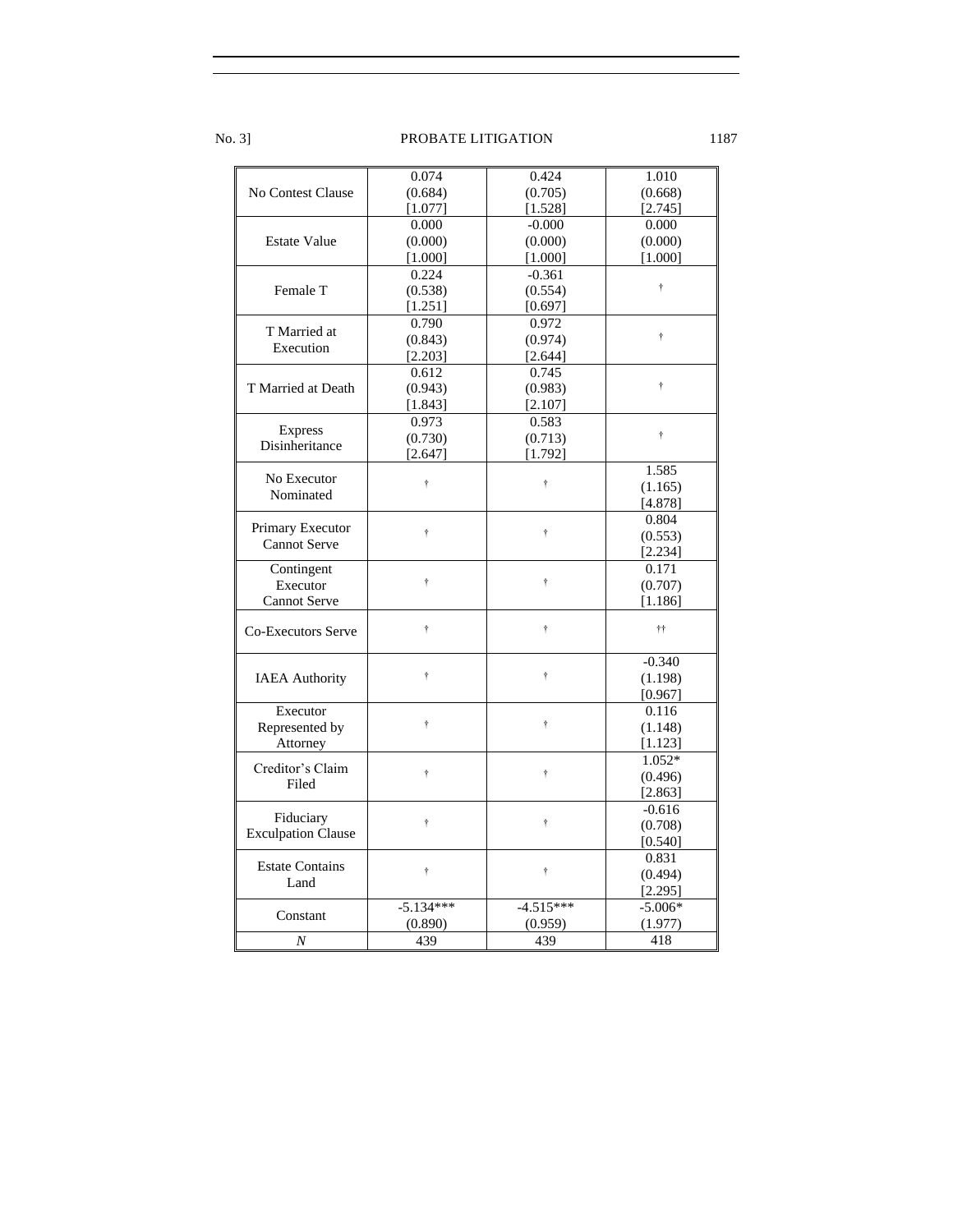| | | | |
|---|---|---|---|
| No Contest Clause | 0.074 (0.684) [1.077] | 0.424 (0.705) [1.528] | 1.010 (0.668) [2.745] |
| Estate Value | 0.000 (0.000) [1.000] | -0.000 (0.000) [1.000] | 0.000 (0.000) [1.000] |
| Female T | 0.224 (0.538) [1.251] | -0.361 (0.554) [0.697] | † |
| T Married at Execution | 0.790 (0.843) [2.203] | 0.972 (0.974) [2.644] | † |
| T Married at Death | 0.612 (0.943) [1.843] | 0.745 (0.983) [2.107] | † |
| Express Disinheritance | 0.973 (0.730) [2.647] | 0.583 (0.713) [1.792] | † |
| No Executor Nominated | † | † | 1.585 (1.165) [4.878] |
| Primary Executor Cannot Serve | † | † | 0.804 (0.553) [2.234] |
| Contingent Executor Cannot Serve | † | † | 0.171 (0.707) [1.186] |
| Co-Executors Serve | † | † | †† |
| IAEA Authority | † | † | -0.340 (1.198) [0.967] |
| Executor Represented by Attorney | † | † | 0.116 (1.148) [1.123] |
| Creditor's Claim Filed | † | † | 1.052* (0.496) [2.863] |
| Fiduciary Exculpation Clause | † | † | -0.616 (0.708) [0.540] |
| Estate Contains Land | † | † | 0.831 (0.494) [2.295] |
| Constant | -5.134*** (0.890) | -4.515*** (0.959) | -5.006* (1.977) |
| *N* | 439 | 439 | 418 |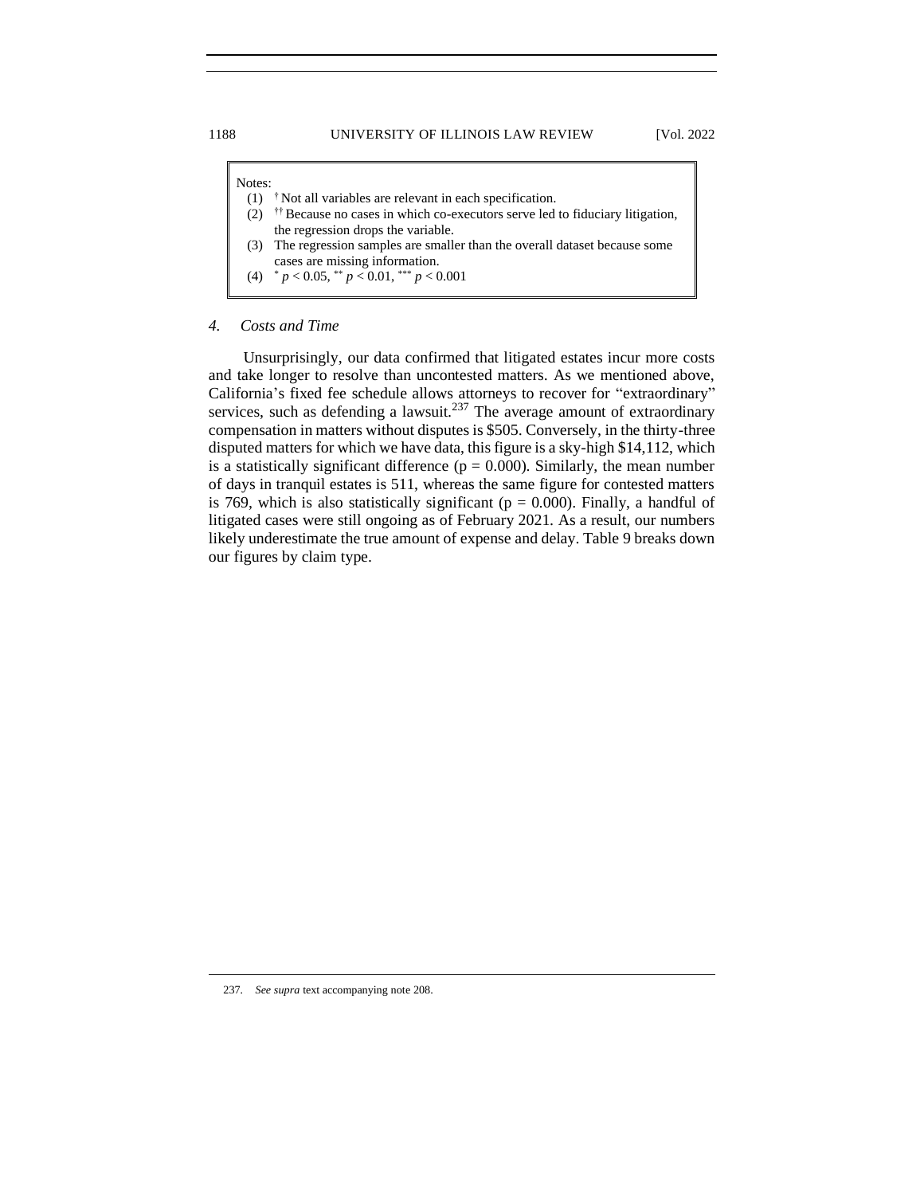Notes:

(1) † Not all variables are relevant in each specification.

(2) †† Because no cases in which co-executors serve led to fiduciary litigation, the regression drops the variable.

(3) The regression samples are smaller than the overall dataset because some cases are missing information.

(4) * $p < 0.05$, ** $p < 0.01$, *** $p < 0.001$

### 4. *Costs and Time*

Unsurprisingly, our data confirmed that litigated estates incur more costs and take longer to resolve than uncontested matters. As we mentioned above, California's fixed fee schedule allows attorneys to recover for "extraordinary" services, such as defending a lawsuit.[237] The average amount of extraordinary compensation in matters without disputes is $505. Conversely, in the thirty-three disputed matters for which we have data, this figure is a sky-high $14,112, which is a statistically significant difference ($p = 0.000$). Similarly, the mean number of days in tranquil estates is 511, whereas the same figure for contested matters is 769, which is also statistically significant ($p = 0.000$). Finally, a handful of litigated cases were still ongoing as of February 2021. As a result, our numbers likely underestimate the true amount of expense and delay. Table 9 breaks down our figures by claim type.

237. *See supra* text accompanying note 208.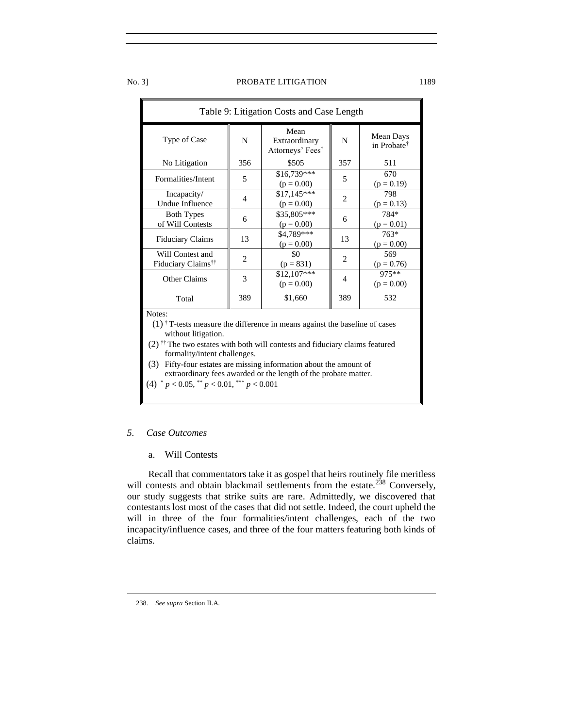Table 9: Litigation Costs and Case Length

| Type of Case | N | Mean Extraordinary Attorneys' Fees† | N | Mean Days in Probate† |
|---|---|---|---|---|
| No Litigation | 356 | $505 | 357 | 511 |
| Formalities/Intent | 5 | $16,739*** ($p = 0.00$) | 5 | 670 ($p = 0.19$) |
| Incapacity/ Undue Influence | 4 | $17,145*** ($p = 0.00$) | 2 | 798 ($p = 0.13$) |
| Both Types of Will Contests | 6 | $35,805*** ($p = 0.00$) | 6 | 784* ($p = 0.01$) |
| Fiduciary Claims | 13 | $4,789*** ($p = 0.00$) | 13 | 763* ($p = 0.00$) |
| Will Contest and Fiduciary Claims†† | 2 | $0 ($p = 831$) | 2 | 569 ($p = 0.76$) |
| Other Claims | 3 | $12,107*** ($p = 0.00$) | 4 | 975** ($p = 0.00$) |
| Total | 389 | $1,660 | 389 | 532 |

Notes:

(1) † T-tests measure the difference in means against the baseline of cases without litigation.

(2) †† The two estates with both will contests and fiduciary claims featured formality/intent challenges.

(3) Fifty-four estates are missing information about the amount of extraordinary fees awarded or the length of the probate matter.

(4) * $p < 0.05$, ** $p < 0.01$, *** $p < 0.001$

### *5. Case Outcomes*

#### a. Will Contests

Recall that commentators take it as gospel that heirs routinely file meritless will contests and obtain blackmail settlements from the estate.[238] Conversely, our study suggests that strike suits are rare. Admittedly, we discovered that contestants lost most of the cases that did not settle. Indeed, the court upheld the will in three of the four formalities/intent challenges, each of the two incapacity/influence cases, and three of the four matters featuring both kinds of claims.

238. *See supra* Section II.A.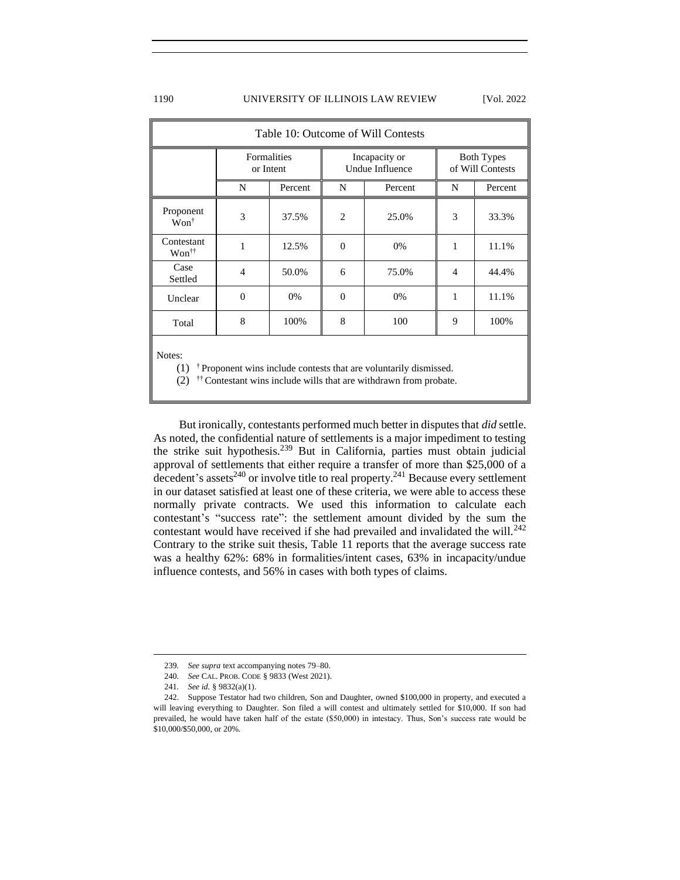| Table 10: Outcome of Will Contests | | | | | | |
|---|---|---|---|---|---|---|
| | Formalities or Intent | | Incapacity or Undue Influence | | Both Types of Will Contests | |
| | N | Percent | N | Percent | N | Percent |
| Proponent Won† | 3 | 37.5% | 2 | 25.0% | 3 | 33.3% |
| Contestant Won†† | 1 | 12.5% | 0 | 0% | 1 | 11.1% |
| Case Settled | 4 | 50.0% | 6 | 75.0% | 4 | 44.4% |
| Unclear | 0 | 0% | 0 | 0% | 1 | 11.1% |
| Total | 8 | 100% | 8 | 100 | 9 | 100% |

Notes:

(1) † Proponent wins include contests that are voluntarily dismissed.

(2) †† Contestant wins include wills that are withdrawn from probate.

But ironically, contestants performed much better in disputes that *did* settle. As noted, the confidential nature of settlements is a major impediment to testing the strike suit hypothesis.[239] But in California, parties must obtain judicial approval of settlements that either require a transfer of more than $25,000 of a decedent's assets[240] or involve title to real property.[241] Because every settlement in our dataset satisfied at least one of these criteria, we were able to access these normally private contracts. We used this information to calculate each contestant's "success rate": the settlement amount divided by the sum the contestant would have received if she had prevailed and invalidated the will.[242] Contrary to the strike suit thesis, Table 11 reports that the average success rate was a healthy 62%: 68% in formalities/intent cases, 63% in incapacity/undue influence contests, and 56% in cases with both types of claims.

---

239. *See supra* text accompanying notes 79–80.

240. *See* CAL. PROB. CODE § 9833 (West 2021).

241. *See id.* § 9832(a)(1).

242. Suppose Testator had two children, Son and Daughter, owned $100,000 in property, and executed a will leaving everything to Daughter. Son filed a will contest and ultimately settled for $10,000. If son had prevailed, he would have taken half of the estate ($50,000) in intestacy. Thus, Son's success rate would be $10,000/$50,000, or 20%.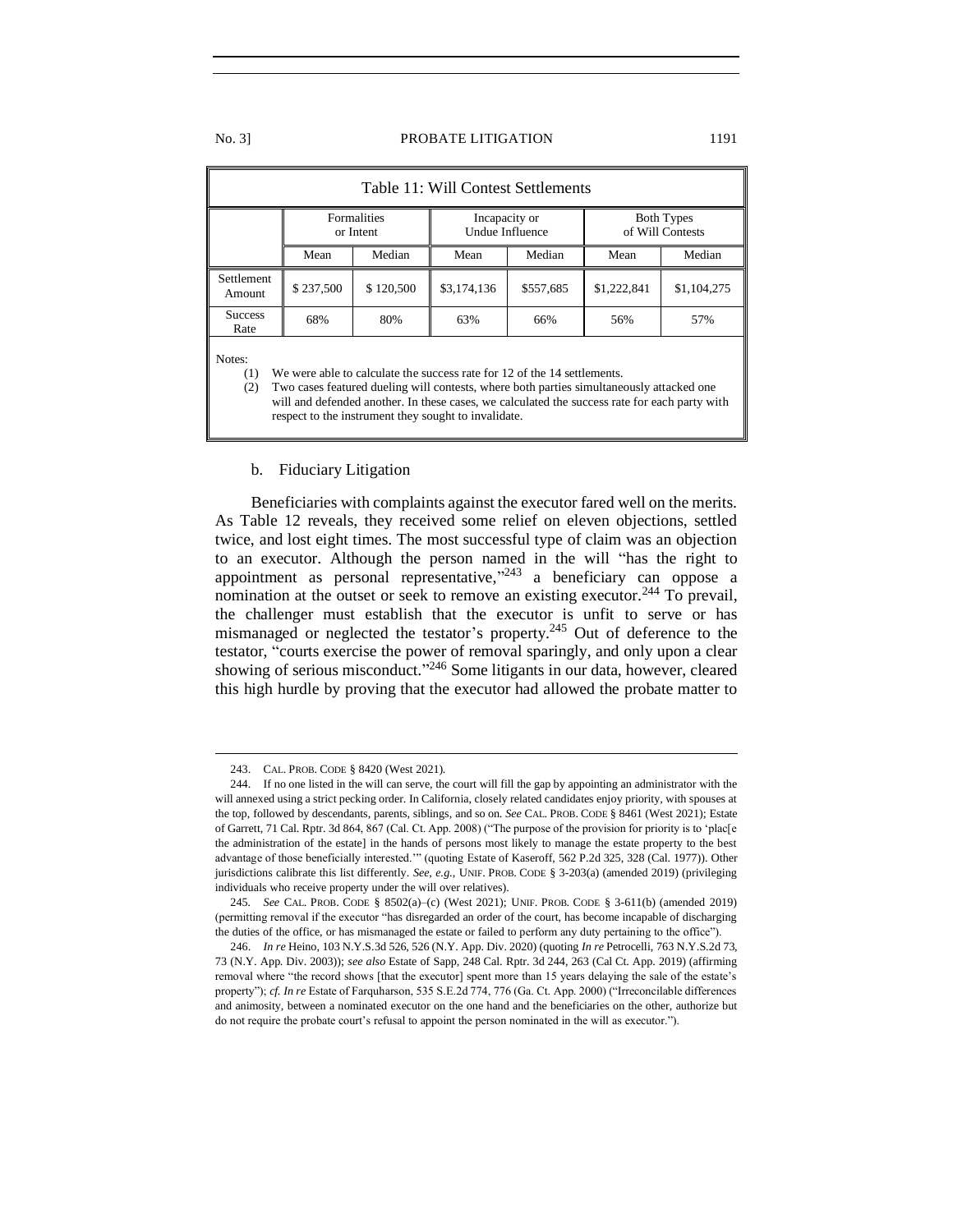Table 11: Will Contest Settlements

| | Formalities or Intent | | Incapacity or Undue Influence | | Both Types of Will Contests | |
|---|---|---|---|---|---|---|
| | Mean | Median | Mean | Median | Mean | Median |
| Settlement Amount | $ 237,500 | $ 120,500 | $3,174,136 | $557,685 | $1,222,841 | $1,104,275 |
| Success Rate | 68% | 80% | 63% | 66% | 56% | 57% |

Notes:

(1) We were able to calculate the success rate for 12 of the 14 settlements.

(2) Two cases featured dueling will contests, where both parties simultaneously attacked one will and defended another. In these cases, we calculated the success rate for each party with respect to the instrument they sought to invalidate.

### b. Fiduciary Litigation

Beneficiaries with complaints against the executor fared well on the merits. As Table 12 reveals, they received some relief on eleven objections, settled twice, and lost eight times. The most successful type of claim was an objection to an executor. Although the person named in the will "has the right to appointment as personal representative,"[243] a beneficiary can oppose a nomination at the outset or seek to remove an existing executor.[244] To prevail, the challenger must establish that the executor is unfit to serve or has mismanaged or neglected the testator's property.[245] Out of deference to the testator, "courts exercise the power of removal sparingly, and only upon a clear showing of serious misconduct."[246] Some litigants in our data, however, cleared this high hurdle by proving that the executor had allowed the probate matter to

---

243. CAL. PROB. CODE § 8420 (West 2021).

244. If no one listed in the will can serve, the court will fill the gap by appointing an administrator with the will annexed using a strict pecking order. In California, closely related candidates enjoy priority, with spouses at the top, followed by descendants, parents, siblings, and so on. *See* CAL. PROB. CODE § 8461 (West 2021); Estate of Garrett, 71 Cal. Rptr. 3d 864, 867 (Cal. Ct. App. 2008) ("The purpose of the provision for priority is to 'plac[e the administration of the estate] in the hands of persons most likely to manage the estate property to the best advantage of those beneficially interested.'" (quoting Estate of Kaseroff, 562 P.2d 325, 328 (Cal. 1977)). Other jurisdictions calibrate this list differently. *See, e.g.*, UNIF. PROB. CODE § 3-203(a) (amended 2019) (privileging individuals who receive property under the will over relatives).

245. *See* CAL. PROB. CODE § 8502(a)–(c) (West 2021); UNIF. PROB. CODE § 3-611(b) (amended 2019) (permitting removal if the executor "has disregarded an order of the court, has become incapable of discharging the duties of the office, or has mismanaged the estate or failed to perform any duty pertaining to the office").

246. *In re* Heino, 103 N.Y.S.3d 526, 526 (N.Y. App. Div. 2020) (quoting *In re* Petrocelli, 763 N.Y.S.2d 73, 73 (N.Y. App. Div. 2003)); *see also* Estate of Sapp, 248 Cal. Rptr. 3d 244, 263 (Cal Ct. App. 2019) (affirming removal where "the record shows [that the executor] spent more than 15 years delaying the sale of the estate's property"); *cf. In re* Estate of Farquharson, 535 S.E.2d 774, 776 (Ga. Ct. App. 2000) ("Irreconcilable differences and animosity, between a nominated executor on the one hand and the beneficiaries on the other, authorize but do not require the probate court's refusal to appoint the person nominated in the will as executor.").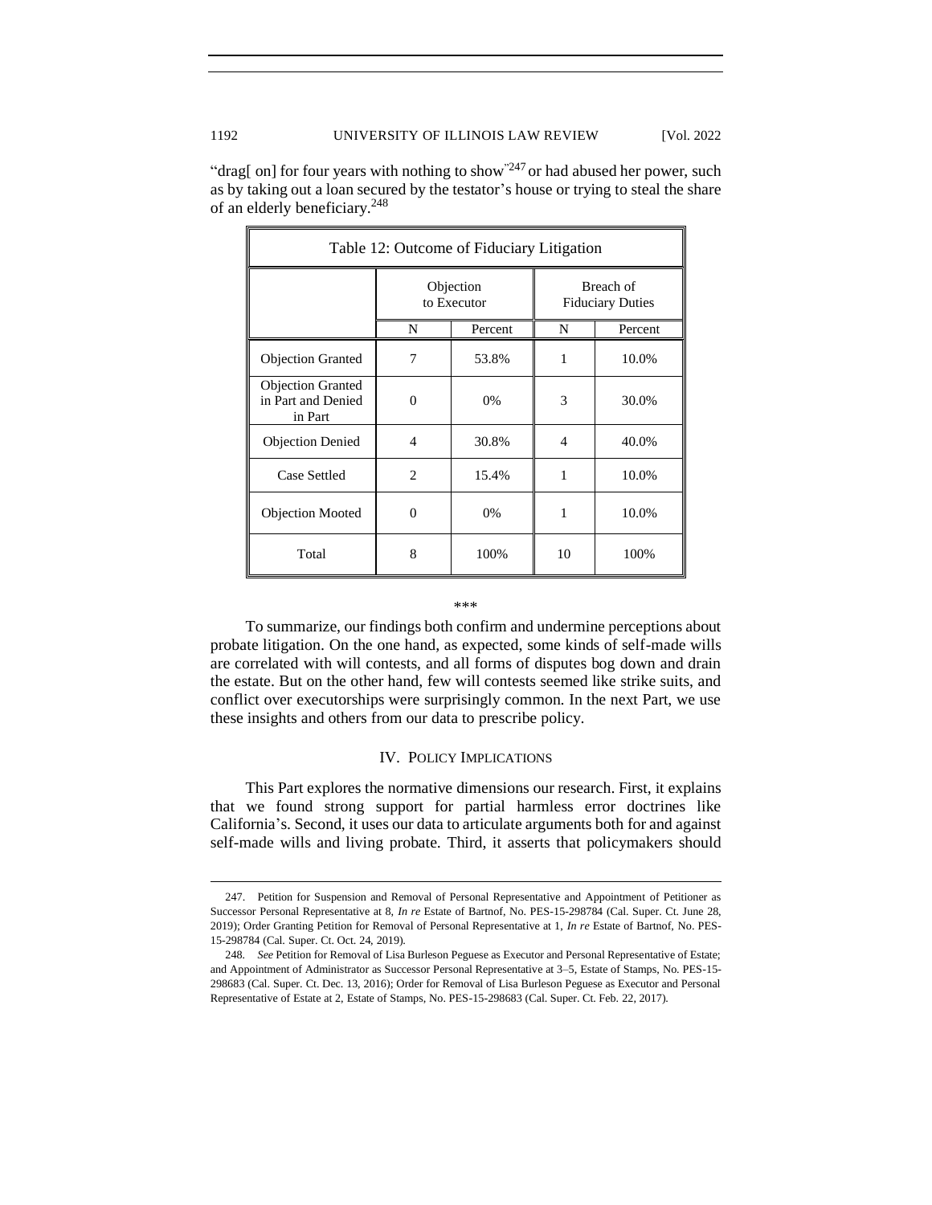"drag[ on] for four years with nothing to show"[247] or had abused her power, such as by taking out a loan secured by the testator's house or trying to steal the share of an elderly beneficiary.[248]

| Table 12: Outcome of Fiduciary Litigation | | | | |
|---|---|---|---|---|
| | Objection to Executor | | Breach of Fiduciary Duties | |
| | N | Percent | N | Percent |
| Objection Granted | 7 | 53.8% | 1 | 10.0% |
| Objection Granted in Part and Denied in Part | 0 | 0% | 3 | 30.0% |
| Objection Denied | 4 | 30.8% | 4 | 40.0% |
| Case Settled | 2 | 15.4% | 1 | 10.0% |
| Objection Mooted | 0 | 0% | 1 | 10.0% |
| Total | 8 | 100% | 10 | 100% |

\*\*\*

To summarize, our findings both confirm and undermine perceptions about probate litigation. On the one hand, as expected, some kinds of self-made wills are correlated with will contests, and all forms of disputes bog down and drain the estate. But on the other hand, few will contests seemed like strike suits, and conflict over executorships were surprisingly common. In the next Part, we use these insights and others from our data to prescribe policy.

## IV. Policy Implications

This Part explores the normative dimensions our research. First, it explains that we found strong support for partial harmless error doctrines like California's. Second, it uses our data to articulate arguments both for and against self-made wills and living probate. Third, it asserts that policymakers should

---

247. Petition for Suspension and Removal of Personal Representative and Appointment of Petitioner as Successor Personal Representative at 8, *In re* Estate of Bartnof, No. PES-15-298784 (Cal. Super. Ct. June 28, 2019); Order Granting Petition for Removal of Personal Representative at 1, *In re* Estate of Bartnof, No. PES-15-298784 (Cal. Super. Ct. Oct. 24, 2019).

248. *See* Petition for Removal of Lisa Burleson Peguese as Executor and Personal Representative of Estate; and Appointment of Administrator as Successor Personal Representative at 3–5, Estate of Stamps, No. PES-15-298683 (Cal. Super. Ct. Dec. 13, 2016); Order for Removal of Lisa Burleson Peguese as Executor and Personal Representative of Estate at 2, Estate of Stamps, No. PES-15-298683 (Cal. Super. Ct. Feb. 22, 2017).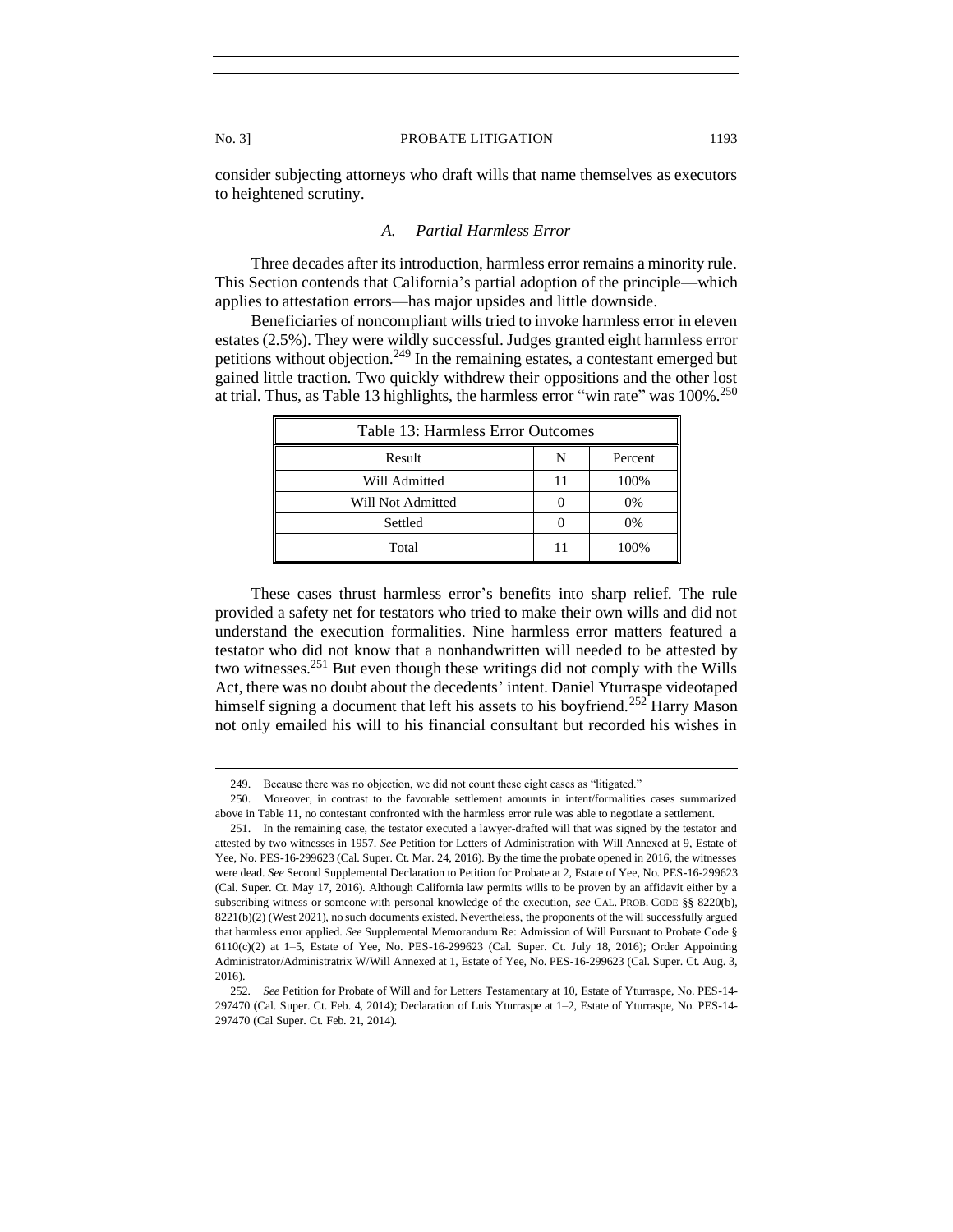consider subjecting attorneys who draft wills that name themselves as executors to heightened scrutiny.

### *A. Partial Harmless Error*

Three decades after its introduction, harmless error remains a minority rule. This Section contends that California's partial adoption of the principle—which applies to attestation errors—has major upsides and little downside.

Beneficiaries of noncompliant wills tried to invoke harmless error in eleven estates (2.5%). They were wildly successful. Judges granted eight harmless error petitions without objection.[249] In the remaining estates, a contestant emerged but gained little traction. Two quickly withdrew their oppositions and the other lost at trial. Thus, as Table 13 highlights, the harmless error "win rate" was 100%.[250]

| Table 13: Harmless Error Outcomes | | |
|---|---|---|
| Result | N | Percent |
| Will Admitted | 11 | 100% |
| Will Not Admitted | 0 | 0% |
| Settled | 0 | 0% |
| Total | 11 | 100% |

These cases thrust harmless error's benefits into sharp relief. The rule provided a safety net for testators who tried to make their own wills and did not understand the execution formalities. Nine harmless error matters featured a testator who did not know that a nonhandwritten will needed to be attested by two witnesses.[251] But even though these writings did not comply with the Wills Act, there was no doubt about the decedents' intent. Daniel Yturraspe videotaped himself signing a document that left his assets to his boyfriend.[252] Harry Mason not only emailed his will to his financial consultant but recorded his wishes in

---

249. Because there was no objection, we did not count these eight cases as "litigated."

250. Moreover, in contrast to the favorable settlement amounts in intent/formalities cases summarized above in Table 11, no contestant confronted with the harmless error rule was able to negotiate a settlement.

251. In the remaining case, the testator executed a lawyer-drafted will that was signed by the testator and attested by two witnesses in 1957. *See* Petition for Letters of Administration with Will Annexed at 9, Estate of Yee, No. PES-16-299623 (Cal. Super. Ct. Mar. 24, 2016). By the time the probate opened in 2016, the witnesses were dead. *See* Second Supplemental Declaration to Petition for Probate at 2, Estate of Yee, No. PES-16-299623 (Cal. Super. Ct. May 17, 2016). Although California law permits wills to be proven by an affidavit either by a subscribing witness or someone with personal knowledge of the execution, *see* CAL. PROB. CODE §§ 8220(b), 8221(b)(2) (West 2021), no such documents existed. Nevertheless, the proponents of the will successfully argued that harmless error applied. *See* Supplemental Memorandum Re: Admission of Will Pursuant to Probate Code § 6110(c)(2) at 1–5, Estate of Yee, No. PES-16-299623 (Cal. Super. Ct. July 18, 2016); Order Appointing Administrator/Administratrix W/Will Annexed at 1, Estate of Yee, No. PES-16-299623 (Cal. Super. Ct. Aug. 3, 2016).

252. *See* Petition for Probate of Will and for Letters Testamentary at 10, Estate of Yturraspe, No. PES-14-297470 (Cal. Super. Ct. Feb. 4, 2014); Declaration of Luis Yturraspe at 1–2, Estate of Yturraspe, No. PES-14-297470 (Cal Super. Ct. Feb. 21, 2014).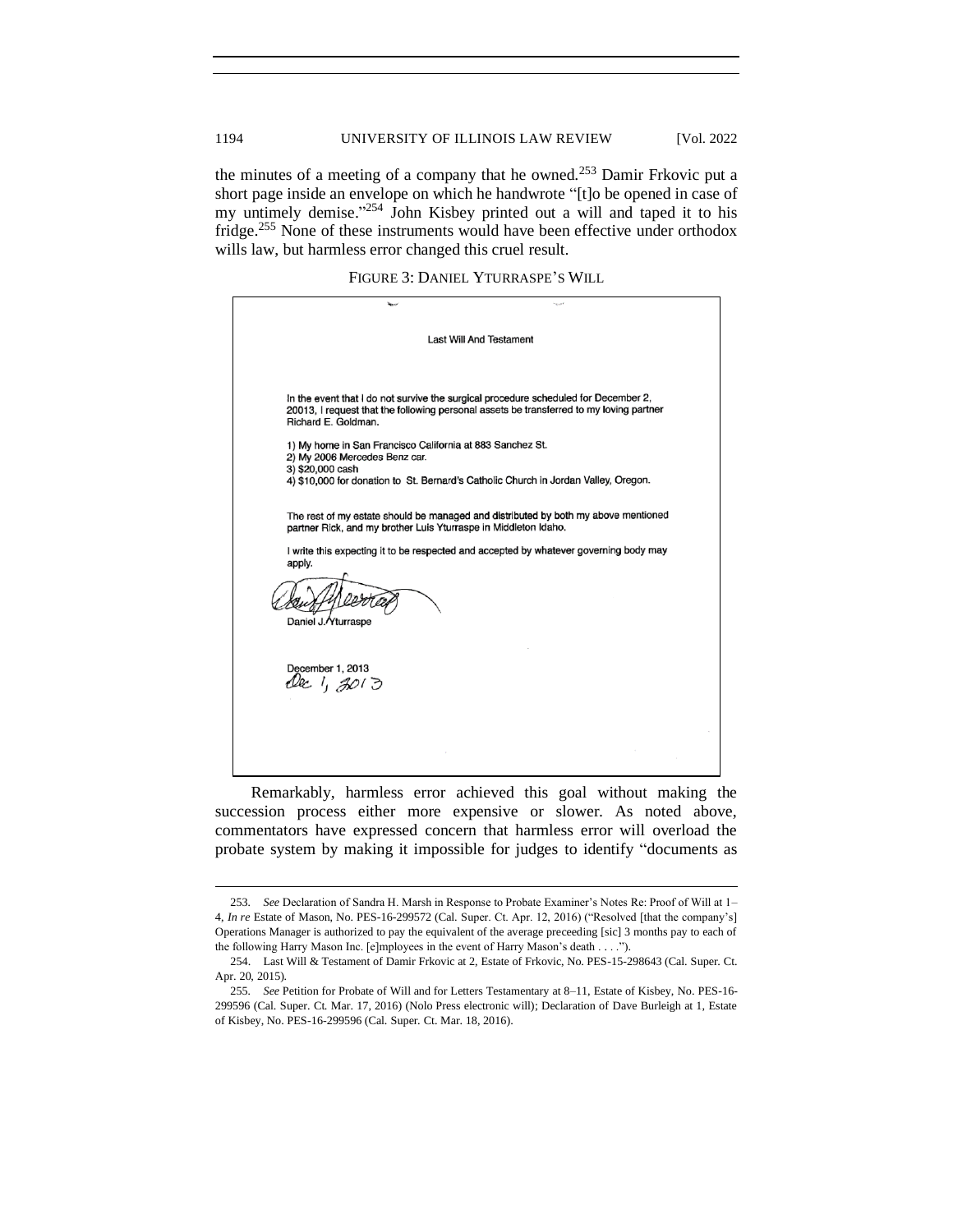the minutes of a meeting of a company that he owned.[253] Damir Frkovic put a short page inside an envelope on which he handwrote "[t]o be opened in case of my untimely demise."[254] John Kisbey printed out a will and taped it to his fridge.[255] None of these instruments would have been effective under orthodox wills law, but harmless error changed this cruel result.

FIGURE 3: DANIEL YTURRASPE'S WILL

> Last Will And Testament
>
> In the event that I do not survive the surgical procedure scheduled for December 2, 20013, I request that the following personal assets be transferred to my loving partner Richard E. Goldman.
>
> 1) My home in San Francisco California at 883 Sanchez St.
> 2) My 2006 Mercedes Benz car.
> 3) $20,000 cash
> 4) $10,000 for donation to St. Bernard's Catholic Church in Jordan Valley, Oregon.
>
> The rest of my estate should be managed and distributed by both my above mentioned partner Rick, and my brother Luis Yturraspe in Middleton Idaho.
>
> I write this expecting it to be respected and accepted by whatever governing body may apply.
>
> [signature]
> Daniel J. Yturraspe
>
> December 1, 2013
> Dec 1, 2013

Remarkably, harmless error achieved this goal without making the succession process either more expensive or slower. As noted above, commentators have expressed concern that harmless error will overload the probate system by making it impossible for judges to identify "documents as

---

253. *See* Declaration of Sandra H. Marsh in Response to Probate Examiner's Notes Re: Proof of Will at 1–4, *In re* Estate of Mason, No. PES-16-299572 (Cal. Super. Ct. Apr. 12, 2016) ("Resolved [that the company's] Operations Manager is authorized to pay the equivalent of the average preceeding [sic] 3 months pay to each of the following Harry Mason Inc. [e]mployees in the event of Harry Mason's death . . . .").

254. Last Will & Testament of Damir Frkovic at 2, Estate of Frkovic, No. PES-15-298643 (Cal. Super. Ct. Apr. 20, 2015).

255. *See* Petition for Probate of Will and for Letters Testamentary at 8–11, Estate of Kisbey, No. PES-16-299596 (Cal. Super. Ct. Mar. 17, 2016) (Nolo Press electronic will); Declaration of Dave Burleigh at 1, Estate of Kisbey, No. PES-16-299596 (Cal. Super. Ct. Mar. 18, 2016).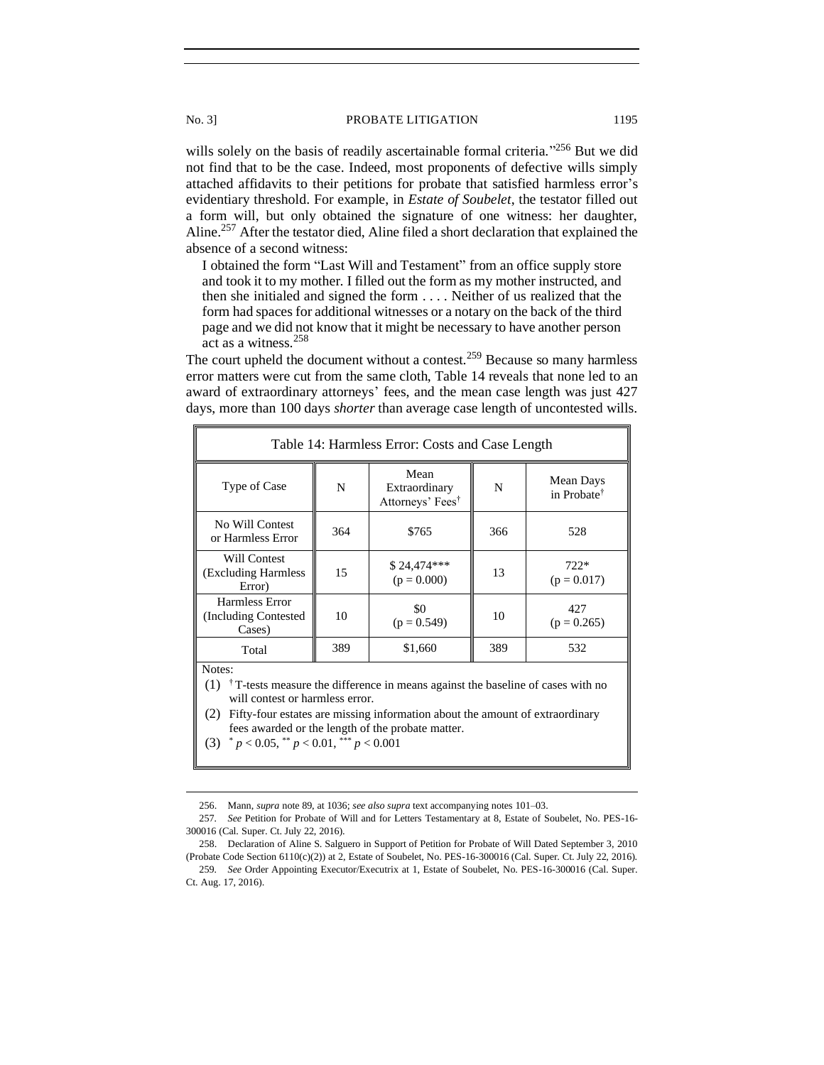wills solely on the basis of readily ascertainable formal criteria."[256] But we did not find that to be the case. Indeed, most proponents of defective wills simply attached affidavits to their petitions for probate that satisfied harmless error's evidentiary threshold. For example, in *Estate of Soubelet*, the testator filled out a form will, but only obtained the signature of one witness: her daughter, Aline.[257] After the testator died, Aline filed a short declaration that explained the absence of a second witness:

> I obtained the form "Last Will and Testament" from an office supply store and took it to my mother. I filled out the form as my mother instructed, and then she initialed and signed the form . . . . Neither of us realized that the form had spaces for additional witnesses or a notary on the back of the third page and we did not know that it might be necessary to have another person act as a witness.[258]

The court upheld the document without a contest.[259] Because so many harmless error matters were cut from the same cloth, Table 14 reveals that none led to an award of extraordinary attorneys' fees, and the mean case length was just 427 days, more than 100 days *shorter* than average case length of uncontested wills.

**Table 14: Harmless Error: Costs and Case Length**

| Type of Case | N | Mean Extraordinary Attorneys' Fees† | N | Mean Days in Probate† |
|---|---|---|---|---|
| No Will Contest or Harmless Error | 364 | \$765 | 366 | 528 |
| Will Contest (Excluding Harmless Error) | 15 | \$ 24,474*** ($p = 0.000$) | 13 | 722* ($p = 0.017$) |
| Harmless Error (Including Contested Cases) | 10 | \$0 ($p = 0.549$) | 10 | 427 ($p = 0.265$) |
| Total | 389 | \$1,660 | 389 | 532 |

Notes:

(1) † T-tests measure the difference in means against the baseline of cases with no will contest or harmless error.

(2) Fifty-four estates are missing information about the amount of extraordinary fees awarded or the length of the probate matter.

(3) $^{*}$ $p < 0.05$, $^{**}$ $p < 0.01$, $^{***}$ $p < 0.001$

---

256. Mann, *supra* note 89, at 1036; *see also supra* text accompanying notes 101–03.

257. *See* Petition for Probate of Will and for Letters Testamentary at 8, Estate of Soubelet, No. PES-16-300016 (Cal. Super. Ct. July 22, 2016).

258. Declaration of Aline S. Salguero in Support of Petition for Probate of Will Dated September 3, 2010 (Probate Code Section 6110(c)(2)) at 2, Estate of Soubelet, No. PES-16-300016 (Cal. Super. Ct. July 22, 2016).

259. *See* Order Appointing Executor/Executrix at 1, Estate of Soubelet, No. PES-16-300016 (Cal. Super. Ct. Aug. 17, 2016).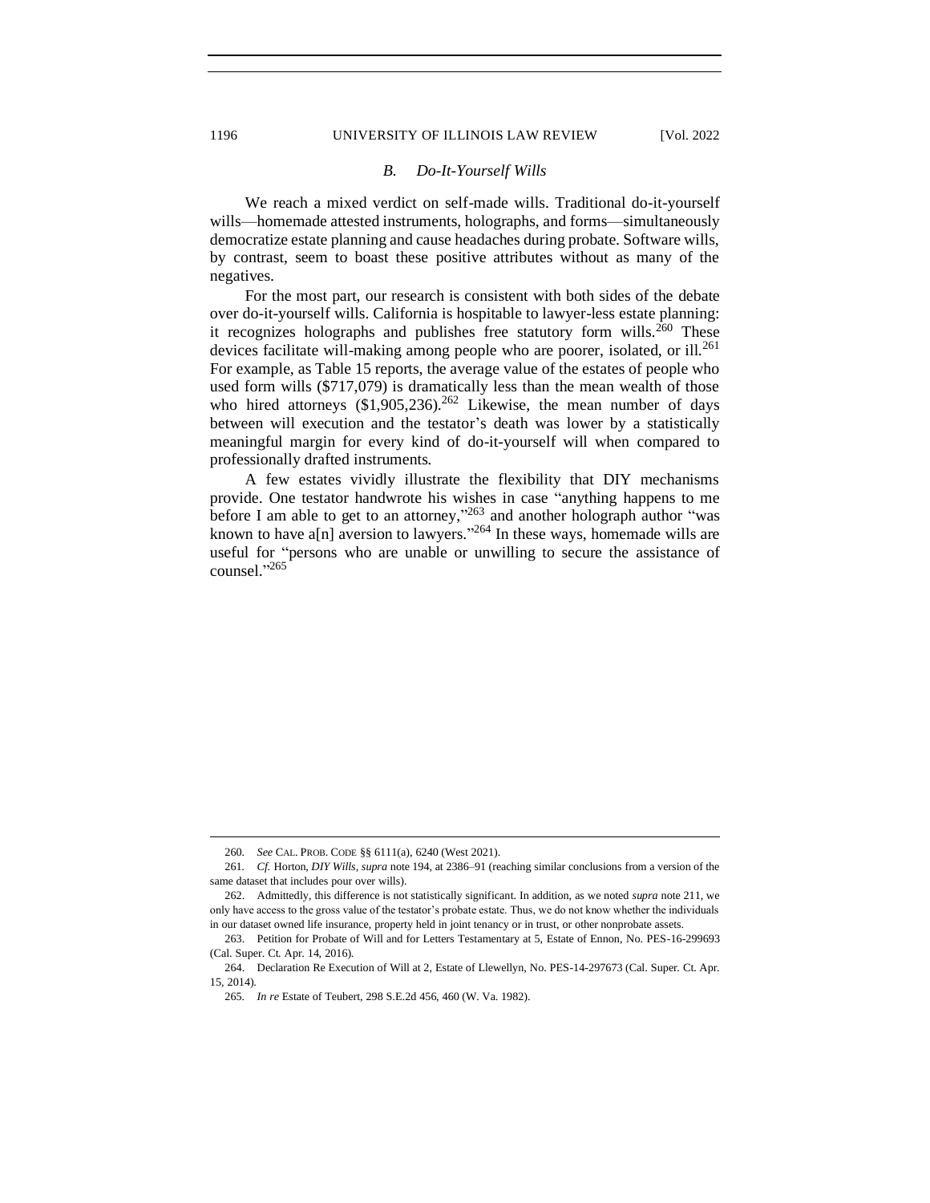### B. *Do-It-Yourself Wills*

We reach a mixed verdict on self-made wills. Traditional do-it-yourself wills—homemade attested instruments, holographs, and forms—simultaneously democratize estate planning and cause headaches during probate. Software wills, by contrast, seem to boast these positive attributes without as many of the negatives.

For the most part, our research is consistent with both sides of the debate over do-it-yourself wills. California is hospitable to lawyer-less estate planning: it recognizes holographs and publishes free statutory form wills.[260] These devices facilitate will-making among people who are poorer, isolated, or ill.[261] For example, as Table 15 reports, the average value of the estates of people who used form wills ($717,079) is dramatically less than the mean wealth of those who hired attorneys ($1,905,236).[262] Likewise, the mean number of days between will execution and the testator's death was lower by a statistically meaningful margin for every kind of do-it-yourself will when compared to professionally drafted instruments.

A few estates vividly illustrate the flexibility that DIY mechanisms provide. One testator handwrote his wishes in case "anything happens to me before I am able to get to an attorney,"[263] and another holograph author "was known to have a[n] aversion to lawyers."[264] In these ways, homemade wills are useful for "persons who are unable or unwilling to secure the assistance of counsel."[265]

---

260. *See* CAL. PROB. CODE §§ 6111(a), 6240 (West 2021).

261. *Cf.* Horton, *DIY Wills*, *supra* note 194, at 2386–91 (reaching similar conclusions from a version of the same dataset that includes pour over wills).

262. Admittedly, this difference is not statistically significant. In addition, as we noted *supra* note 211, we only have access to the gross value of the testator's probate estate. Thus, we do not know whether the individuals in our dataset owned life insurance, property held in joint tenancy or in trust, or other nonprobate assets.

263. Petition for Probate of Will and for Letters Testamentary at 5, Estate of Ennon, No. PES-16-299693 (Cal. Super. Ct. Apr. 14, 2016).

264. Declaration Re Execution of Will at 2, Estate of Llewellyn, No. PES-14-297673 (Cal. Super. Ct. Apr. 15, 2014).

265. *In re* Estate of Teubert, 298 S.E.2d 456, 460 (W. Va. 1982).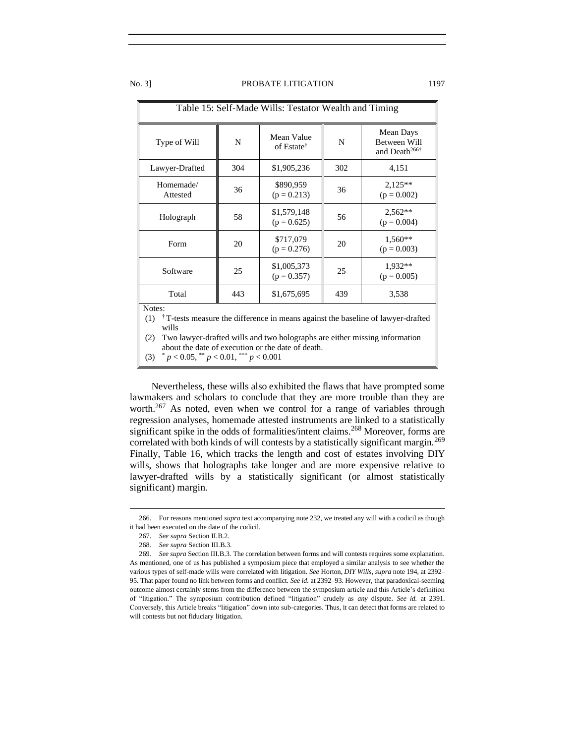Table 15: Self-Made Wills: Testator Wealth and Timing

| Type of Will | N | Mean Value of Estate† | N | Mean Days Between Will and Death[266]† |
|---|---|---|---|---|
| Lawyer-Drafted | 304 | $1,905,236 | 302 | 4,151 |
| Homemade/ Attested | 36 | $890,959 ($p = 0.213$) | 36 | 2,125** ($p = 0.002$) |
| Holograph | 58 | $1,579,148 ($p = 0.625$) | 56 | 2,562** ($p = 0.004$) |
| Form | 20 | $717,079 ($p = 0.276$) | 20 | 1,560** ($p = 0.003$) |
| Software | 25 | $1,005,373 ($p = 0.357$) | 25 | 1,932** ($p = 0.005$) |
| Total | 443 | $1,675,695 | 439 | 3,538 |

Notes:
(1) † T-tests measure the difference in means against the baseline of lawyer-drafted wills
(2) Two lawyer-drafted wills and two holographs are either missing information about the date of execution or the date of death.
(3) * $p < 0.05$, ** $p < 0.01$, *** $p < 0.001$

Nevertheless, these wills also exhibited the flaws that have prompted some lawmakers and scholars to conclude that they are more trouble than they are worth.[267] As noted, even when we control for a range of variables through regression analyses, homemade attested instruments are linked to a statistically significant spike in the odds of formalities/intent claims.[268] Moreover, forms are correlated with both kinds of will contests by a statistically significant margin.[269] Finally, Table 16, which tracks the length and cost of estates involving DIY wills, shows that holographs take longer and are more expensive relative to lawyer-drafted wills by a statistically significant (or almost statistically significant) margin.

266. For reasons mentioned *supra* text accompanying note 232, we treated any will with a codicil as though it had been executed on the date of the codicil.

267. *See supra* Section II.B.2.

268. *See supra* Section III.B.3.

269. *See supra* Section III.B.3. The correlation between forms and will contests requires some explanation. As mentioned, one of us has published a symposium piece that employed a similar analysis to see whether the various types of self-made wills were correlated with litigation. *See* Horton, *DIY Wills*, *supra* note 194, at 2392–95. That paper found no link between forms and conflict. *See id.* at 2392–93. However, that paradoxical-seeming outcome almost certainly stems from the difference between the symposium article and this Article's definition of "litigation." The symposium contribution defined "litigation" crudely as *any* dispute. *See id.* at 2391. Conversely, this Article breaks "litigation" down into sub-categories. Thus, it can detect that forms are related to will contests but not fiduciary litigation.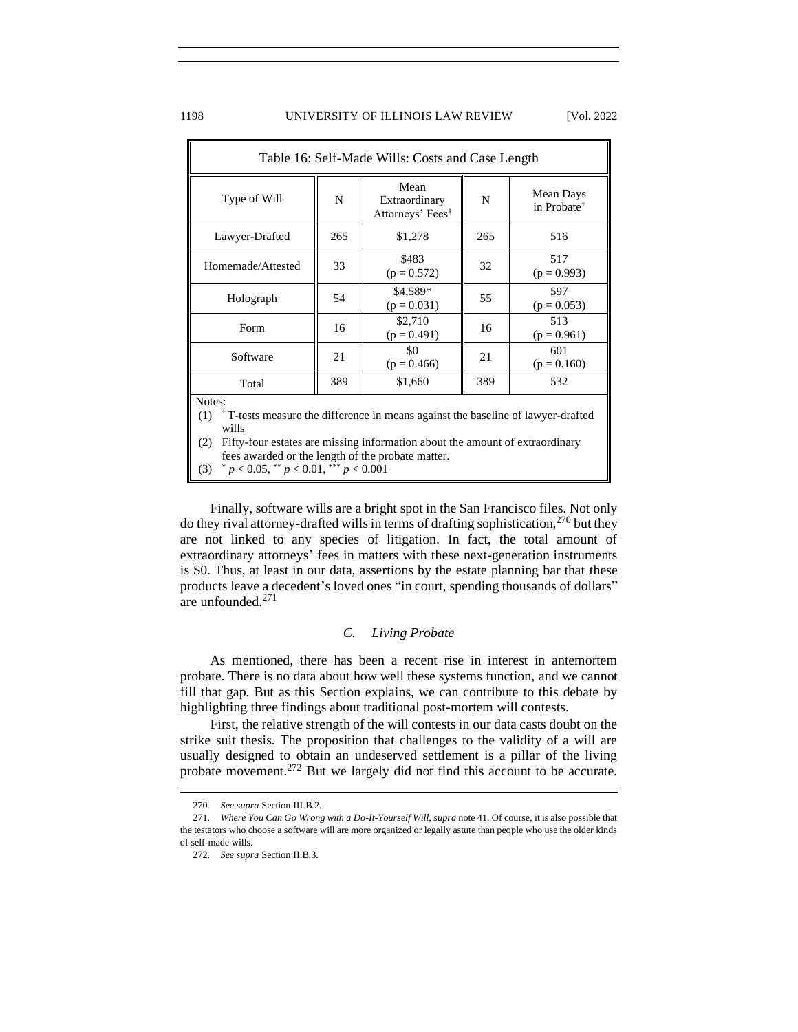Table 16: Self-Made Wills: Costs and Case Length

| Type of Will | N | Mean Extraordinary Attorneys' Fees† | N | Mean Days in Probate† |
|---|---|---|---|---|
| Lawyer-Drafted | 265 | $1,278 | 265 | 516 |
| Homemade/Attested | 33 | $483 ($p = 0.572$) | 32 | 517 ($p = 0.993$) |
| Holograph | 54 | $4,589* ($p = 0.031$) | 55 | 597 ($p = 0.053$) |
| Form | 16 | $2,710 ($p = 0.491$) | 16 | 513 ($p = 0.961$) |
| Software | 21 | $0 ($p = 0.466$) | 21 | 601 ($p = 0.160$) |
| Total | 389 | $1,660 | 389 | 532 |

Notes:

(1) † T-tests measure the difference in means against the baseline of lawyer-drafted wills

(2) Fifty-four estates are missing information about the amount of extraordinary fees awarded or the length of the probate matter.

(3) $^{*} p < 0.05$, $^{**} p < 0.01$, $^{***} p < 0.001$

Finally, software wills are a bright spot in the San Francisco files. Not only do they rival attorney-drafted wills in terms of drafting sophistication,[270] but they are not linked to any species of litigation. In fact, the total amount of extraordinary attorneys' fees in matters with these next-generation instruments is $0. Thus, at least in our data, assertions by the estate planning bar that these products leave a decedent's loved ones "in court, spending thousands of dollars" are unfounded.[271]

### *C. Living Probate*

As mentioned, there has been a recent rise in interest in antemortem probate. There is no data about how well these systems function, and we cannot fill that gap. But as this Section explains, we can contribute to this debate by highlighting three findings about traditional post-mortem will contests.

First, the relative strength of the will contests in our data casts doubt on the strike suit thesis. The proposition that challenges to the validity of a will are usually designed to obtain an undeserved settlement is a pillar of the living probate movement.[272] But we largely did not find this account to be accurate.

---

270. *See supra* Section III.B.2.

271. *Where You Can Go Wrong with a Do-It-Yourself Will*, *supra* note 41. Of course, it is also possible that the testators who choose a software will are more organized or legally astute than people who use the older kinds of self-made wills.

272. *See supra* Section II.B.3.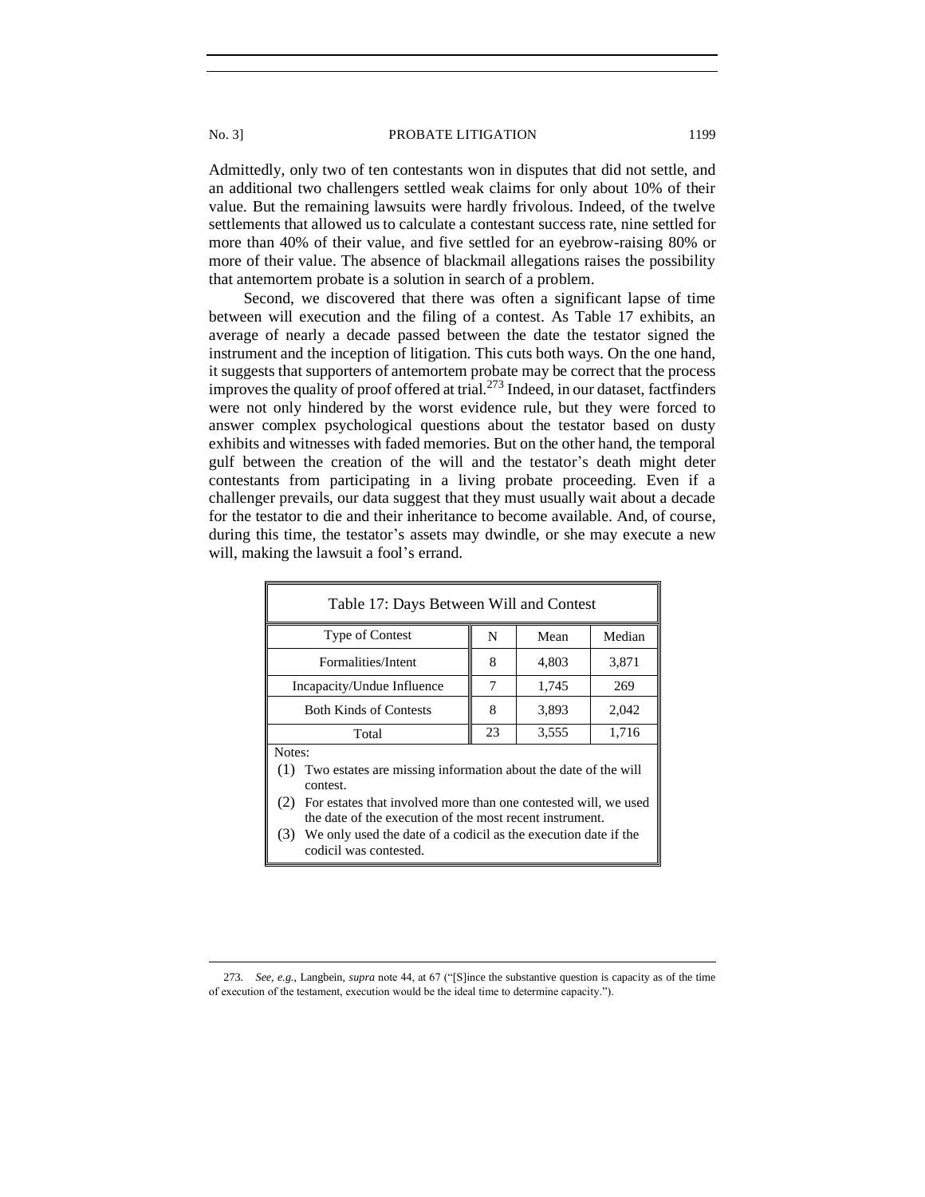Admittedly, only two of ten contestants won in disputes that did not settle, and an additional two challengers settled weak claims for only about 10% of their value. But the remaining lawsuits were hardly frivolous. Indeed, of the twelve settlements that allowed us to calculate a contestant success rate, nine settled for more than 40% of their value, and five settled for an eyebrow-raising 80% or more of their value. The absence of blackmail allegations raises the possibility that antemortem probate is a solution in search of a problem.

Second, we discovered that there was often a significant lapse of time between will execution and the filing of a contest. As Table 17 exhibits, an average of nearly a decade passed between the date the testator signed the instrument and the inception of litigation. This cuts both ways. On the one hand, it suggests that supporters of antemortem probate may be correct that the process improves the quality of proof offered at trial.[273] Indeed, in our dataset, factfinders were not only hindered by the worst evidence rule, but they were forced to answer complex psychological questions about the testator based on dusty exhibits and witnesses with faded memories. But on the other hand, the temporal gulf between the creation of the will and the testator's death might deter contestants from participating in a living probate proceeding. Even if a challenger prevails, our data suggest that they must usually wait about a decade for the testator to die and their inheritance to become available. And, of course, during this time, the testator's assets may dwindle, or she may execute a new will, making the lawsuit a fool's errand.

Table 17: Days Between Will and Contest

| Type of Contest | N | Mean | Median |
|---|---|---|---|
| Formalities/Intent | 8 | 4,803 | 3,871 |
| Incapacity/Undue Influence | 7 | 1,745 | 269 |
| Both Kinds of Contests | 8 | 3,893 | 2,042 |
| Total | 23 | 3,555 | 1,716 |

Notes:

(1) Two estates are missing information about the date of the will contest.

(2) For estates that involved more than one contested will, we used the date of the execution of the most recent instrument.

(3) We only used the date of a codicil as the execution date if the codicil was contested.

273. *See, e.g.*, Langbein, *supra* note 44, at 67 ("[S]ince the substantive question is capacity as of the time of execution of the testament, execution would be the ideal time to determine capacity.").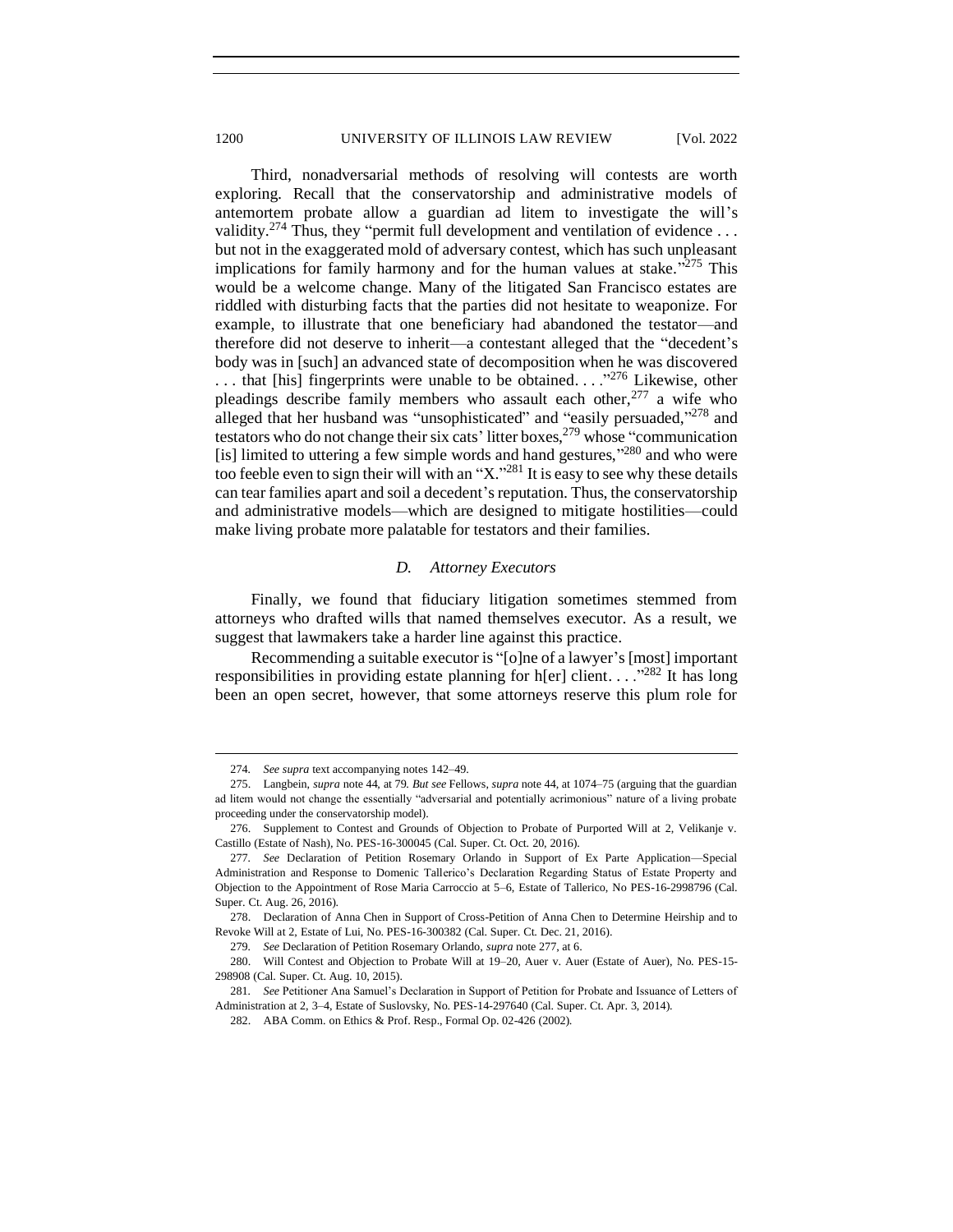Third, nonadversarial methods of resolving will contests are worth exploring. Recall that the conservatorship and administrative models of antemortem probate allow a guardian ad litem to investigate the will's validity.[274] Thus, they "permit full development and ventilation of evidence . . . but not in the exaggerated mold of adversary contest, which has such unpleasant implications for family harmony and for the human values at stake."[275] This would be a welcome change. Many of the litigated San Francisco estates are riddled with disturbing facts that the parties did not hesitate to weaponize. For example, to illustrate that one beneficiary had abandoned the testator—and therefore did not deserve to inherit—a contestant alleged that the "decedent's body was in [such] an advanced state of decomposition when he was discovered . . . that [his] fingerprints were unable to be obtained. . . ."[276] Likewise, other pleadings describe family members who assault each other,[277] a wife who alleged that her husband was "unsophisticated" and "easily persuaded,"[278] and testators who do not change their six cats' litter boxes,[279] whose "communication [is] limited to uttering a few simple words and hand gestures,"[280] and who were too feeble even to sign their will with an "X."[281] It is easy to see why these details can tear families apart and soil a decedent's reputation. Thus, the conservatorship and administrative models—which are designed to mitigate hostilities—could make living probate more palatable for testators and their families.

### *D. Attorney Executors*

Finally, we found that fiduciary litigation sometimes stemmed from attorneys who drafted wills that named themselves executor. As a result, we suggest that lawmakers take a harder line against this practice.

Recommending a suitable executor is "[o]ne of a lawyer's [most] important responsibilities in providing estate planning for h[er] client. . . ."[282] It has long been an open secret, however, that some attorneys reserve this plum role for

---

274. *See supra* text accompanying notes 142–49.

275. Langbein, *supra* note 44, at 79. *But see* Fellows, *supra* note 44, at 1074–75 (arguing that the guardian ad litem would not change the essentially "adversarial and potentially acrimonious" nature of a living probate proceeding under the conservatorship model).

276. Supplement to Contest and Grounds of Objection to Probate of Purported Will at 2, Velikanje v. Castillo (Estate of Nash), No. PES-16-300045 (Cal. Super. Ct. Oct. 20, 2016).

277. *See* Declaration of Petition Rosemary Orlando in Support of Ex Parte Application—Special Administration and Response to Domenic Tallerico's Declaration Regarding Status of Estate Property and Objection to the Appointment of Rose Maria Carroccio at 5–6, Estate of Tallerico, No PES-16-2998796 (Cal. Super. Ct. Aug. 26, 2016).

278. Declaration of Anna Chen in Support of Cross-Petition of Anna Chen to Determine Heirship and to Revoke Will at 2, Estate of Lui, No. PES-16-300382 (Cal. Super. Ct. Dec. 21, 2016).

279. *See* Declaration of Petition Rosemary Orlando, *supra* note 277, at 6.

280. Will Contest and Objection to Probate Will at 19–20, Auer v. Auer (Estate of Auer), No. PES-15-298908 (Cal. Super. Ct. Aug. 10, 2015).

281. *See* Petitioner Ana Samuel's Declaration in Support of Petition for Probate and Issuance of Letters of Administration at 2, 3–4, Estate of Suslovsky, No. PES-14-297640 (Cal. Super. Ct. Apr. 3, 2014).

282. ABA Comm. on Ethics & Prof. Resp., Formal Op. 02-426 (2002).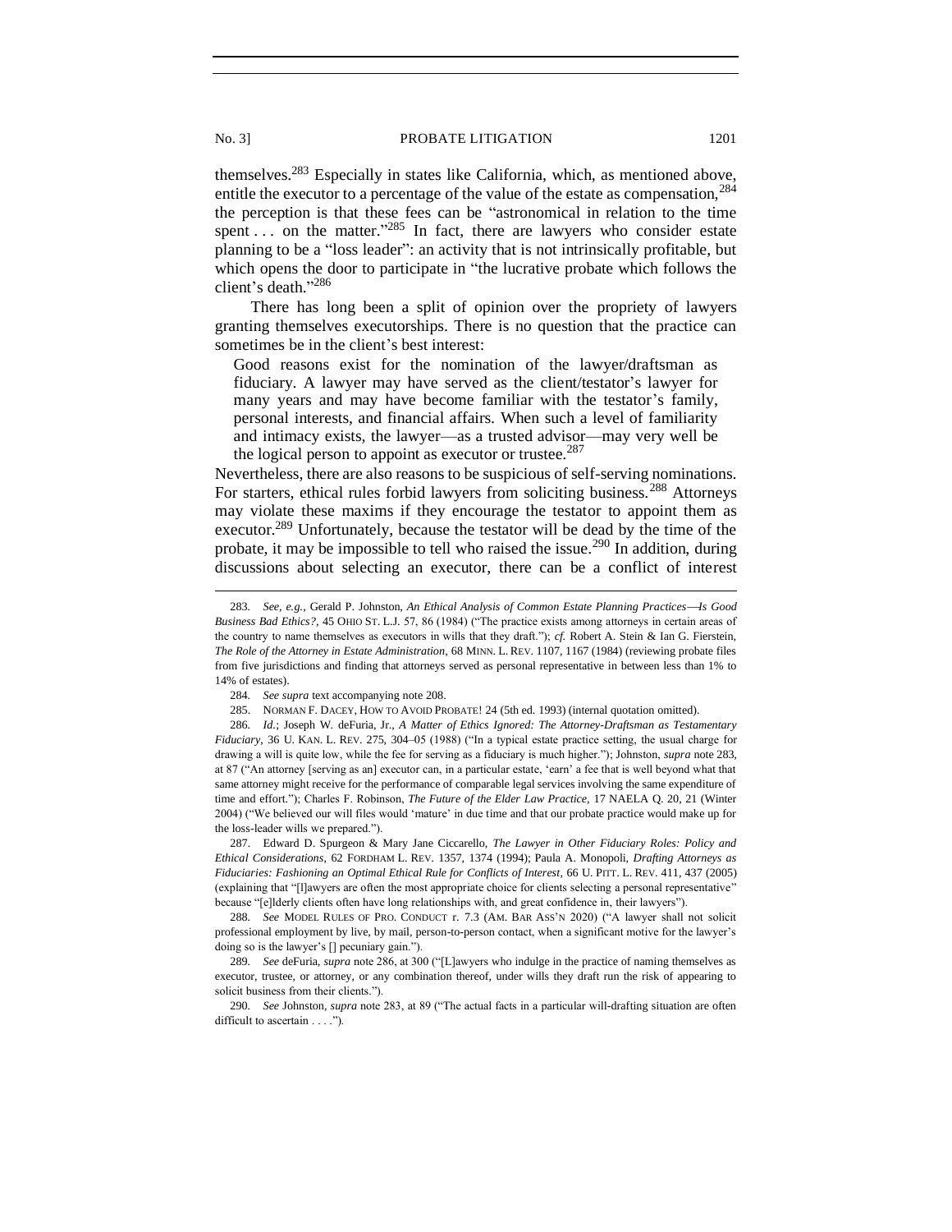themselves.[283] Especially in states like California, which, as mentioned above, entitle the executor to a percentage of the value of the estate as compensation,[284] the perception is that these fees can be "astronomical in relation to the time spent . . . on the matter."[285] In fact, there are lawyers who consider estate planning to be a "loss leader": an activity that is not intrinsically profitable, but which opens the door to participate in "the lucrative probate which follows the client's death."[286]

There has long been a split of opinion over the propriety of lawyers granting themselves executorships. There is no question that the practice can sometimes be in the client's best interest:

> Good reasons exist for the nomination of the lawyer/draftsman as fiduciary. A lawyer may have served as the client/testator's lawyer for many years and may have become familiar with the testator's family, personal interests, and financial affairs. When such a level of familiarity and intimacy exists, the lawyer—as a trusted advisor—may very well be the logical person to appoint as executor or trustee.[287]

Nevertheless, there are also reasons to be suspicious of self-serving nominations. For starters, ethical rules forbid lawyers from soliciting business.[288] Attorneys may violate these maxims if they encourage the testator to appoint them as executor.[289] Unfortunately, because the testator will be dead by the time of the probate, it may be impossible to tell who raised the issue.[290] In addition, during discussions about selecting an executor, there can be a conflict of interest

---

283. *See, e.g.*, Gerald P. Johnston, *An Ethical Analysis of Common Estate Planning Practices—Is Good Business Bad Ethics?*, 45 OHIO ST. L.J. 57, 86 (1984) ("The practice exists among attorneys in certain areas of the country to name themselves as executors in wills that they draft."); *cf.* Robert A. Stein & Ian G. Fierstein, *The Role of the Attorney in Estate Administration*, 68 MINN. L. REV. 1107, 1167 (1984) (reviewing probate files from five jurisdictions and finding that attorneys served as personal representative in between less than 1% to 14% of estates).

284. *See supra* text accompanying note 208.

285. NORMAN F. DACEY, HOW TO AVOID PROBATE! 24 (5th ed. 1993) (internal quotation omitted).

286. *Id.*; Joseph W. deFuria, Jr., *A Matter of Ethics Ignored: The Attorney-Draftsman as Testamentary Fiduciary*, 36 U. KAN. L. REV. 275, 304–05 (1988) ("In a typical estate practice setting, the usual charge for drawing a will is quite low, while the fee for serving as a fiduciary is much higher."); Johnston, *supra* note 283, at 87 ("An attorney [serving as an] executor can, in a particular estate, 'earn' a fee that is well beyond what that same attorney might receive for the performance of comparable legal services involving the same expenditure of time and effort."); Charles F. Robinson, *The Future of the Elder Law Practice*, 17 NAELA Q. 20, 21 (Winter 2004) ("We believed our will files would 'mature' in due time and that our probate practice would make up for the loss-leader wills we prepared.").

287. Edward D. Spurgeon & Mary Jane Ciccarello, *The Lawyer in Other Fiduciary Roles: Policy and Ethical Considerations*, 62 FORDHAM L. REV. 1357, 1374 (1994); Paula A. Monopoli, *Drafting Attorneys as Fiduciaries: Fashioning an Optimal Ethical Rule for Conflicts of Interest*, 66 U. PITT. L. REV. 411, 437 (2005) (explaining that "[l]awyers are often the most appropriate choice for clients selecting a personal representative" because "[e]lderly clients often have long relationships with, and great confidence in, their lawyers").

288. *See* MODEL RULES OF PRO. CONDUCT r. 7.3 (AM. BAR ASS'N 2020) ("A lawyer shall not solicit professional employment by live, by mail, person-to-person contact, when a significant motive for the lawyer's doing so is the lawyer's [] pecuniary gain.").

289. *See* deFuria, *supra* note 286, at 300 ("[L]awyers who indulge in the practice of naming themselves as executor, trustee, or attorney, or any combination thereof, under wills they draft run the risk of appearing to solicit business from their clients.").

290. *See* Johnston, *supra* note 283, at 89 ("The actual facts in a particular will-drafting situation are often difficult to ascertain . . . .").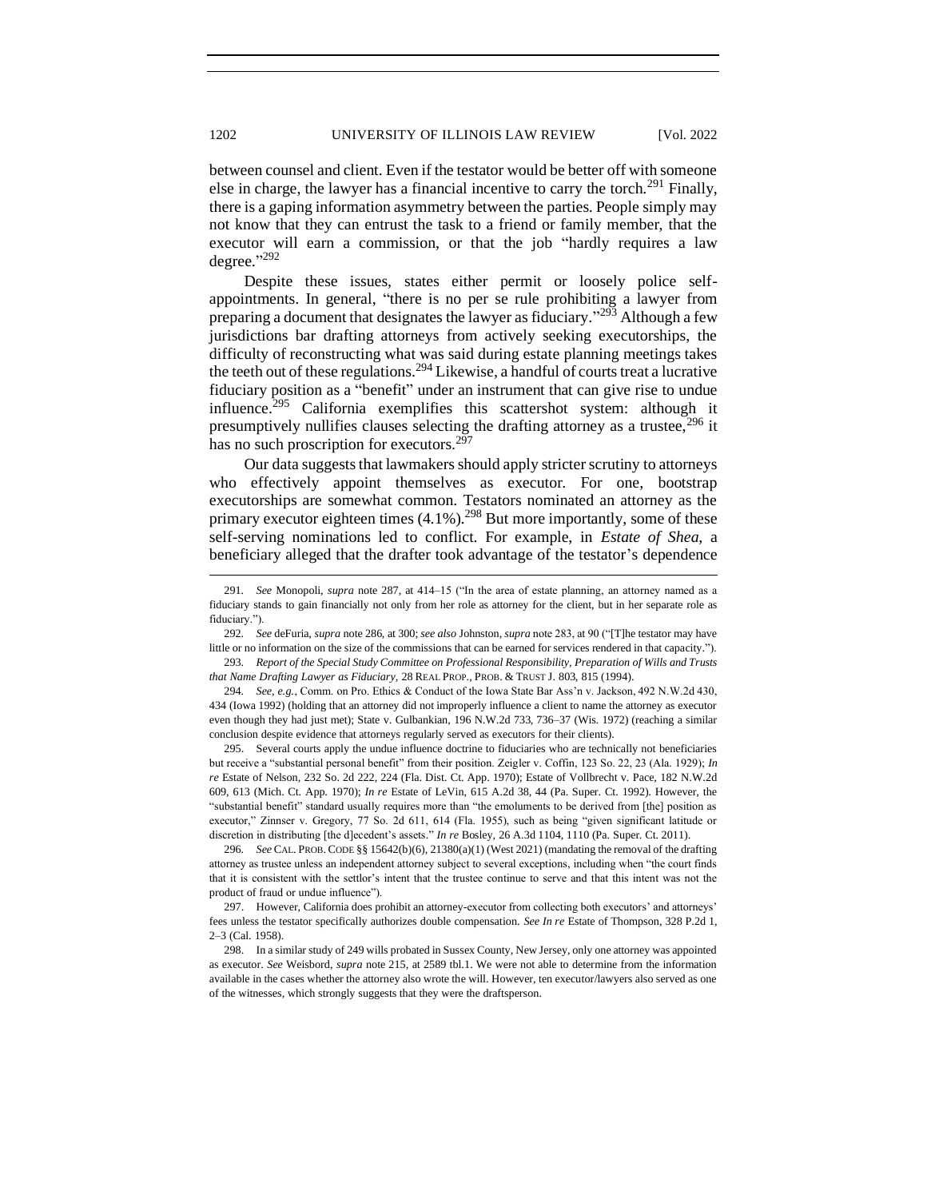between counsel and client. Even if the testator would be better off with someone else in charge, the lawyer has a financial incentive to carry the torch.[291] Finally, there is a gaping information asymmetry between the parties. People simply may not know that they can entrust the task to a friend or family member, that the executor will earn a commission, or that the job "hardly requires a law degree."[292]

Despite these issues, states either permit or loosely police self-appointments. In general, "there is no per se rule prohibiting a lawyer from preparing a document that designates the lawyer as fiduciary."[293] Although a few jurisdictions bar drafting attorneys from actively seeking executorships, the difficulty of reconstructing what was said during estate planning meetings takes the teeth out of these regulations.[294] Likewise, a handful of courts treat a lucrative fiduciary position as a "benefit" under an instrument that can give rise to undue influence.[295] California exemplifies this scattershot system: although it presumptively nullifies clauses selecting the drafting attorney as a trustee,[296] it has no such proscription for executors.[297]

Our data suggests that lawmakers should apply stricter scrutiny to attorneys who effectively appoint themselves as executor. For one, bootstrap executorships are somewhat common. Testators nominated an attorney as the primary executor eighteen times (4.1%).[298] But more importantly, some of these self-serving nominations led to conflict. For example, in *Estate of Shea*, a beneficiary alleged that the drafter took advantage of the testator's dependence

---

291. *See* Monopoli, *supra* note 287, at 414–15 ("In the area of estate planning, an attorney named as a fiduciary stands to gain financially not only from her role as attorney for the client, but in her separate role as fiduciary.").

292. *See* deFuria, *supra* note 286, at 300; *see also* Johnston, *supra* note 283, at 90 ("[T]he testator may have little or no information on the size of the commissions that can be earned for services rendered in that capacity.").

293. *Report of the Special Study Committee on Professional Responsibility, Preparation of Wills and Trusts that Name Drafting Lawyer as Fiduciary*, 28 REAL PROP., PROB. & TRUST J. 803, 815 (1994).

294. *See, e.g.*, Comm. on Pro. Ethics & Conduct of the Iowa State Bar Ass'n v. Jackson, 492 N.W.2d 430, 434 (Iowa 1992) (holding that an attorney did not improperly influence a client to name the attorney as executor even though they had just met); State v. Gulbankian, 196 N.W.2d 733, 736–37 (Wis. 1972) (reaching a similar conclusion despite evidence that attorneys regularly served as executors for their clients).

295. Several courts apply the undue influence doctrine to fiduciaries who are technically not beneficiaries but receive a "substantial personal benefit" from their position. Zeigler v. Coffin, 123 So. 22, 23 (Ala. 1929); *In re* Estate of Nelson, 232 So. 2d 222, 224 (Fla. Dist. Ct. App. 1970); Estate of Vollbrecht v. Pace, 182 N.W.2d 609, 613 (Mich. Ct. App. 1970); *In re* Estate of LeVin, 615 A.2d 38, 44 (Pa. Super. Ct. 1992). However, the "substantial benefit" standard usually requires more than "the emoluments to be derived from [the] position as executor," Zinnser v. Gregory, 77 So. 2d 611, 614 (Fla. 1955), such as being "given significant latitude or discretion in distributing [the d]ecedent's assets." *In re* Bosley, 26 A.3d 1104, 1110 (Pa. Super. Ct. 2011).

296. *See* CAL. PROB. CODE §§ 15642(b)(6), 21380(a)(1) (West 2021) (mandating the removal of the drafting attorney as trustee unless an independent attorney subject to several exceptions, including when "the court finds that it is consistent with the settlor's intent that the trustee continue to serve and that this intent was not the product of fraud or undue influence").

297. However, California does prohibit an attorney-executor from collecting both executors' and attorneys' fees unless the testator specifically authorizes double compensation. *See In re* Estate of Thompson, 328 P.2d 1, 2–3 (Cal. 1958).

298. In a similar study of 249 wills probated in Sussex County, New Jersey, only one attorney was appointed as executor. *See* Weisbord, *supra* note 215, at 2589 tbl.1. We were not able to determine from the information available in the cases whether the attorney also wrote the will. However, ten executor/lawyers also served as one of the witnesses, which strongly suggests that they were the draftsperson.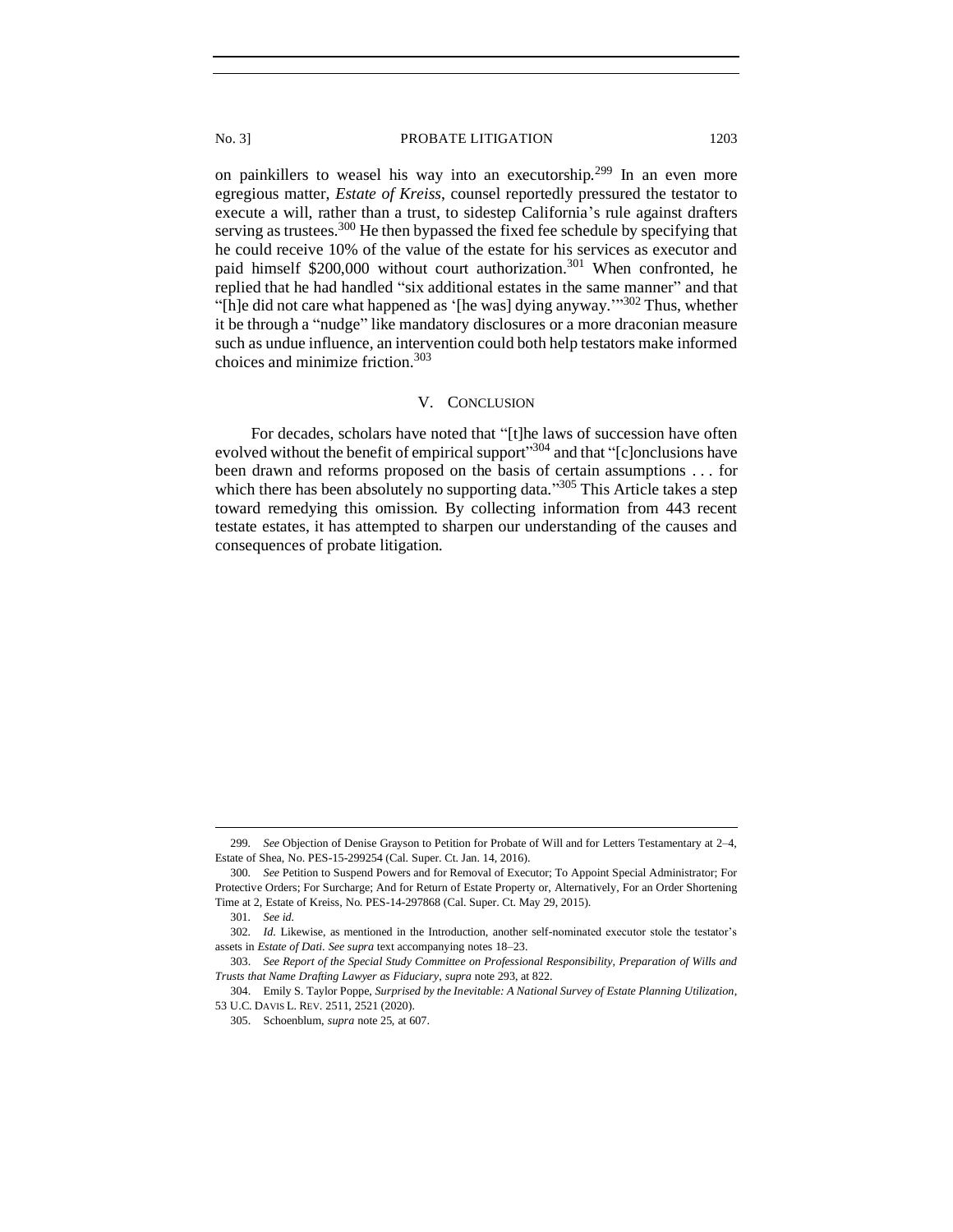on painkillers to weasel his way into an executorship.[299] In an even more egregious matter, *Estate of Kreiss*, counsel reportedly pressured the testator to execute a will, rather than a trust, to sidestep California's rule against drafters serving as trustees.[300] He then bypassed the fixed fee schedule by specifying that he could receive 10% of the value of the estate for his services as executor and paid himself $200,000 without court authorization.[301] When confronted, he replied that he had handled "six additional estates in the same manner" and that "[h]e did not care what happened as '[he was] dying anyway.'"[302] Thus, whether it be through a "nudge" like mandatory disclosures or a more draconian measure such as undue influence, an intervention could both help testators make informed choices and minimize friction.[303]

## V. Conclusion

For decades, scholars have noted that "[t]he laws of succession have often evolved without the benefit of empirical support"[304] and that "[c]onclusions have been drawn and reforms proposed on the basis of certain assumptions . . . for which there has been absolutely no supporting data."[305] This Article takes a step toward remedying this omission. By collecting information from 443 recent testate estates, it has attempted to sharpen our understanding of the causes and consequences of probate litigation.

---

299. *See* Objection of Denise Grayson to Petition for Probate of Will and for Letters Testamentary at 2–4, Estate of Shea, No. PES-15-299254 (Cal. Super. Ct. Jan. 14, 2016).

300. *See* Petition to Suspend Powers and for Removal of Executor; To Appoint Special Administrator; For Protective Orders; For Surcharge; And for Return of Estate Property or, Alternatively, For an Order Shortening Time at 2, Estate of Kreiss, No. PES-14-297868 (Cal. Super. Ct. May 29, 2015).

301. *See id.*

302. *Id.* Likewise, as mentioned in the Introduction, another self-nominated executor stole the testator's assets in *Estate of Dati*. *See supra* text accompanying notes 18–23.

303. *See Report of the Special Study Committee on Professional Responsibility, Preparation of Wills and Trusts that Name Drafting Lawyer as Fiduciary*, *supra* note 293, at 822.

304. Emily S. Taylor Poppe, *Surprised by the Inevitable: A National Survey of Estate Planning Utilization*, 53 U.C. Davis L. Rev. 2511, 2521 (2020).

305. Schoenblum, *supra* note 25, at 607.